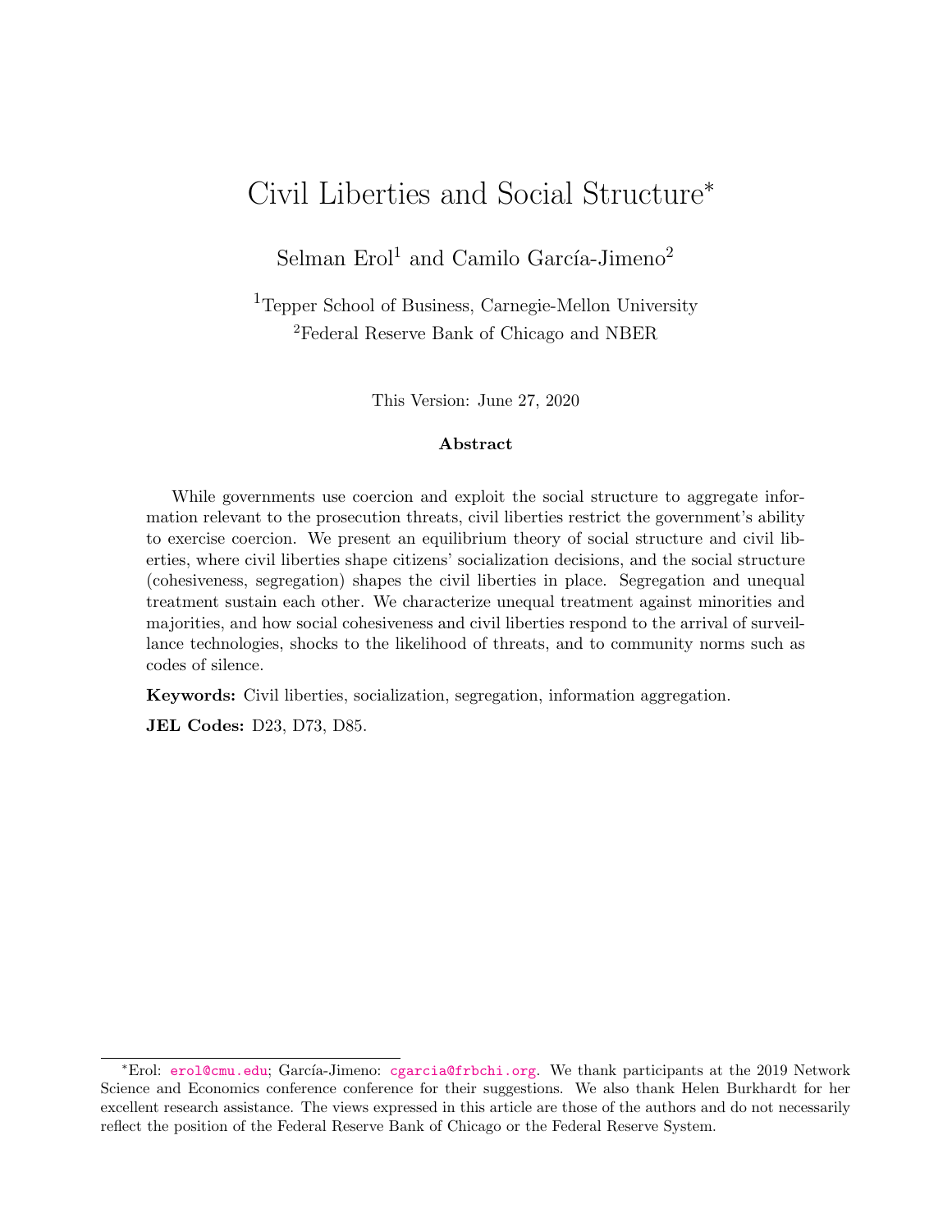# Civil Liberties and Social Structure*

Selman Erol[1] and Camilo García-Jimeno[2]

[1]Tepper School of Business, Carnegie-Mellon University

[2]Federal Reserve Bank of Chicago and NBER

This Version: June 27, 2020

## Abstract

While governments use coercion and exploit the social structure to aggregate information relevant to the prosecution threats, civil liberties restrict the government's ability to exercise coercion. We present an equilibrium theory of social structure and civil liberties, where civil liberties shape citizens' socialization decisions, and the social structure (cohesiveness, segregation) shapes the civil liberties in place. Segregation and unequal treatment sustain each other. We characterize unequal treatment against minorities and majorities, and how social cohesiveness and civil liberties respond to the arrival of surveillance technologies, shocks to the likelihood of threats, and to community norms such as codes of silence.

**Keywords:** Civil liberties, socialization, segregation, information aggregation.

**JEL Codes:** D23, D73, D85.

---

*Erol: erol@cmu.edu; García-Jimeno: cgarcia@frbchi.org. We thank participants at the 2019 Network Science and Economics conference conference for their suggestions. We also thank Helen Burkhardt for her excellent research assistance. The views expressed in this article are those of the authors and do not necessarily reflect the position of the Federal Reserve Bank of Chicago or the Federal Reserve System.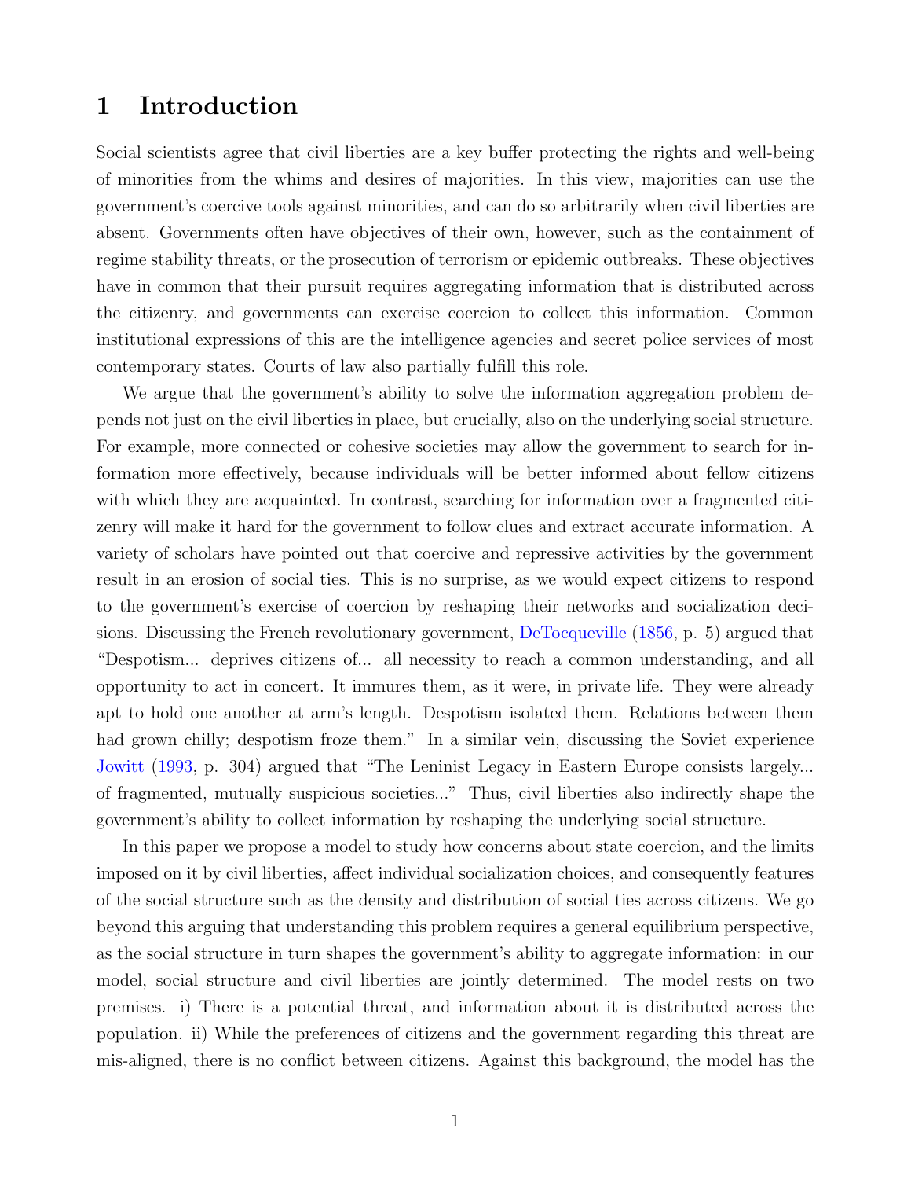# 1 Introduction

Social scientists agree that civil liberties are a key buffer protecting the rights and well-being of minorities from the whims and desires of majorities. In this view, majorities can use the government's coercive tools against minorities, and can do so arbitrarily when civil liberties are absent. Governments often have objectives of their own, however, such as the containment of regime stability threats, or the prosecution of terrorism or epidemic outbreaks. These objectives have in common that their pursuit requires aggregating information that is distributed across the citizenry, and governments can exercise coercion to collect this information. Common institutional expressions of this are the intelligence agencies and secret police services of most contemporary states. Courts of law also partially fulfill this role.

We argue that the government's ability to solve the information aggregation problem depends not just on the civil liberties in place, but crucially, also on the underlying social structure. For example, more connected or cohesive societies may allow the government to search for information more effectively, because individuals will be better informed about fellow citizens with which they are acquainted. In contrast, searching for information over a fragmented citizenry will make it hard for the government to follow clues and extract accurate information. A variety of scholars have pointed out that coercive and repressive activities by the government result in an erosion of social ties. This is no surprise, as we would expect citizens to respond to the government's exercise of coercion by reshaping their networks and socialization decisions. Discussing the French revolutionary government, DeTocqueville (1856, p. 5) argued that "Despotism... deprives citizens of... all necessity to reach a common understanding, and all opportunity to act in concert. It immures them, as it were, in private life. They were already apt to hold one another at arm's length. Despotism isolated them. Relations between them had grown chilly; despotism froze them." In a similar vein, discussing the Soviet experience Jowitt (1993, p. 304) argued that "The Leninist Legacy in Eastern Europe consists largely... of fragmented, mutually suspicious societies..." Thus, civil liberties also indirectly shape the government's ability to collect information by reshaping the underlying social structure.

In this paper we propose a model to study how concerns about state coercion, and the limits imposed on it by civil liberties, affect individual socialization choices, and consequently features of the social structure such as the density and distribution of social ties across citizens. We go beyond this arguing that understanding this problem requires a general equilibrium perspective, as the social structure in turn shapes the government's ability to aggregate information: in our model, social structure and civil liberties are jointly determined. The model rests on two premises. i) There is a potential threat, and information about it is distributed across the population. ii) While the preferences of citizens and the government regarding this threat are mis-aligned, there is no conflict between citizens. Against this background, the model has the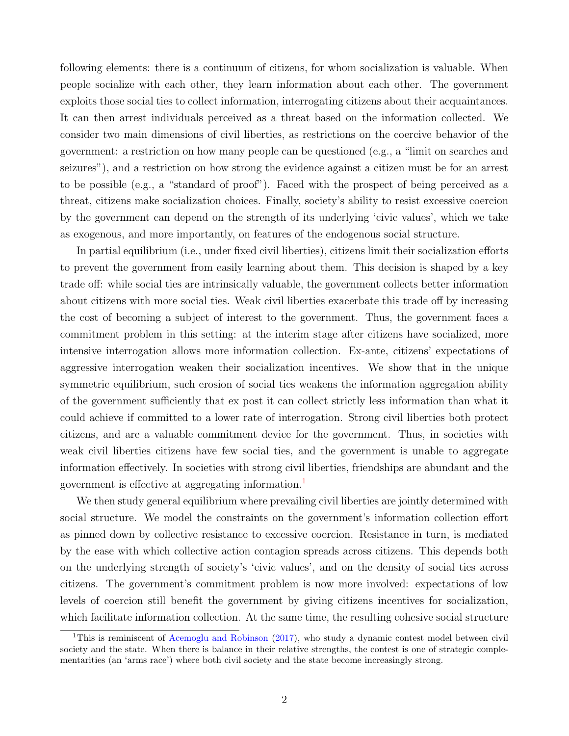following elements: there is a continuum of citizens, for whom socialization is valuable. When people socialize with each other, they learn information about each other. The government exploits those social ties to collect information, interrogating citizens about their acquaintances. It can then arrest individuals perceived as a threat based on the information collected. We consider two main dimensions of civil liberties, as restrictions on the coercive behavior of the government: a restriction on how many people can be questioned (e.g., a "limit on searches and seizures"), and a restriction on how strong the evidence against a citizen must be for an arrest to be possible (e.g., a "standard of proof"). Faced with the prospect of being perceived as a threat, citizens make socialization choices. Finally, society's ability to resist excessive coercion by the government can depend on the strength of its underlying 'civic values', which we take as exogenous, and more importantly, on features of the endogenous social structure.

In partial equilibrium (i.e., under fixed civil liberties), citizens limit their socialization efforts to prevent the government from easily learning about them. This decision is shaped by a key trade off: while social ties are intrinsically valuable, the government collects better information about citizens with more social ties. Weak civil liberties exacerbate this trade off by increasing the cost of becoming a subject of interest to the government. Thus, the government faces a commitment problem in this setting: at the interim stage after citizens have socialized, more intensive interrogation allows more information collection. Ex-ante, citizens' expectations of aggressive interrogation weaken their socialization incentives. We show that in the unique symmetric equilibrium, such erosion of social ties weakens the information aggregation ability of the government sufficiently that ex post it can collect strictly less information than what it could achieve if committed to a lower rate of interrogation. Strong civil liberties both protect citizens, and are a valuable commitment device for the government. Thus, in societies with weak civil liberties citizens have few social ties, and the government is unable to aggregate information effectively. In societies with strong civil liberties, friendships are abundant and the government is effective at aggregating information.[1]

We then study general equilibrium where prevailing civil liberties are jointly determined with social structure. We model the constraints on the government's information collection effort as pinned down by collective resistance to excessive coercion. Resistance in turn, is mediated by the ease with which collective action contagion spreads across citizens. This depends both on the underlying strength of society's 'civic values', and on the density of social ties across citizens. The government's commitment problem is now more involved: expectations of low levels of coercion still benefit the government by giving citizens incentives for socialization, which facilitate information collection. At the same time, the resulting cohesive social structure

[1] This is reminiscent of Acemoglu and Robinson (2017), who study a dynamic contest model between civil society and the state. When there is balance in their relative strengths, the contest is one of strategic complementarities (an 'arms race') where both civil society and the state become increasingly strong.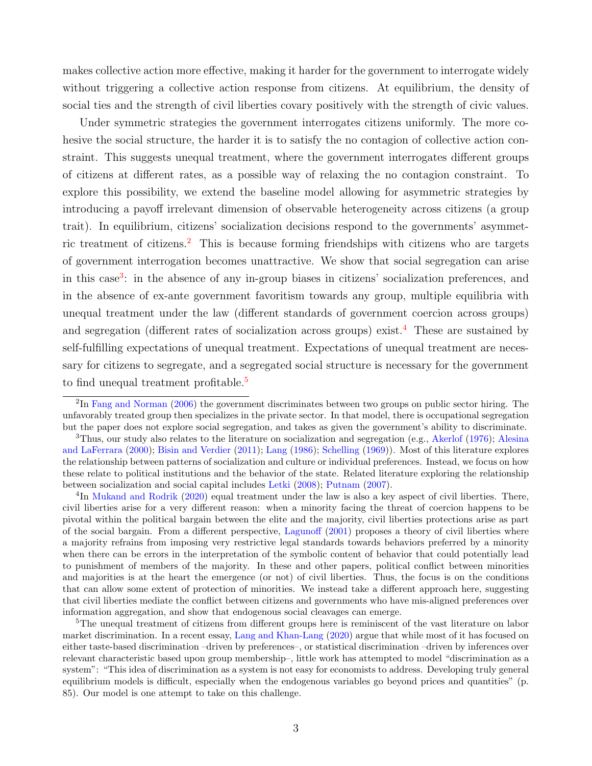makes collective action more effective, making it harder for the government to interrogate widely without triggering a collective action response from citizens. At equilibrium, the density of social ties and the strength of civil liberties covary positively with the strength of civic values.

Under symmetric strategies the government interrogates citizens uniformly. The more cohesive the social structure, the harder it is to satisfy the no contagion of collective action constraint. This suggests unequal treatment, where the government interrogates different groups of citizens at different rates, as a possible way of relaxing the no contagion constraint. To explore this possibility, we extend the baseline model allowing for asymmetric strategies by introducing a payoff irrelevant dimension of observable heterogeneity across citizens (a group trait). In equilibrium, citizens' socialization decisions respond to the governments' asymmetric treatment of citizens.[2] This is because forming friendships with citizens who are targets of government interrogation becomes unattractive. We show that social segregation can arise in this case[3]: in the absence of any in-group biases in citizens' socialization preferences, and in the absence of ex-ante government favoritism towards any group, multiple equilibria with unequal treatment under the law (different standards of government coercion across groups) and segregation (different rates of socialization across groups) exist.[4] These are sustained by self-fulfilling expectations of unequal treatment. Expectations of unequal treatment are necessary for citizens to segregate, and a segregated social structure is necessary for the government to find unequal treatment profitable.[5]

[2] In Fang and Norman (2006) the government discriminates between two groups on public sector hiring. The unfavorably treated group then specializes in the private sector. In that model, there is occupational segregation but the paper does not explore social segregation, and takes as given the government's ability to discriminate.

[3] Thus, our study also relates to the literature on socialization and segregation (e.g., Akerlof (1976); Alesina and LaFerrara (2000); Bisin and Verdier (2011); Lang (1986); Schelling (1969)). Most of this literature explores the relationship between patterns of socialization and culture or individual preferences. Instead, we focus on how these relate to political institutions and the behavior of the state. Related literature exploring the relationship between socialization and social capital includes Letki (2008); Putnam (2007).

[4] In Mukand and Rodrik (2020) equal treatment under the law is also a key aspect of civil liberties. There, civil liberties arise for a very different reason: when a minority facing the threat of coercion happens to be pivotal within the political bargain between the elite and the majority, civil liberties protections arise as part of the social bargain. From a different perspective, Lagunoff (2001) proposes a theory of civil liberties where a majority refrains from imposing very restrictive legal standards towards behaviors preferred by a minority when there can be errors in the interpretation of the symbolic content of behavior that could potentially lead to punishment of members of the majority. In these and other papers, political conflict between minorities and majorities is at the heart the emergence (or not) of civil liberties. Thus, the focus is on the conditions that can allow some extent of protection of minorities. We instead take a different approach here, suggesting that civil liberties mediate the conflict between citizens and governments who have mis-aligned preferences over information aggregation, and show that endogenous social cleavages can emerge.

[5] The unequal treatment of citizens from different groups here is reminiscent of the vast literature on labor market discrimination. In a recent essay, Lang and Khan-Lang (2020) argue that while most of it has focused on either taste-based discrimination –driven by preferences–, or statistical discrimination –driven by inferences over relevant characteristic based upon group membership–, little work has attempted to model "discrimination as a system": "This idea of discrimination as a system is not easy for economists to address. Developing truly general equilibrium models is difficult, especially when the endogenous variables go beyond prices and quantities" (p. 85). Our model is one attempt to take on this challenge.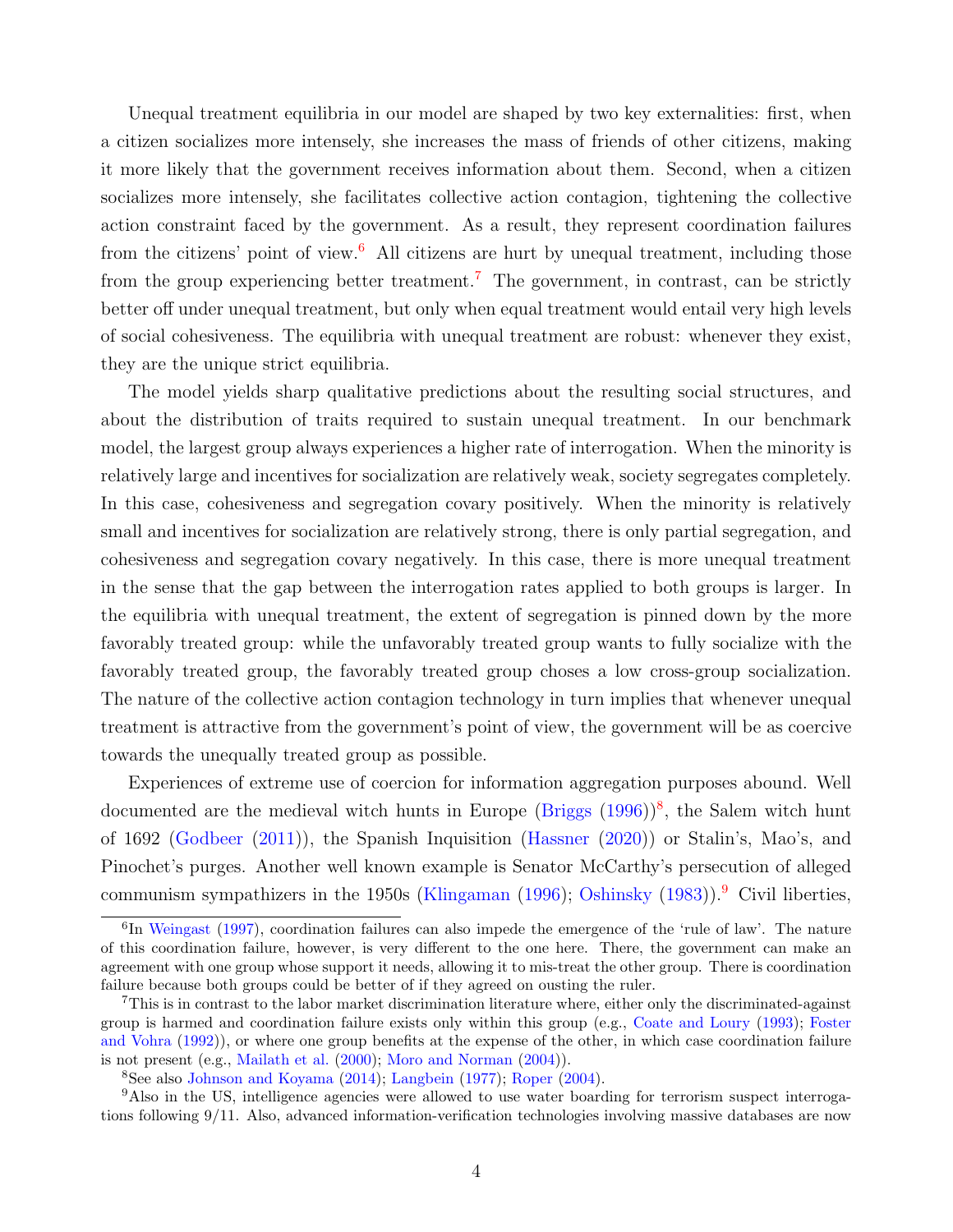Unequal treatment equilibria in our model are shaped by two key externalities: first, when a citizen socializes more intensely, she increases the mass of friends of other citizens, making it more likely that the government receives information about them. Second, when a citizen socializes more intensely, she facilitates collective action contagion, tightening the collective action constraint faced by the government. As a result, they represent coordination failures from the citizens' point of view.[6] All citizens are hurt by unequal treatment, including those from the group experiencing better treatment.[7] The government, in contrast, can be strictly better off under unequal treatment, but only when equal treatment would entail very high levels of social cohesiveness. The equilibria with unequal treatment are robust: whenever they exist, they are the unique strict equilibria.

The model yields sharp qualitative predictions about the resulting social structures, and about the distribution of traits required to sustain unequal treatment. In our benchmark model, the largest group always experiences a higher rate of interrogation. When the minority is relatively large and incentives for socialization are relatively weak, society segregates completely. In this case, cohesiveness and segregation covary positively. When the minority is relatively small and incentives for socialization are relatively strong, there is only partial segregation, and cohesiveness and segregation covary negatively. In this case, there is more unequal treatment in the sense that the gap between the interrogation rates applied to both groups is larger. In the equilibria with unequal treatment, the extent of segregation is pinned down by the more favorably treated group: while the unfavorably treated group wants to fully socialize with the favorably treated group, the favorably treated group choses a low cross-group socialization. The nature of the collective action contagion technology in turn implies that whenever unequal treatment is attractive from the government's point of view, the government will be as coercive towards the unequally treated group as possible.

Experiences of extreme use of coercion for information aggregation purposes abound. Well documented are the medieval witch hunts in Europe (Briggs (1996))[8], the Salem witch hunt of 1692 (Godbeer (2011)), the Spanish Inquisition (Hassner (2020)) or Stalin's, Mao's, and Pinochet's purges. Another well known example is Senator McCarthy's persecution of alleged communism sympathizers in the 1950s (Klingaman (1996); Oshinsky (1983)).[9] Civil liberties,

[6] In Weingast (1997), coordination failures can also impede the emergence of the 'rule of law'. The nature of this coordination failure, however, is very different to the one here. There, the government can make an agreement with one group whose support it needs, allowing it to mis-treat the other group. There is coordination failure because both groups could be better of if they agreed on ousting the ruler.

[7] This is in contrast to the labor market discrimination literature where, either only the discriminated-against group is harmed and coordination failure exists only within this group (e.g., Coate and Loury (1993); Foster and Vohra (1992)), or where one group benefits at the expense of the other, in which case coordination failure is not present (e.g., Mailath et al. (2000); Moro and Norman (2004)).

[8] See also Johnson and Koyama (2014); Langbein (1977); Roper (2004).

[9] Also in the US, intelligence agencies were allowed to use water boarding for terrorism suspect interrogations following 9/11. Also, advanced information-verification technologies involving massive databases are now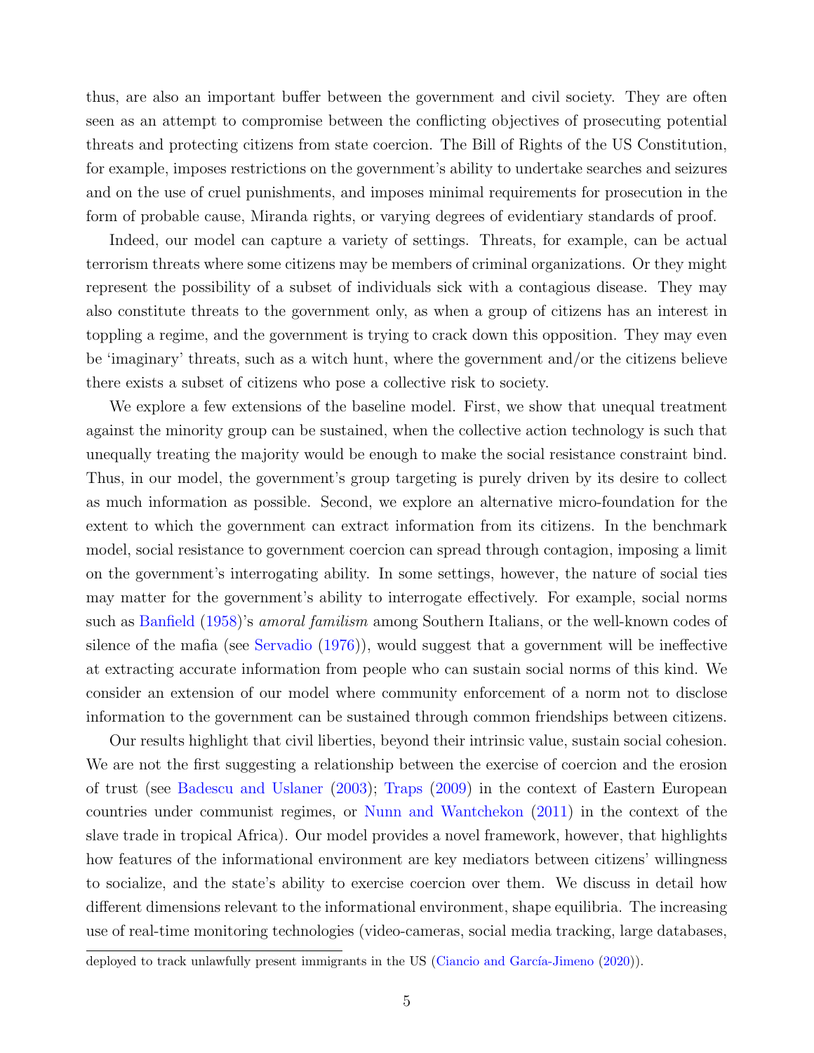thus, are also an important buffer between the government and civil society. They are often seen as an attempt to compromise between the conflicting objectives of prosecuting potential threats and protecting citizens from state coercion. The Bill of Rights of the US Constitution, for example, imposes restrictions on the government's ability to undertake searches and seizures and on the use of cruel punishments, and imposes minimal requirements for prosecution in the form of probable cause, Miranda rights, or varying degrees of evidentiary standards of proof.

Indeed, our model can capture a variety of settings. Threats, for example, can be actual terrorism threats where some citizens may be members of criminal organizations. Or they might represent the possibility of a subset of individuals sick with a contagious disease. They may also constitute threats to the government only, as when a group of citizens has an interest in toppling a regime, and the government is trying to crack down this opposition. They may even be 'imaginary' threats, such as a witch hunt, where the government and/or the citizens believe there exists a subset of citizens who pose a collective risk to society.

We explore a few extensions of the baseline model. First, we show that unequal treatment against the minority group can be sustained, when the collective action technology is such that unequally treating the majority would be enough to make the social resistance constraint bind. Thus, in our model, the government's group targeting is purely driven by its desire to collect as much information as possible. Second, we explore an alternative micro-foundation for the extent to which the government can extract information from its citizens. In the benchmark model, social resistance to government coercion can spread through contagion, imposing a limit on the government's interrogating ability. In some settings, however, the nature of social ties may matter for the government's ability to interrogate effectively. For example, social norms such as Banfield (1958)'s *amoral familism* among Southern Italians, or the well-known codes of silence of the mafia (see Servadio (1976)), would suggest that a government will be ineffective at extracting accurate information from people who can sustain social norms of this kind. We consider an extension of our model where community enforcement of a norm not to disclose information to the government can be sustained through common friendships between citizens.

Our results highlight that civil liberties, beyond their intrinsic value, sustain social cohesion. We are not the first suggesting a relationship between the exercise of coercion and the erosion of trust (see Badescu and Uslaner (2003); Traps (2009) in the context of Eastern European countries under communist regimes, or Nunn and Wantchekon (2011) in the context of the slave trade in tropical Africa). Our model provides a novel framework, however, that highlights how features of the informational environment are key mediators between citizens' willingness to socialize, and the state's ability to exercise coercion over them. We discuss in detail how different dimensions relevant to the informational environment, shape equilibria. The increasing use of real-time monitoring technologies (video-cameras, social media tracking, large databases,

deployed to track unlawfully present immigrants in the US (Ciancio and García-Jimeno (2020)).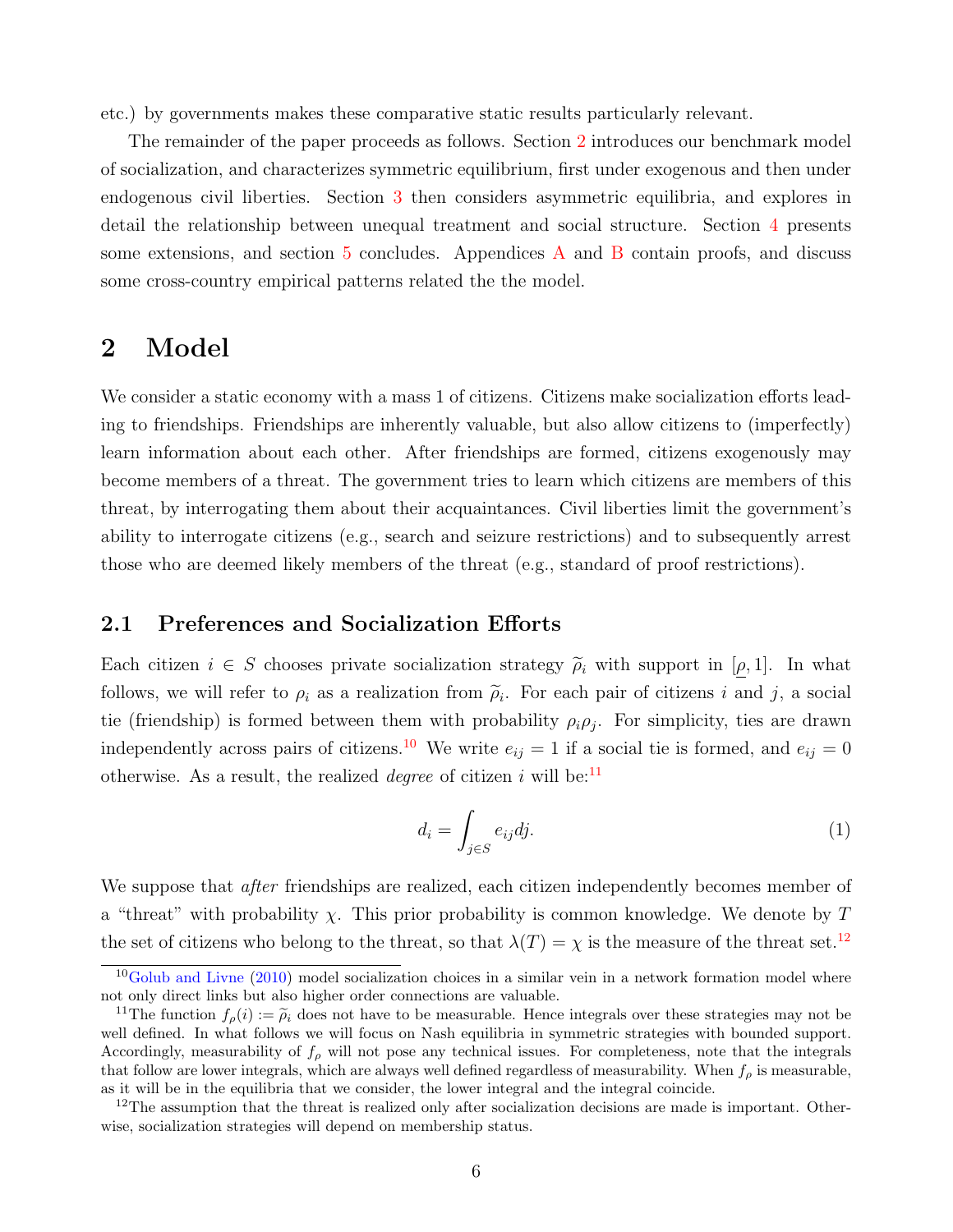etc.) by governments makes these comparative static results particularly relevant.

The remainder of the paper proceeds as follows. Section 2 introduces our benchmark model of socialization, and characterizes symmetric equilibrium, first under exogenous and then under endogenous civil liberties. Section 3 then considers asymmetric equilibria, and explores in detail the relationship between unequal treatment and social structure. Section 4 presents some extensions, and section 5 concludes. Appendices A and B contain proofs, and discuss some cross-country empirical patterns related the the model.

# 2 Model

We consider a static economy with a mass 1 of citizens. Citizens make socialization efforts leading to friendships. Friendships are inherently valuable, but also allow citizens to (imperfectly) learn information about each other. After friendships are formed, citizens exogenously may become members of a threat. The government tries to learn which citizens are members of this threat, by interrogating them about their acquaintances. Civil liberties limit the government's ability to interrogate citizens (e.g., search and seizure restrictions) and to subsequently arrest those who are deemed likely members of the threat (e.g., standard of proof restrictions).

## 2.1 Preferences and Socialization Efforts

Each citizen $i \in S$ chooses private socialization strategy $\widetilde{\rho}_i$ with support in $[\underline{\rho}, 1]$. In what follows, we will refer to $\rho_i$ as a realization from $\widetilde{\rho}_i$. For each pair of citizens $i$ and $j$, a social tie (friendship) is formed between them with probability $\rho_i \rho_j$. For simplicity, ties are drawn independently across pairs of citizens.[10] We write $e_{ij} = 1$ if a social tie is formed, and $e_{ij} = 0$ otherwise. As a result, the realized *degree* of citizen $i$ will be:[11]

$$d_i = \int_{j \in S} e_{ij} dj. \tag{1}$$

We suppose that *after* friendships are realized, each citizen independently becomes member of a "threat" with probability $\chi$. This prior probability is common knowledge. We denote by $T$ the set of citizens who belong to the threat, so that $\lambda(T) = \chi$ is the measure of the threat set.[12]

[10] Golub and Livne (2010) model socialization choices in a similar vein in a network formation model where not only direct links but also higher order connections are valuable.

[11] The function $f_\rho(i) := \widetilde{\rho}_i$ does not have to be measurable. Hence integrals over these strategies may not be well defined. In what follows we will focus on Nash equilibria in symmetric strategies with bounded support. Accordingly, measurability of $f_\rho$ will not pose any technical issues. For completeness, note that the integrals that follow are lower integrals, which are always well defined regardless of measurability. When $f_\rho$ is measurable, as it will be in the equilibria that we consider, the lower integral and the integral coincide.

[12] The assumption that the threat is realized only after socialization decisions are made is important. Otherwise, socialization strategies will depend on membership status.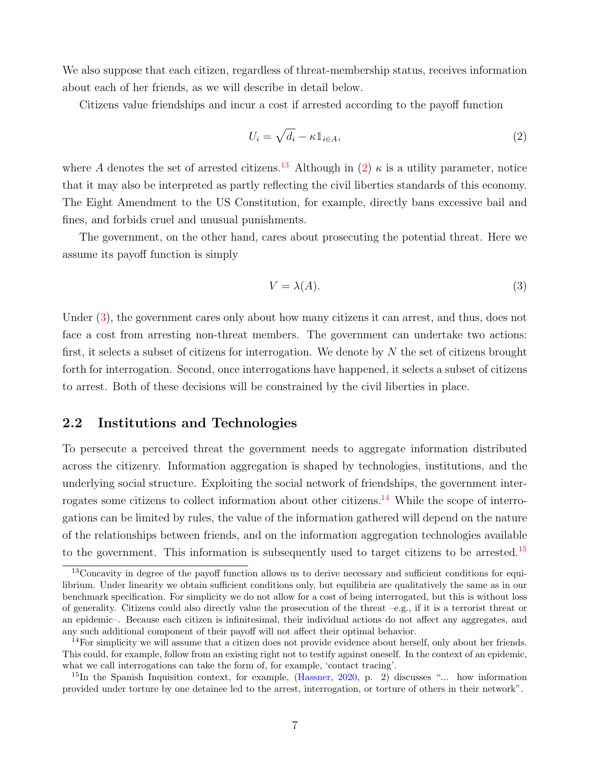We also suppose that each citizen, regardless of threat-membership status, receives information about each of her friends, as we will describe in detail below.

Citizens value friendships and incur a cost if arrested according to the payoff function

$$U_i = \sqrt{d_i} - \kappa \mathbb{1}_{i \in A}, \tag{2}$$

where $A$ denotes the set of arrested citizens.[13] Although in (2) $\kappa$ is a utility parameter, notice that it may also be interpreted as partly reflecting the civil liberties standards of this economy. The Eight Amendment to the US Constitution, for example, directly bans excessive bail and fines, and forbids cruel and unusual punishments.

The government, on the other hand, cares about prosecuting the potential threat. Here we assume its payoff function is simply

$$V = \lambda(A). \tag{3}$$

Under (3), the government cares only about how many citizens it can arrest, and thus, does not face a cost from arresting non-threat members. The government can undertake two actions: first, it selects a subset of citizens for interrogation. We denote by $N$ the set of citizens brought forth for interrogation. Second, once interrogations have happened, it selects a subset of citizens to arrest. Both of these decisions will be constrained by the civil liberties in place.

## 2.2 Institutions and Technologies

To persecute a perceived threat the government needs to aggregate information distributed across the citizenry. Information aggregation is shaped by technologies, institutions, and the underlying social structure. Exploiting the social network of friendships, the government interrogates some citizens to collect information about other citizens.[14] While the scope of interrogations can be limited by rules, the value of the information gathered will depend on the nature of the relationships between friends, and on the information aggregation technologies available to the government. This information is subsequently used to target citizens to be arrested.[15]

[13] Concavity in degree of the payoff function allows us to derive necessary and sufficient conditions for equilibrium. Under linearity we obtain sufficient conditions only, but equilibria are qualitatively the same as in our benchmark specification. For simplicity we do not allow for a cost of being interrogated, but this is without loss of generality. Citizens could also directly value the prosecution of the threat –e.g., if it is a terrorist threat or an epidemic–. Because each citizen is infinitesimal, their individual actions do not affect any aggregates, and any such additional component of their payoff will not affect their optimal behavior.

[14] For simplicity we will assume that a citizen does not provide evidence about herself, only about her friends. This could, for example, follow from an existing right not to testify against oneself. In the context of an epidemic, what we call interrogations can take the form of, for example, 'contact tracing'.

[15] In the Spanish Inquisition context, for example, (Hassner, 2020, p. 2) discusses "... how information provided under torture by one detainee led to the arrest, interrogation, or torture of others in their network".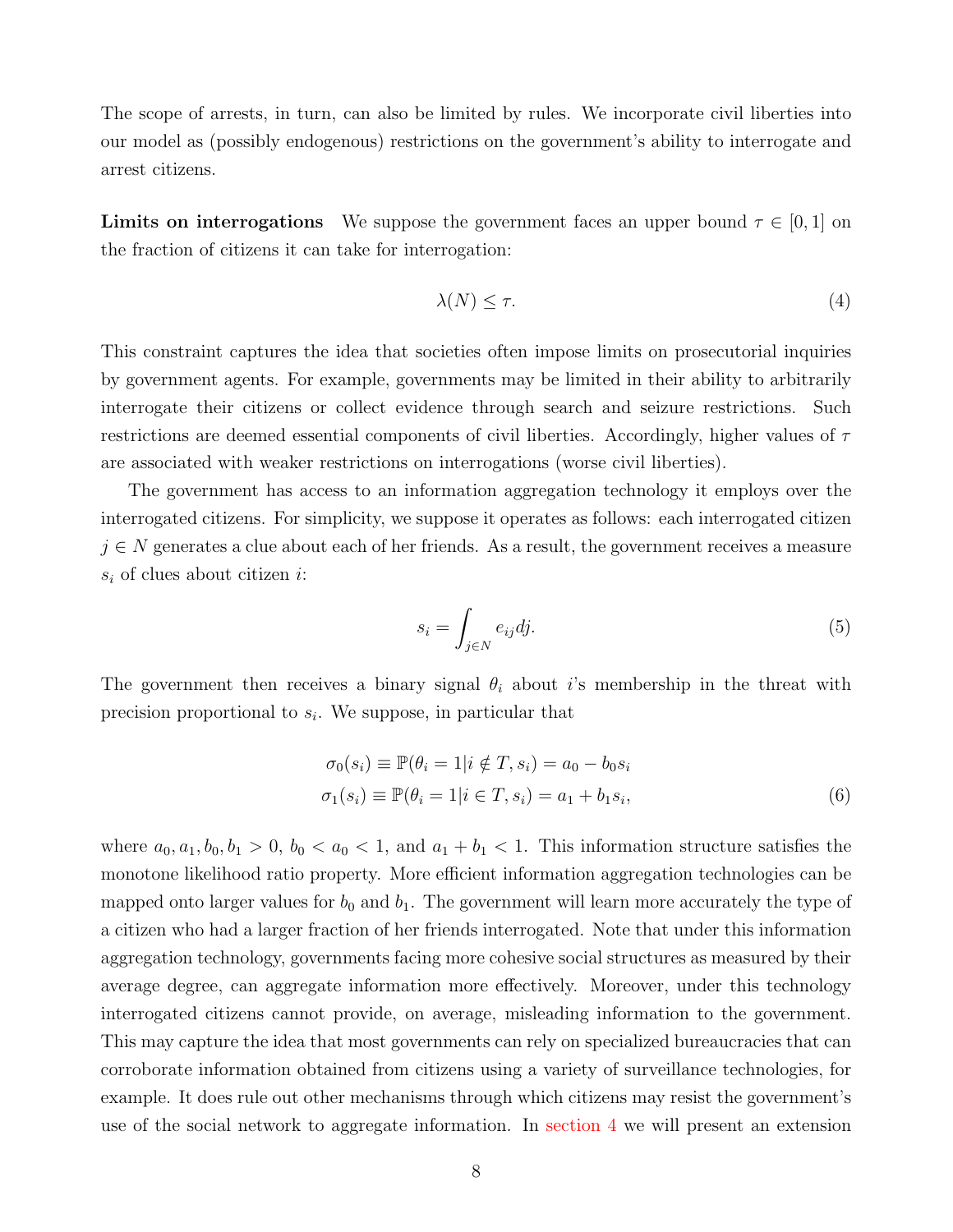The scope of arrests, in turn, can also be limited by rules. We incorporate civil liberties into our model as (possibly endogenous) restrictions on the government's ability to interrogate and arrest citizens.

**Limits on interrogations** We suppose the government faces an upper bound $\tau \in [0, 1]$ on the fraction of citizens it can take for interrogation:

$$\lambda(N) \leq \tau. \tag{4}$$

This constraint captures the idea that societies often impose limits on prosecutorial inquiries by government agents. For example, governments may be limited in their ability to arbitrarily interrogate their citizens or collect evidence through search and seizure restrictions. Such restrictions are deemed essential components of civil liberties. Accordingly, higher values of $\tau$ are associated with weaker restrictions on interrogations (worse civil liberties).

The government has access to an information aggregation technology it employs over the interrogated citizens. For simplicity, we suppose it operates as follows: each interrogated citizen $j \in N$ generates a clue about each of her friends. As a result, the government receives a measure $s_i$ of clues about citizen $i$:

$$s_i = \int_{j \in N} e_{ij} dj. \tag{5}$$

The government then receives a binary signal $\theta_i$ about $i$'s membership in the threat with precision proportional to $s_i$. We suppose, in particular that

$$\begin{aligned} \sigma_0(s_i) &\equiv \mathbb{P}(\theta_i = 1 | i \notin T, s_i) = a_0 - b_0 s_i \\ \sigma_1(s_i) &\equiv \mathbb{P}(\theta_i = 1 | i \in T, s_i) = a_1 + b_1 s_i, \end{aligned} \tag{6}$$

where $a_0, a_1, b_0, b_1 > 0$, $b_0 < a_0 < 1$, and $a_1 + b_1 < 1$. This information structure satisfies the monotone likelihood ratio property. More efficient information aggregation technologies can be mapped onto larger values for $b_0$ and $b_1$. The government will learn more accurately the type of a citizen who had a larger fraction of her friends interrogated. Note that under this information aggregation technology, governments facing more cohesive social structures as measured by their average degree, can aggregate information more effectively. Moreover, under this technology interrogated citizens cannot provide, on average, misleading information to the government. This may capture the idea that most governments can rely on specialized bureaucracies that can corroborate information obtained from citizens using a variety of surveillance technologies, for example. It does rule out other mechanisms through which citizens may resist the government's use of the social network to aggregate information. In section 4 we will present an extension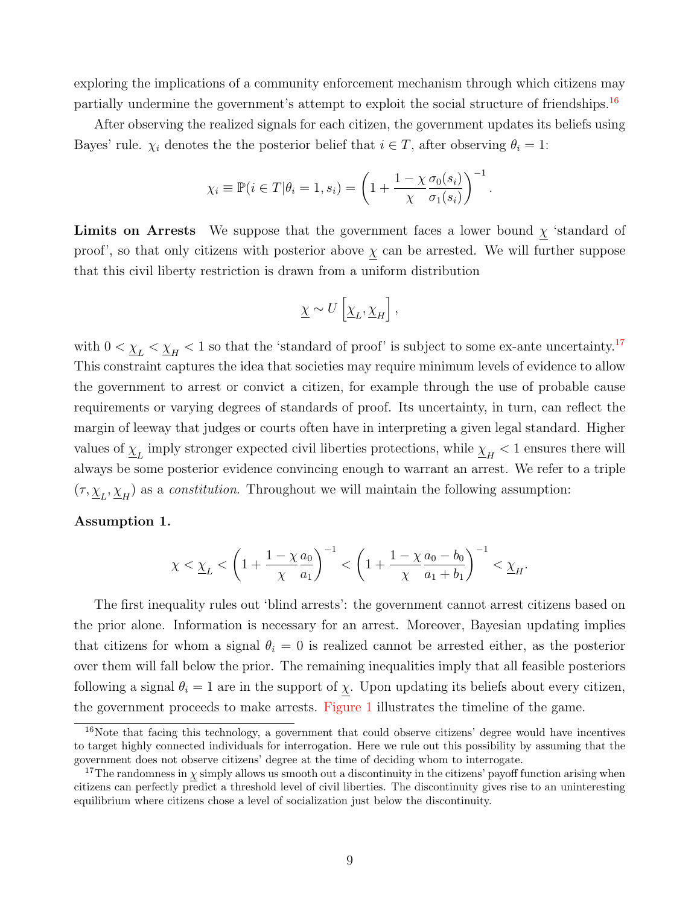exploring the implications of a community enforcement mechanism through which citizens may partially undermine the government's attempt to exploit the social structure of friendships.[16]

After observing the realized signals for each citizen, the government updates its beliefs using Bayes' rule. $\chi_i$ denotes the the posterior belief that $i \in T$, after observing $\theta_i = 1$:

$$\chi_i \equiv \mathbb{P}(i \in T | \theta_i = 1, s_i) = \left(1 + \frac{1-\chi}{\chi} \frac{\sigma_0(s_i)}{\sigma_1(s_i)}\right)^{-1}.$$

**Limits on Arrests** We suppose that the government faces a lower bound $\underline{\chi}$ 'standard of proof', so that only citizens with posterior above $\underline{\chi}$ can be arrested. We will further suppose that this civil liberty restriction is drawn from a uniform distribution

$$\underline{\chi} \sim U\left[\underline{\chi}_L, \underline{\chi}_H\right],$$

with $0 < \underline{\chi}_L < \underline{\chi}_H < 1$ so that the 'standard of proof' is subject to some ex-ante uncertainty.[17] This constraint captures the idea that societies may require minimum levels of evidence to allow the government to arrest or convict a citizen, for example through the use of probable cause requirements or varying degrees of standards of proof. Its uncertainty, in turn, can reflect the margin of leeway that judges or courts often have in interpreting a given legal standard. Higher values of $\underline{\chi}_L$ imply stronger expected civil liberties protections, while $\underline{\chi}_H < 1$ ensures there will always be some posterior evidence convincing enough to warrant an arrest. We refer to a triple $(\tau, \underline{\chi}_L, \underline{\chi}_H)$ as a *constitution*. Throughout we will maintain the following assumption:

**Assumption 1.**

$$\chi < \underline{\chi}_L < \left(1 + \frac{1-\chi}{\chi} \frac{a_0}{a_1}\right)^{-1} < \left(1 + \frac{1-\chi}{\chi} \frac{a_0 - b_0}{a_1 + b_1}\right)^{-1} < \underline{\chi}_H.$$

The first inequality rules out 'blind arrests': the government cannot arrest citizens based on the prior alone. Information is necessary for an arrest. Moreover, Bayesian updating implies that citizens for whom a signal $\theta_i = 0$ is realized cannot be arrested either, as the posterior over them will fall below the prior. The remaining inequalities imply that all feasible posteriors following a signal $\theta_i = 1$ are in the support of $\underline{\chi}$. Upon updating its beliefs about every citizen, the government proceeds to make arrests. Figure 1 illustrates the timeline of the game.

[16] Note that facing this technology, a government that could observe citizens' degree would have incentives to target highly connected individuals for interrogation. Here we rule out this possibility by assuming that the government does not observe citizens' degree at the time of deciding whom to interrogate.

[17] The randomness in $\underline{\chi}$ simply allows us smooth out a discontinuity in the citizens' payoff function arising when citizens can perfectly predict a threshold level of civil liberties. The discontinuity gives rise to an uninteresting equilibrium where citizens chose a level of socialization just below the discontinuity.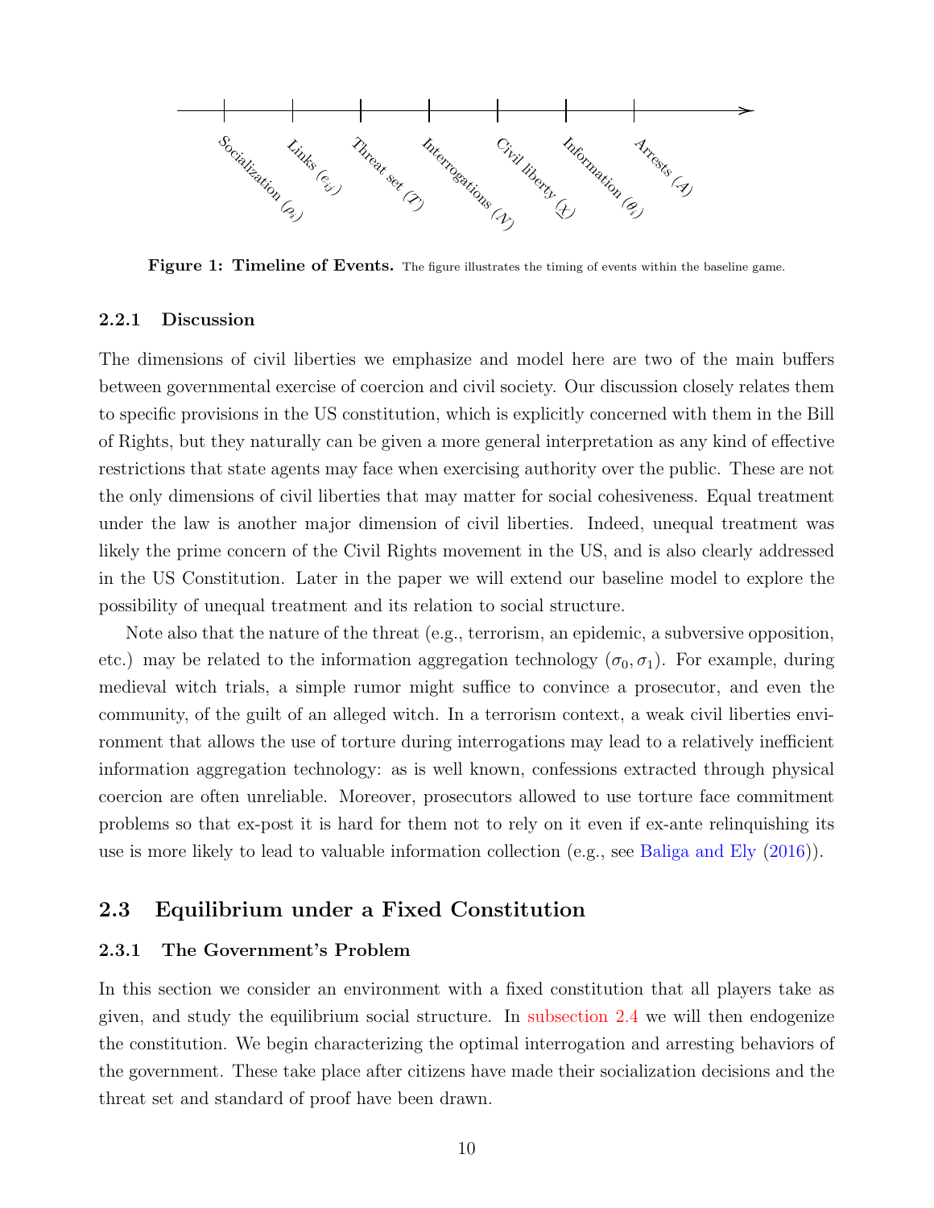Socialization ($\rho_i$)
Links ($e_{ij}$)
Threat set ($T$)
Interrogations ($N$)
Civil liberty ($\chi$)
Information ($\theta_i$)
Arrests ($A$)

**Figure 1: Timeline of Events.** The figure illustrates the timing of events within the baseline game.

### 2.2.1 Discussion

The dimensions of civil liberties we emphasize and model here are two of the main buffers between governmental exercise of coercion and civil society. Our discussion closely relates them to specific provisions in the US constitution, which is explicitly concerned with them in the Bill of Rights, but they naturally can be given a more general interpretation as any kind of effective restrictions that state agents may face when exercising authority over the public. These are not the only dimensions of civil liberties that may matter for social cohesiveness. Equal treatment under the law is another major dimension of civil liberties. Indeed, unequal treatment was likely the prime concern of the Civil Rights movement in the US, and is also clearly addressed in the US Constitution. Later in the paper we will extend our baseline model to explore the possibility of unequal treatment and its relation to social structure.

Note also that the nature of the threat (e.g., terrorism, an epidemic, a subversive opposition, etc.) may be related to the information aggregation technology $(\sigma_0, \sigma_1)$. For example, during medieval witch trials, a simple rumor might suffice to convince a prosecutor, and even the community, of the guilt of an alleged witch. In a terrorism context, a weak civil liberties environment that allows the use of torture during interrogations may lead to a relatively inefficient information aggregation technology: as is well known, confessions extracted through physical coercion are often unreliable. Moreover, prosecutors allowed to use torture face commitment problems so that ex-post it is hard for them not to rely on it even if ex-ante relinquishing its use is more likely to lead to valuable information collection (e.g., see Baliga and Ely (2016)).

## 2.3 Equilibrium under a Fixed Constitution

### 2.3.1 The Government's Problem

In this section we consider an environment with a fixed constitution that all players take as given, and study the equilibrium social structure. In subsection 2.4 we will then endogenize the constitution. We begin characterizing the optimal interrogation and arresting behaviors of the government. These take place after citizens have made their socialization decisions and the threat set and standard of proof have been drawn.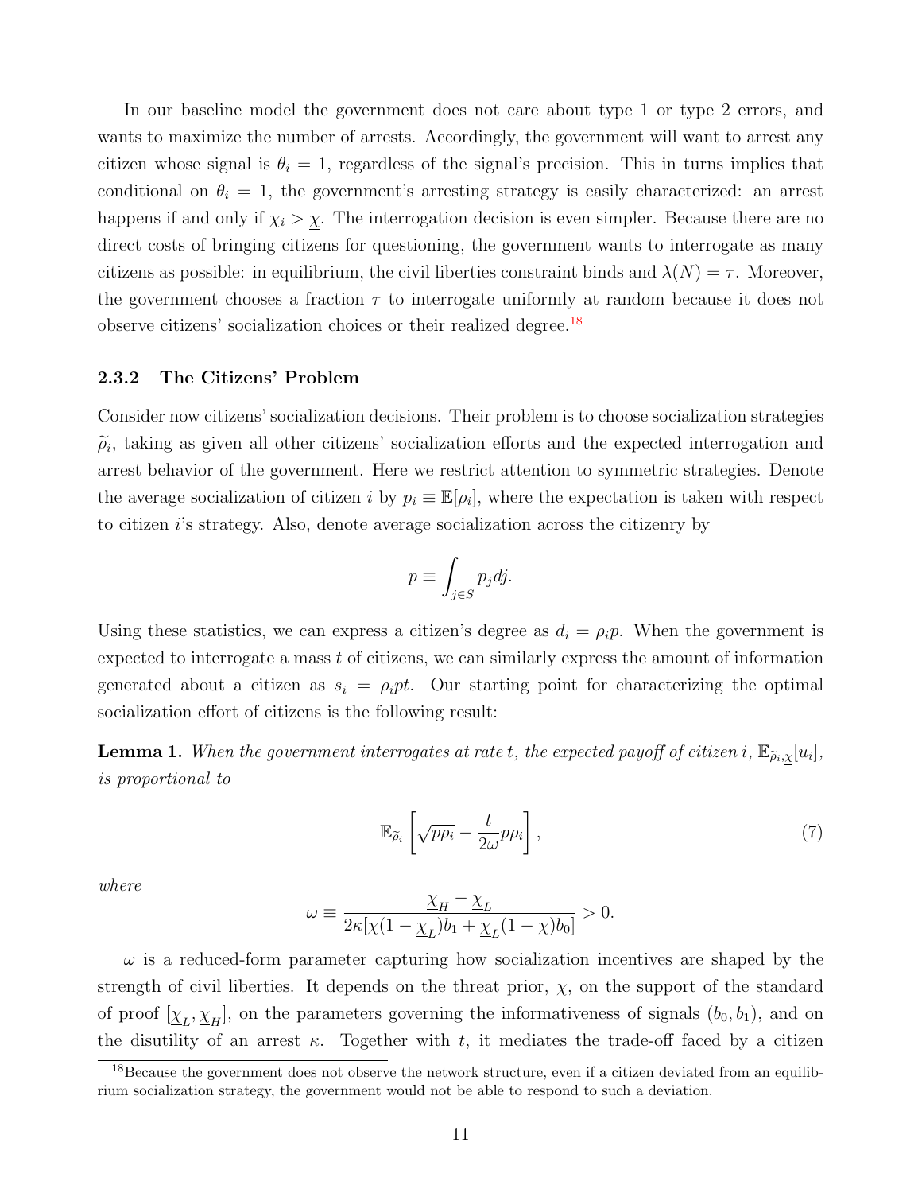In our baseline model the government does not care about type 1 or type 2 errors, and wants to maximize the number of arrests. Accordingly, the government will want to arrest any citizen whose signal is $\theta_i = 1$, regardless of the signal's precision. This in turns implies that conditional on $\theta_i = 1$, the government's arresting strategy is easily characterized: an arrest happens if and only if $\chi_i > \underline{\chi}$. The interrogation decision is even simpler. Because there are no direct costs of bringing citizens for questioning, the government wants to interrogate as many citizens as possible: in equilibrium, the civil liberties constraint binds and $\lambda(N) = \tau$. Moreover, the government chooses a fraction $\tau$ to interrogate uniformly at random because it does not observe citizens' socialization choices or their realized degree.[18]

### 2.3.2 The Citizens' Problem

Consider now citizens' socialization decisions. Their problem is to choose socialization strategies $\widetilde{\rho}_i$, taking as given all other citizens' socialization efforts and the expected interrogation and arrest behavior of the government. Here we restrict attention to symmetric strategies. Denote the average socialization of citizen $i$ by $p_i \equiv \mathbb{E}[\rho_i]$, where the expectation is taken with respect to citizen $i$'s strategy. Also, denote average socialization across the citizenry by

$$p \equiv \int_{j \in S} p_j dj.$$

Using these statistics, we can express a citizen's degree as $d_i = \rho_i p$. When the government is expected to interrogate a mass $t$ of citizens, we can similarly express the amount of information generated about a citizen as $s_i = \rho_i p t$. Our starting point for characterizing the optimal socialization effort of citizens is the following result:

**Lemma 1.** *When the government interrogates at rate $t$, the expected payoff of citizen $i$, $\mathbb{E}_{\widetilde{\rho}_i, \underline{\chi}}[u_i]$, is proportional to*

$$\mathbb{E}_{\widetilde{\rho}_i}\left[\sqrt{p\rho_i} - \frac{t}{2\omega} p\rho_i\right], \tag{7}$$

*where*

$$\omega \equiv \frac{\underline{\chi}_H - \underline{\chi}_L}{2\kappa[\chi(1-\underline{\chi}_L)b_1 + \underline{\chi}_L(1-\chi)b_0]} > 0.$$

$\omega$ is a reduced-form parameter capturing how socialization incentives are shaped by the strength of civil liberties. It depends on the threat prior, $\chi$, on the support of the standard of proof $[\underline{\chi}_L, \underline{\chi}_H]$, on the parameters governing the informativeness of signals $(b_0, b_1)$, and on the disutility of an arrest $\kappa$. Together with $t$, it mediates the trade-off faced by a citizen

[18] Because the government does not observe the network structure, even if a citizen deviated from an equilibrium socialization strategy, the government would not be able to respond to such a deviation.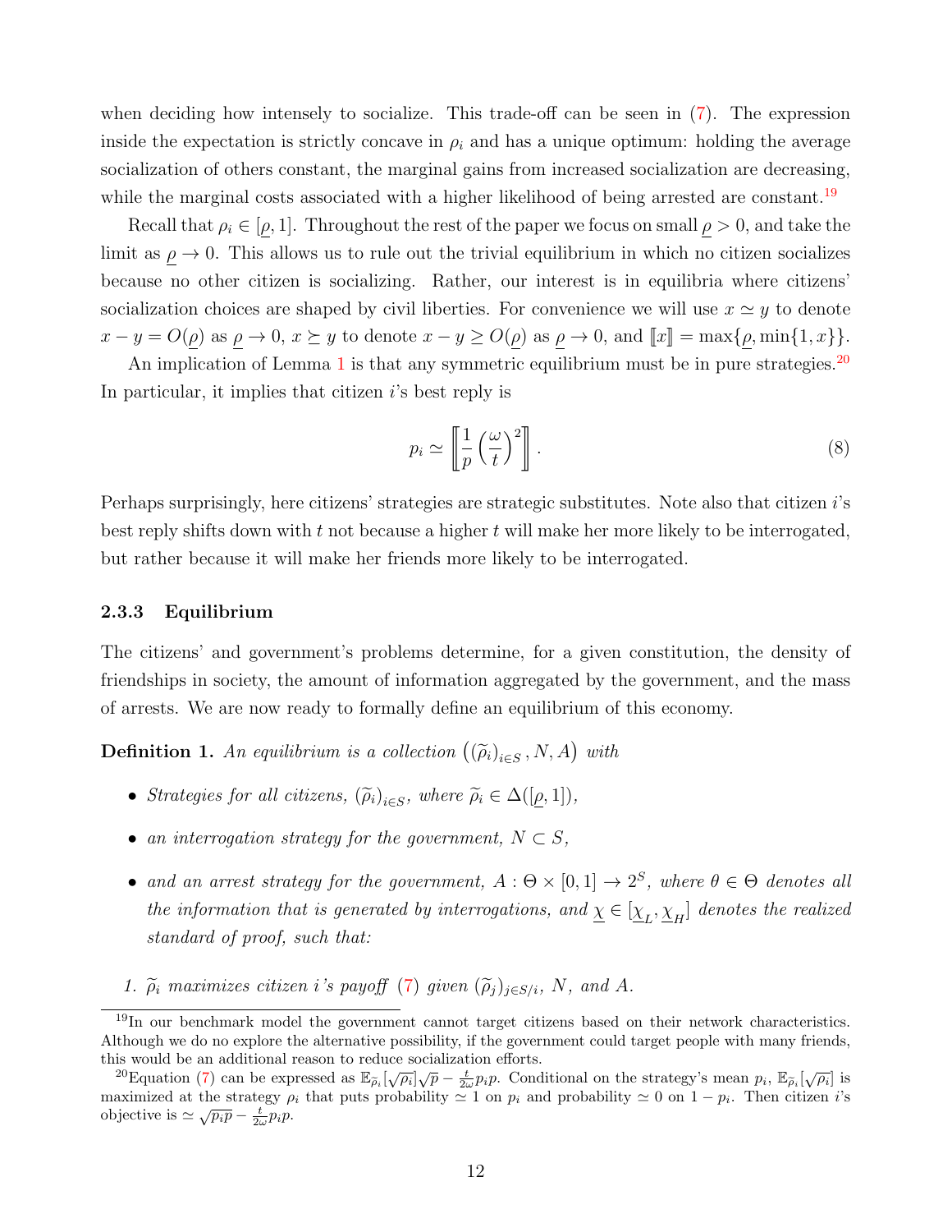when deciding how intensely to socialize. This trade-off can be seen in (7). The expression inside the expectation is strictly concave in $\rho_i$ and has a unique optimum: holding the average socialization of others constant, the marginal gains from increased socialization are decreasing, while the marginal costs associated with a higher likelihood of being arrested are constant.[19]

Recall that $\rho_i \in [\underline{\rho}, 1]$. Throughout the rest of the paper we focus on small $\underline{\rho} > 0$, and take the limit as $\underline{\rho} \to 0$. This allows us to rule out the trivial equilibrium in which no citizen socializes because no other citizen is socializing. Rather, our interest is in equilibria where citizens' socialization choices are shaped by civil liberties. For convenience we will use $x \simeq y$ to denote $x - y = O(\underline{\rho})$ as $\underline{\rho} \to 0$, $x \succeq y$ to denote $x - y \geq O(\underline{\rho})$ as $\underline{\rho} \to 0$, and $[\![x]\!] = \max\{\underline{\rho}, \min\{1, x\}\}$.

An implication of Lemma 1 is that any symmetric equilibrium must be in pure strategies.[20] In particular, it implies that citizen $i$'s best reply is

$$p_i \simeq \left[\!\!\left[ \frac{1}{p} \left( \frac{\omega}{t} \right)^2 \right]\!\!\right]. \tag{8}$$

Perhaps surprisingly, here citizens' strategies are strategic substitutes. Note also that citizen $i$'s best reply shifts down with $t$ not because a higher $t$ will make her more likely to be interrogated, but rather because it will make her friends more likely to be interrogated.

### 2.3.3 Equilibrium

The citizens' and government's problems determine, for a given constitution, the density of friendships in society, the amount of information aggregated by the government, and the mass of arrests. We are now ready to formally define an equilibrium of this economy.

**Definition 1.** *An equilibrium is a collection* $\left( (\widetilde{\rho}_i)_{i \in S}, N, A \right)$ *with*

- *Strategies for all citizens,* $(\widetilde{\rho}_i)_{i \in S}$*, where* $\widetilde{\rho}_i \in \Delta([\underline{\rho}, 1])$*,*
- *an interrogation strategy for the government,* $N \subset S$*,*
- *and an arrest strategy for the government,* $A : \Theta \times [0, 1] \to 2^S$*, where* $\theta \in \Theta$ *denotes all the information that is generated by interrogations, and* $\underline{\chi} \in [\underline{\chi}_L, \underline{\chi}_H]$ *denotes the realized standard of proof, such that:*

1. $\widetilde{\rho}_i$ *maximizes citizen* $i$*'s payoff (7) given* $(\widetilde{\rho}_j)_{j \in S/i}$*,* $N$*, and* $A$*.*

---

[19] In our benchmark model the government cannot target citizens based on their network characteristics. Although we do no explore the alternative possibility, if the government could target people with many friends, this would be an additional reason to reduce socialization efforts.

[20] Equation (7) can be expressed as $\mathbb{E}_{\widetilde{\rho}_i}[\sqrt{\rho_i}]\sqrt{p} - \frac{t}{2\omega} p_i p$. Conditional on the strategy's mean $p_i$, $\mathbb{E}_{\widetilde{\rho}_i}[\sqrt{\rho_i}]$ is maximized at the strategy $\rho_i$ that puts probability $\simeq 1$ on $p_i$ and probability $\simeq 0$ on $1 - p_i$. Then citizen $i$'s objective is $\simeq \sqrt{p_i p} - \frac{t}{2\omega} p_i p$.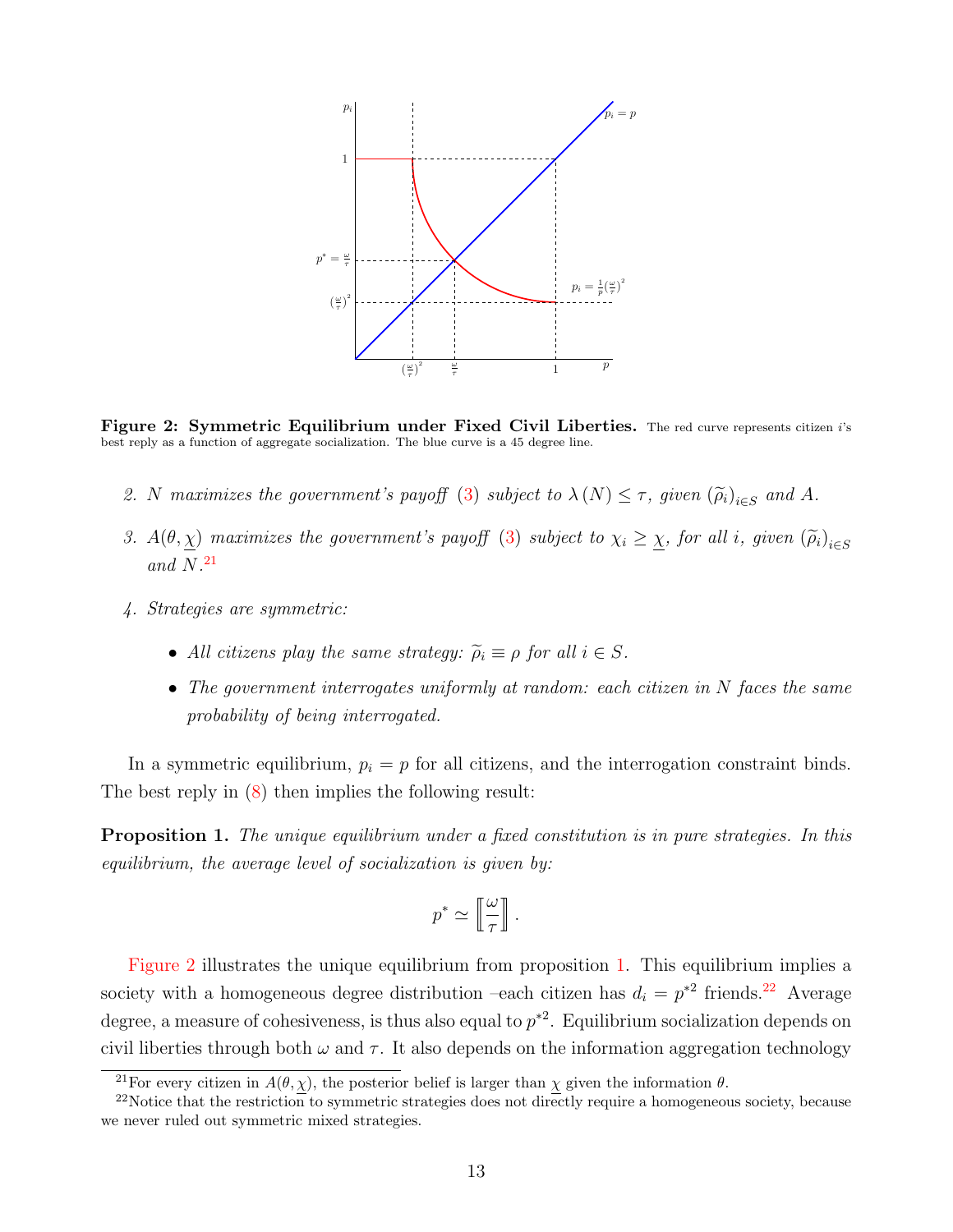$p_i$

$1$

$p^* = \frac{\omega}{\tau}$

$\left(\frac{\omega}{\tau}\right)^2$

$p_i = p$

$p_i = \frac{1}{p}\left(\frac{\omega}{\tau}\right)^2$

$\left(\frac{\omega}{\tau}\right)^2$ $\frac{\omega}{\tau}$ $1$ $p$

**Figure 2: Symmetric Equilibrium under Fixed Civil Liberties.** The red curve represents citizen $i$'s best reply as a function of aggregate socialization. The blue curve is a 45 degree line.

2. *$N$ maximizes the government's payoff (3) subject to $\lambda(N) \leq \tau$, given $(\widetilde{\rho}_i)_{i \in S}$ and $A$.*

3. *$A(\theta, \underline{\chi})$ maximizes the government's payoff (3) subject to $\chi_i \geq \underline{\chi}$, for all $i$, given $(\widetilde{\rho}_i)_{i \in S}$ and $N$.*[21]

4. *Strategies are symmetric:*
   - *All citizens play the same strategy: $\widetilde{\rho}_i \equiv \rho$ for all $i \in S$.*
   - *The government interrogates uniformly at random: each citizen in $N$ faces the same probability of being interrogated.*

In a symmetric equilibrium, $p_i = p$ for all citizens, and the interrogation constraint binds. The best reply in (8) then implies the following result:

**Proposition 1.** *The unique equilibrium under a fixed constitution is in pure strategies. In this equilibrium, the average level of socialization is given by:*

$$p^* \simeq \left[\!\left[\frac{\omega}{\tau}\right]\!\right].$$

Figure 2 illustrates the unique equilibrium from proposition 1. This equilibrium implies a society with a homogeneous degree distribution –each citizen has $d_i = p^{*2}$ friends.[22] Average degree, a measure of cohesiveness, is thus also equal to $p^{*2}$. Equilibrium socialization depends on civil liberties through both $\omega$ and $\tau$. It also depends on the information aggregation technology

[21] For every citizen in $A(\theta, \underline{\chi})$, the posterior belief is larger than $\underline{\chi}$ given the information $\theta$.

[22] Notice that the restriction to symmetric strategies does not directly require a homogeneous society, because we never ruled out symmetric mixed strategies.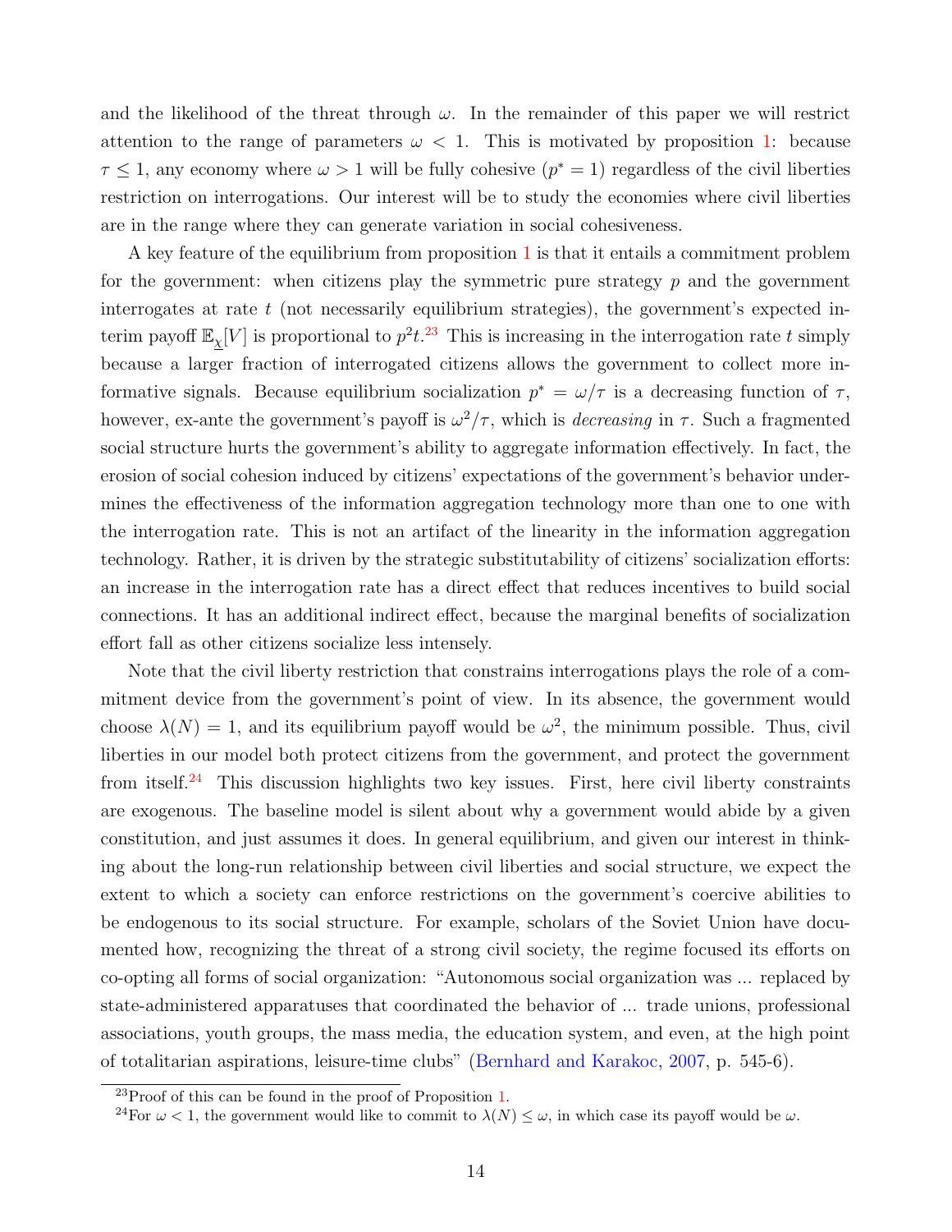and the likelihood of the threat through $\omega$. In the remainder of this paper we will restrict attention to the range of parameters $\omega < 1$. This is motivated by proposition 1: because $\tau \leq 1$, any economy where $\omega > 1$ will be fully cohesive ($p^* = 1$) regardless of the civil liberties restriction on interrogations. Our interest will be to study the economies where civil liberties are in the range where they can generate variation in social cohesiveness.

A key feature of the equilibrium from proposition 1 is that it entails a commitment problem for the government: when citizens play the symmetric pure strategy $p$ and the government interrogates at rate $t$ (not necessarily equilibrium strategies), the government's expected interim payoff $\mathbb{E}_{\underline{\chi}}[V]$ is proportional to $p^2 t$.[23] This is increasing in the interrogation rate $t$ simply because a larger fraction of interrogated citizens allows the government to collect more informative signals. Because equilibrium socialization $p^* = \omega/\tau$ is a decreasing function of $\tau$, however, ex-ante the government's payoff is $\omega^2/\tau$, which is *decreasing* in $\tau$. Such a fragmented social structure hurts the government's ability to aggregate information effectively. In fact, the erosion of social cohesion induced by citizens' expectations of the government's behavior undermines the effectiveness of the information aggregation technology more than one to one with the interrogation rate. This is not an artifact of the linearity in the information aggregation technology. Rather, it is driven by the strategic substitutability of citizens' socialization efforts: an increase in the interrogation rate has a direct effect that reduces incentives to build social connections. It has an additional indirect effect, because the marginal benefits of socialization effort fall as other citizens socialize less intensely.

Note that the civil liberty restriction that constrains interrogations plays the role of a commitment device from the government's point of view. In its absence, the government would choose $\lambda(N) = 1$, and its equilibrium payoff would be $\omega^2$, the minimum possible. Thus, civil liberties in our model both protect citizens from the government, and protect the government from itself.[24] This discussion highlights two key issues. First, here civil liberty constraints are exogenous. The baseline model is silent about why a government would abide by a given constitution, and just assumes it does. In general equilibrium, and given our interest in thinking about the long-run relationship between civil liberties and social structure, we expect the extent to which a society can enforce restrictions on the government's coercive abilities to be endogenous to its social structure. For example, scholars of the Soviet Union have documented how, recognizing the threat of a strong civil society, the regime focused its efforts on co-opting all forms of social organization: "Autonomous social organization was ... replaced by state-administered apparatuses that coordinated the behavior of ... trade unions, professional associations, youth groups, the mass media, the education system, and even, at the high point of totalitarian aspirations, leisure-time clubs" (Bernhard and Karakoc, 2007, p. 545-6).

[23] Proof of this can be found in the proof of Proposition 1.

[24] For $\omega < 1$, the government would like to commit to $\lambda(N) \leq \omega$, in which case its payoff would be $\omega$.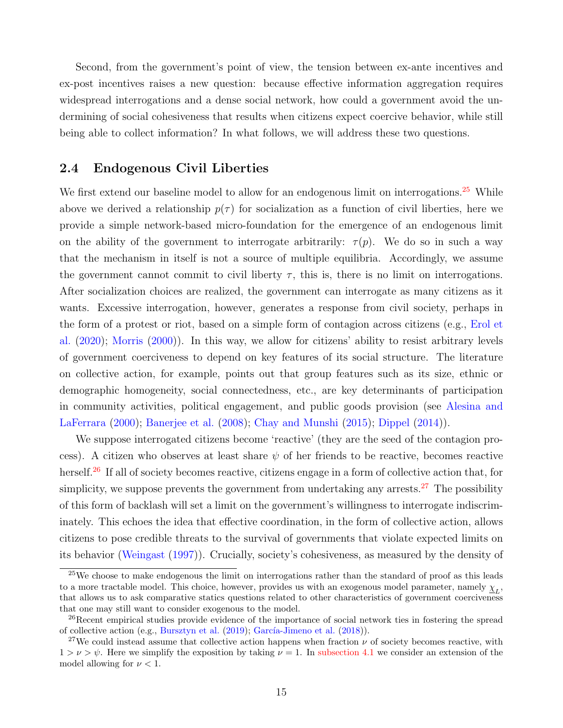Second, from the government's point of view, the tension between ex-ante incentives and ex-post incentives raises a new question: because effective information aggregation requires widespread interrogations and a dense social network, how could a government avoid the undermining of social cohesiveness that results when citizens expect coercive behavior, while still being able to collect information? In what follows, we will address these two questions.

## 2.4 Endogenous Civil Liberties

We first extend our baseline model to allow for an endogenous limit on interrogations.[25] While above we derived a relationship $p(\tau)$ for socialization as a function of civil liberties, here we provide a simple network-based micro-foundation for the emergence of an endogenous limit on the ability of the government to interrogate arbitrarily: $\tau(p)$. We do so in such a way that the mechanism in itself is not a source of multiple equilibria. Accordingly, we assume the government cannot commit to civil liberty $\tau$, this is, there is no limit on interrogations. After socialization choices are realized, the government can interrogate as many citizens as it wants. Excessive interrogation, however, generates a response from civil society, perhaps in the form of a protest or riot, based on a simple form of contagion across citizens (e.g., Erol et al. (2020); Morris (2000)). In this way, we allow for citizens' ability to resist arbitrary levels of government coerciveness to depend on key features of its social structure. The literature on collective action, for example, points out that group features such as its size, ethnic or demographic homogeneity, social connectedness, etc., are key determinants of participation in community activities, political engagement, and public goods provision (see Alesina and LaFerrara (2000); Banerjee et al. (2008); Chay and Munshi (2015); Dippel (2014)).

We suppose interrogated citizens become 'reactive' (they are the seed of the contagion process). A citizen who observes at least share $\psi$ of her friends to be reactive, becomes reactive herself.[26] If all of society becomes reactive, citizens engage in a form of collective action that, for simplicity, we suppose prevents the government from undertaking any arrests.[27] The possibility of this form of backlash will set a limit on the government's willingness to interrogate indiscriminately. This echoes the idea that effective coordination, in the form of collective action, allows citizens to pose credible threats to the survival of governments that violate expected limits on its behavior (Weingast (1997)). Crucially, society's cohesiveness, as measured by the density of

[25] We choose to make endogenous the limit on interrogations rather than the standard of proof as this leads to a more tractable model. This choice, however, provides us with an exogenous model parameter, namely $\underline{\chi}_L$, that allows us to ask comparative statics questions related to other characteristics of government coerciveness that one may still want to consider exogenous to the model.

[26] Recent empirical studies provide evidence of the importance of social network ties in fostering the spread of collective action (e.g., Bursztyn et al. (2019); García-Jimeno et al. (2018)).

[27] We could instead assume that collective action happens when fraction $\nu$ of society becomes reactive, with $1 > \nu > \psi$. Here we simplify the exposition by taking $\nu = 1$. In subsection 4.1 we consider an extension of the model allowing for $\nu < 1$.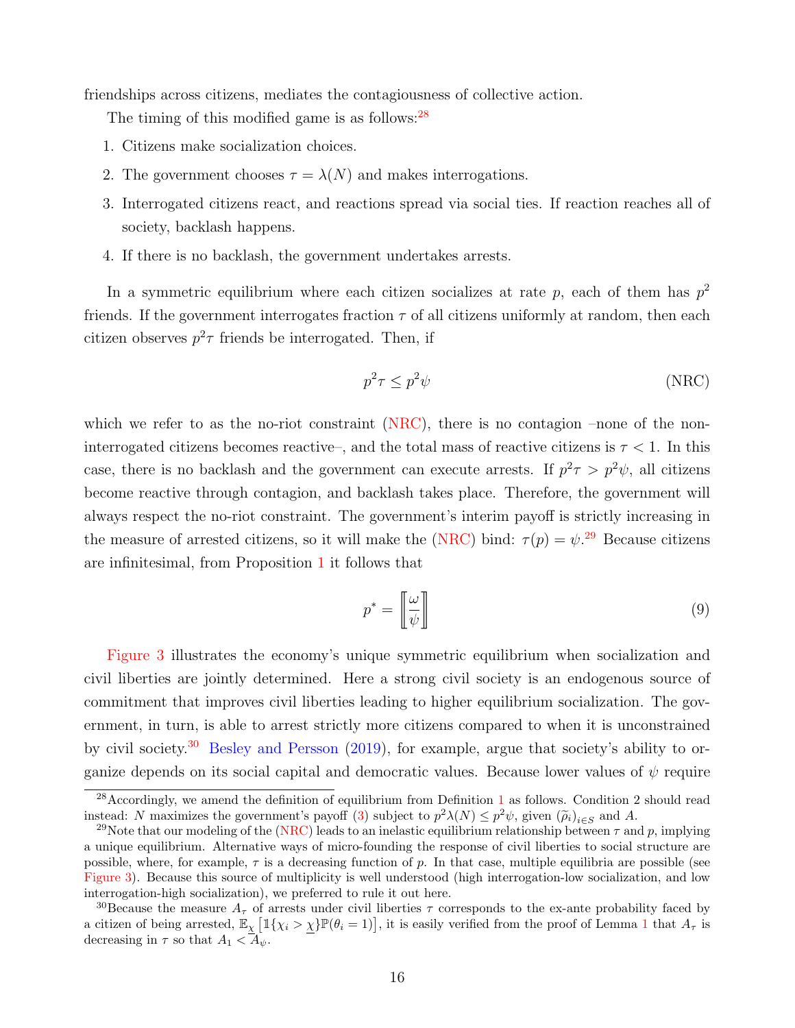friendships across citizens, mediates the contagiousness of collective action.

The timing of this modified game is as follows:[28]

1. Citizens make socialization choices.
2. The government chooses $\tau = \lambda(N)$ and makes interrogations.
3. Interrogated citizens react, and reactions spread via social ties. If reaction reaches all of society, backlash happens.
4. If there is no backlash, the government undertakes arrests.

In a symmetric equilibrium where each citizen socializes at rate $p$, each of them has $p^2$ friends. If the government interrogates fraction $\tau$ of all citizens uniformly at random, then each citizen observes $p^2\tau$ friends be interrogated. Then, if

$$p^2\tau \leq p^2\psi \tag{NRC}$$

which we refer to as the no-riot constraint (NRC), there is no contagion –none of the non-interrogated citizens becomes reactive–, and the total mass of reactive citizens is $\tau < 1$. In this case, there is no backlash and the government can execute arrests. If $p^2\tau > p^2\psi$, all citizens become reactive through contagion, and backlash takes place. Therefore, the government will always respect the no-riot constraint. The government's interim payoff is strictly increasing in the measure of arrested citizens, so it will make the (NRC) bind: $\tau(p) = \psi$.[29] Because citizens are infinitesimal, from Proposition 1 it follows that

$$p^* = \left[\!\left[\frac{\omega}{\psi}\right]\!\right] \tag{9}$$

Figure 3 illustrates the economy's unique symmetric equilibrium when socialization and civil liberties are jointly determined. Here a strong civil society is an endogenous source of commitment that improves civil liberties leading to higher equilibrium socialization. The government, in turn, is able to arrest strictly more citizens compared to when it is unconstrained by civil society.[30] Besley and Persson (2019), for example, argue that society's ability to organize depends on its social capital and democratic values. Because lower values of $\psi$ require

[28] Accordingly, we amend the definition of equilibrium from Definition 1 as follows. Condition 2 should read instead: $N$ maximizes the government's payoff (3) subject to $p^2\lambda(N) \leq p^2\psi$, given $(\widetilde{\rho}_i)_{i\in S}$ and $A$.

[29] Note that our modeling of the (NRC) leads to an inelastic equilibrium relationship between $\tau$ and $p$, implying a unique equilibrium. Alternative ways of micro-founding the response of civil liberties to social structure are possible, where, for example, $\tau$ is a decreasing function of $p$. In that case, multiple equilibria are possible (see Figure 3). Because this source of multiplicity is well understood (high interrogation-low socialization, and low interrogation-high socialization), we preferred to rule it out here.

[30] Because the measure $A_\tau$ of arrests under civil liberties $\tau$ corresponds to the ex-ante probability faced by a citizen of being arrested, $\mathbb{E}_{\underline{\chi}}\left[\mathbb{1}\{\chi_i > \underline{\chi}\}\mathbb{P}(\theta_i = 1)\right]$, it is easily verified from the proof of Lemma 1 that $A_\tau$ is decreasing in $\tau$ so that $A_1 < A_\psi$.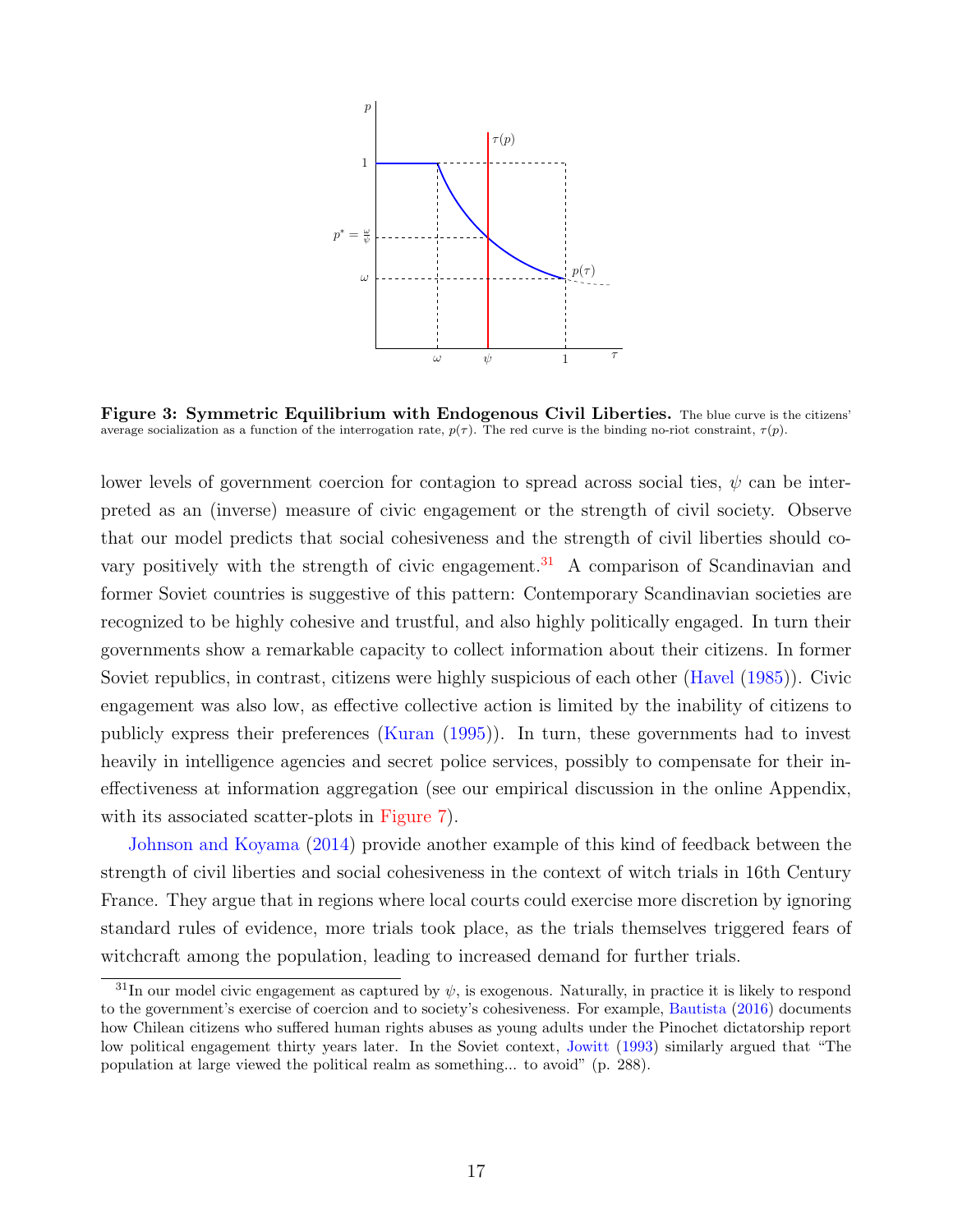$p$

$\tau(p)$

$1$

$p^* = \frac{\omega}{\psi}$

$p(\tau)$

$\omega$

$\omega$ $\psi$ $1$ $\tau$

**Figure 3: Symmetric Equilibrium with Endogenous Civil Liberties.** The blue curve is the citizens' average socialization as a function of the interrogation rate, $p(\tau)$. The red curve is the binding no-riot constraint, $\tau(p)$.

lower levels of government coercion for contagion to spread across social ties, $\psi$ can be interpreted as an (inverse) measure of civic engagement or the strength of civil society. Observe that our model predicts that social cohesiveness and the strength of civil liberties should co-vary positively with the strength of civic engagement.[31] A comparison of Scandinavian and former Soviet countries is suggestive of this pattern: Contemporary Scandinavian societies are recognized to be highly cohesive and trustful, and also highly politically engaged. In turn their governments show a remarkable capacity to collect information about their citizens. In former Soviet republics, in contrast, citizens were highly suspicious of each other (Havel (1985)). Civic engagement was also low, as effective collective action is limited by the inability of citizens to publicly express their preferences (Kuran (1995)). In turn, these governments had to invest heavily in intelligence agencies and secret police services, possibly to compensate for their ineffectiveness at information aggregation (see our empirical discussion in the online Appendix, with its associated scatter-plots in Figure 7).

Johnson and Koyama (2014) provide another example of this kind of feedback between the strength of civil liberties and social cohesiveness in the context of witch trials in 16th Century France. They argue that in regions where local courts could exercise more discretion by ignoring standard rules of evidence, more trials took place, as the trials themselves triggered fears of witchcraft among the population, leading to increased demand for further trials.

[31] In our model civic engagement as captured by $\psi$, is exogenous. Naturally, in practice it is likely to respond to the government's exercise of coercion and to society's cohesiveness. For example, Bautista (2016) documents how Chilean citizens who suffered human rights abuses as young adults under the Pinochet dictatorship report low political engagement thirty years later. In the Soviet context, Jowitt (1993) similarly argued that "The population at large viewed the political realm as something... to avoid" (p. 288).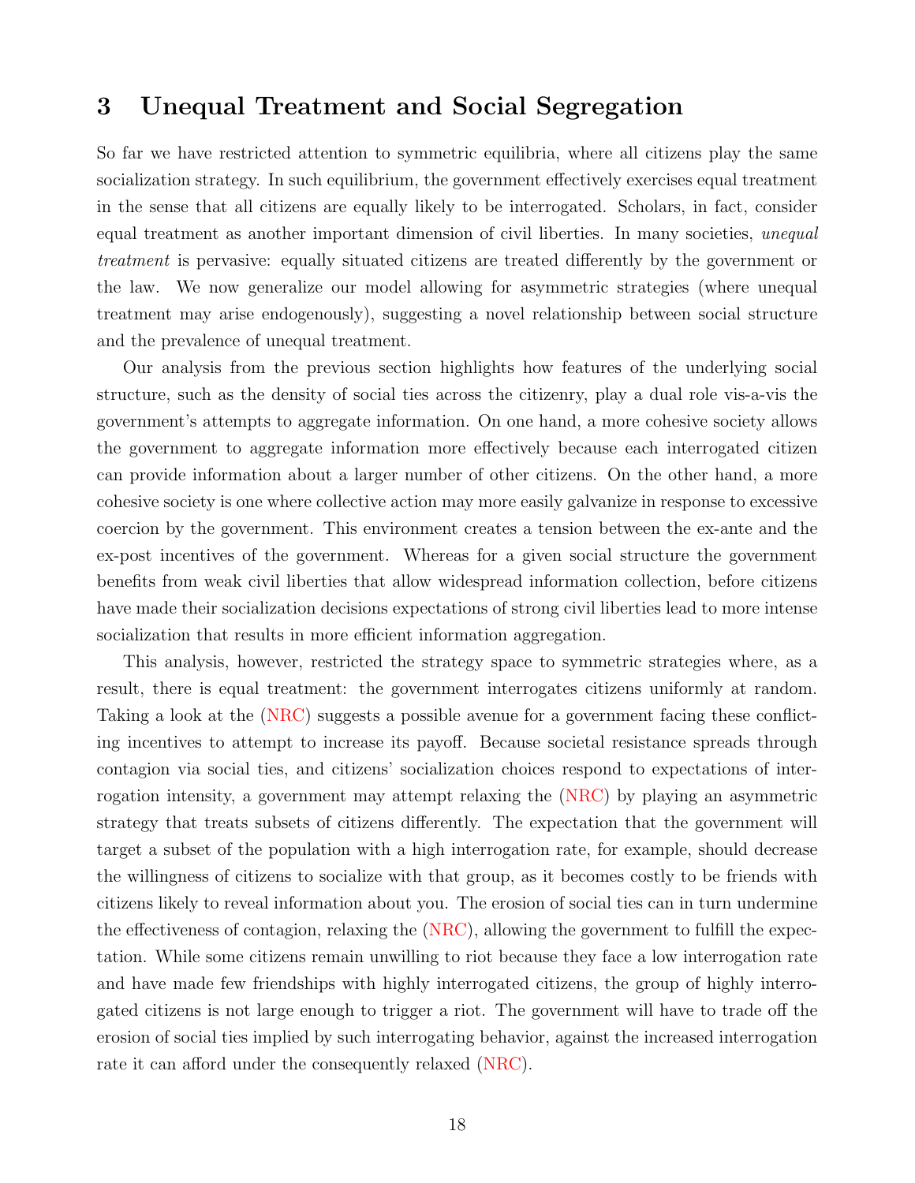## 3 Unequal Treatment and Social Segregation

So far we have restricted attention to symmetric equilibria, where all citizens play the same socialization strategy. In such equilibrium, the government effectively exercises equal treatment in the sense that all citizens are equally likely to be interrogated. Scholars, in fact, consider equal treatment as another important dimension of civil liberties. In many societies, *unequal treatment* is pervasive: equally situated citizens are treated differently by the government or the law. We now generalize our model allowing for asymmetric strategies (where unequal treatment may arise endogenously), suggesting a novel relationship between social structure and the prevalence of unequal treatment.

Our analysis from the previous section highlights how features of the underlying social structure, such as the density of social ties across the citizenry, play a dual role vis-a-vis the government's attempts to aggregate information. On one hand, a more cohesive society allows the government to aggregate information more effectively because each interrogated citizen can provide information about a larger number of other citizens. On the other hand, a more cohesive society is one where collective action may more easily galvanize in response to excessive coercion by the government. This environment creates a tension between the ex-ante and the ex-post incentives of the government. Whereas for a given social structure the government benefits from weak civil liberties that allow widespread information collection, before citizens have made their socialization decisions expectations of strong civil liberties lead to more intense socialization that results in more efficient information aggregation.

This analysis, however, restricted the strategy space to symmetric strategies where, as a result, there is equal treatment: the government interrogates citizens uniformly at random. Taking a look at the (NRC) suggests a possible avenue for a government facing these conflicting incentives to attempt to increase its payoff. Because societal resistance spreads through contagion via social ties, and citizens' socialization choices respond to expectations of interrogation intensity, a government may attempt relaxing the (NRC) by playing an asymmetric strategy that treats subsets of citizens differently. The expectation that the government will target a subset of the population with a high interrogation rate, for example, should decrease the willingness of citizens to socialize with that group, as it becomes costly to be friends with citizens likely to reveal information about you. The erosion of social ties can in turn undermine the effectiveness of contagion, relaxing the (NRC), allowing the government to fulfill the expectation. While some citizens remain unwilling to riot because they face a low interrogation rate and have made few friendships with highly interrogated citizens, the group of highly interrogated citizens is not large enough to trigger a riot. The government will have to trade off the erosion of social ties implied by such interrogating behavior, against the increased interrogation rate it can afford under the consequently relaxed (NRC).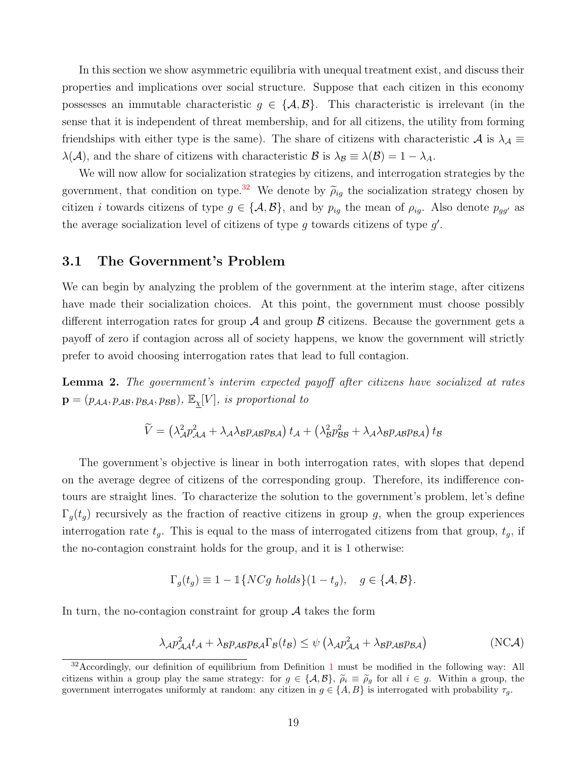In this section we show asymmetric equilibria with unequal treatment exist, and discuss their properties and implications over social structure. Suppose that each citizen in this economy possesses an immutable characteristic $g \in \{\mathcal{A}, \mathcal{B}\}$. This characteristic is irrelevant (in the sense that it is independent of threat membership, and for all citizens, the utility from forming friendships with either type is the same). The share of citizens with characteristic $\mathcal{A}$ is $\lambda_{\mathcal{A}} \equiv \lambda(\mathcal{A})$, and the share of citizens with characteristic $\mathcal{B}$ is $\lambda_{\mathcal{B}} \equiv \lambda(\mathcal{B}) = 1 - \lambda_A$.

We will now allow for socialization strategies by citizens, and interrogation strategies by the government, that condition on type.[32] We denote by $\widetilde{\rho}_{ig}$ the socialization strategy chosen by citizen $i$ towards citizens of type $g \in \{\mathcal{A}, \mathcal{B}\}$, and by $p_{ig}$ the mean of $\rho_{ig}$. Also denote $p_{gg'}$ as the average socialization level of citizens of type $g$ towards citizens of type $g'$.

## 3.1 The Government's Problem

We can begin by analyzing the problem of the government at the interim stage, after citizens have made their socialization choices. At this point, the government must choose possibly different interrogation rates for group $\mathcal{A}$ and group $\mathcal{B}$ citizens. Because the government gets a payoff of zero if contagion across all of society happens, we know the government will strictly prefer to avoid choosing interrogation rates that lead to full contagion.

**Lemma 2.** *The government's interim expected payoff after citizens have socialized at rates* $\mathbf{p} = (p_{\mathcal{AA}}, p_{\mathcal{AB}}, p_{\mathcal{BA}}, p_{\mathcal{BB}})$, $\mathbb{E}_{\underline{\chi}}[V]$, *is proportional to*

$$\widetilde{V} = \left(\lambda_{\mathcal{A}}^2 p_{\mathcal{AA}}^2 + \lambda_{\mathcal{A}}\lambda_{\mathcal{B}} p_{\mathcal{AB}} p_{\mathcal{BA}}\right) t_{\mathcal{A}} + \left(\lambda_{\mathcal{B}}^2 p_{\mathcal{BB}}^2 + \lambda_{\mathcal{A}}\lambda_{\mathcal{B}} p_{\mathcal{AB}} p_{\mathcal{BA}}\right) t_{\mathcal{B}}$$

The government's objective is linear in both interrogation rates, with slopes that depend on the average degree of citizens of the corresponding group. Therefore, its indifference contours are straight lines. To characterize the solution to the government's problem, let's define $\Gamma_g(t_g)$ recursively as the fraction of reactive citizens in group $g$, when the group experiences interrogation rate $t_g$. This is equal to the mass of interrogated citizens from that group, $t_g$, if the no-contagion constraint holds for the group, and it is 1 otherwise:

$$\Gamma_g(t_g) \equiv 1 - \mathbb{1}\{NCg \text{ holds}\}(1 - t_g), \quad g \in \{\mathcal{A}, \mathcal{B}\}.$$

In turn, the no-contagion constraint for group $\mathcal{A}$ takes the form

$$\lambda_{\mathcal{A}} p_{\mathcal{AA}}^2 t_{\mathcal{A}} + \lambda_{\mathcal{B}} p_{\mathcal{AB}} p_{\mathcal{BA}} \Gamma_{\mathcal{B}}(t_{\mathcal{B}}) \leq \psi \left(\lambda_{\mathcal{A}} p_{\mathcal{AA}}^2 + \lambda_{\mathcal{B}} p_{\mathcal{AB}} p_{\mathcal{BA}}\right) \tag{NC$\mathcal{A}$}$$

[32] Accordingly, our definition of equilibrium from Definition 1 must be modified in the following way: All citizens within a group play the same strategy: for $g \in \{\mathcal{A}, \mathcal{B}\}$, $\widetilde{\rho}_i \equiv \widetilde{\rho}_g$ for all $i \in g$. Within a group, the government interrogates uniformly at random: any citizen in $g \in \{A, B\}$ is interrogated with probability $\tau_g$.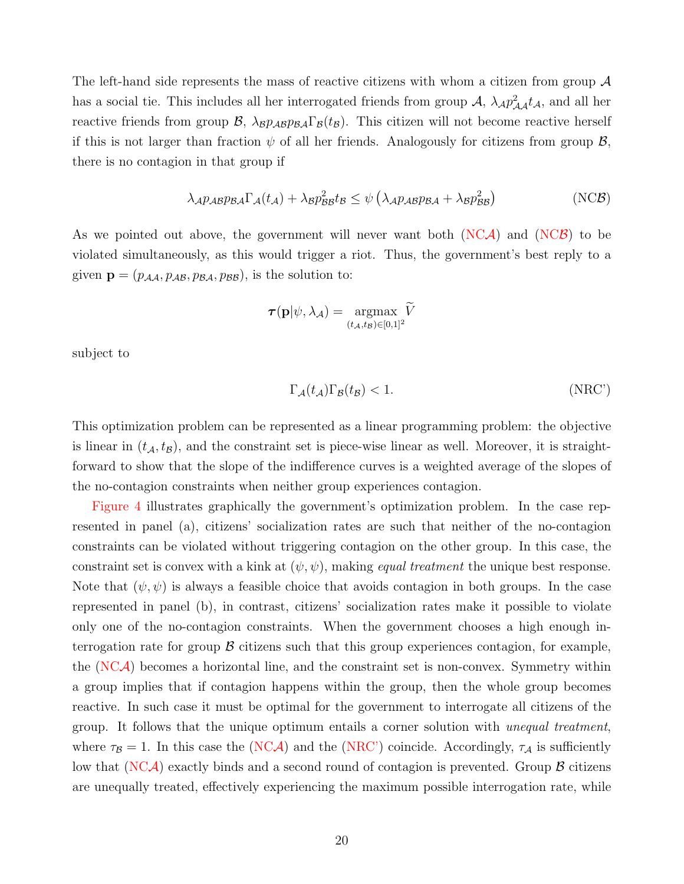The left-hand side represents the mass of reactive citizens with whom a citizen from group $\mathcal{A}$ has a social tie. This includes all her interrogated friends from group $\mathcal{A}$, $\lambda_{\mathcal{A}} p_{\mathcal{A}\mathcal{A}}^2 t_{\mathcal{A}}$, and all her reactive friends from group $\mathcal{B}$, $\lambda_{\mathcal{B}} p_{\mathcal{A}\mathcal{B}} p_{\mathcal{B}\mathcal{A}} \Gamma_{\mathcal{B}}(t_{\mathcal{B}})$. This citizen will not become reactive herself if this is not larger than fraction $\psi$ of all her friends. Analogously for citizens from group $\mathcal{B}$, there is no contagion in that group if

$$\lambda_{\mathcal{A}} p_{\mathcal{A}\mathcal{B}} p_{\mathcal{B}\mathcal{A}} \Gamma_{\mathcal{A}}(t_{\mathcal{A}}) + \lambda_{\mathcal{B}} p_{\mathcal{B}\mathcal{B}}^2 t_{\mathcal{B}} \leq \psi \left( \lambda_{\mathcal{A}} p_{\mathcal{A}\mathcal{B}} p_{\mathcal{B}\mathcal{A}} + \lambda_{\mathcal{B}} p_{\mathcal{B}\mathcal{B}}^2 \right) \tag{NC$\mathcal{B}$}$$

As we pointed out above, the government will never want both (NC$\mathcal{A}$) and (NC$\mathcal{B}$) to be violated simultaneously, as this would trigger a riot. Thus, the government's best reply to a given $\mathbf{p} = (p_{\mathcal{A}\mathcal{A}}, p_{\mathcal{A}\mathcal{B}}, p_{\mathcal{B}\mathcal{A}}, p_{\mathcal{B}\mathcal{B}})$, is the solution to:

$$\boldsymbol{\tau}(\mathbf{p}|\psi, \lambda_{\mathcal{A}}) = \underset{(t_{\mathcal{A}}, t_{\mathcal{B}}) \in [0,1]^2}{\operatorname{argmax}} \; \widetilde{V}$$

subject to

$$\Gamma_{\mathcal{A}}(t_{\mathcal{A}}) \Gamma_{\mathcal{B}}(t_{\mathcal{B}}) < 1. \tag{NRC'}$$

This optimization problem can be represented as a linear programming problem: the objective is linear in $(t_{\mathcal{A}}, t_{\mathcal{B}})$, and the constraint set is piece-wise linear as well. Moreover, it is straightforward to show that the slope of the indifference curves is a weighted average of the slopes of the no-contagion constraints when neither group experiences contagion.

Figure 4 illustrates graphically the government's optimization problem. In the case represented in panel (a), citizens' socialization rates are such that neither of the no-contagion constraints can be violated without triggering contagion on the other group. In this case, the constraint set is convex with a kink at $(\psi, \psi)$, making *equal treatment* the unique best response. Note that $(\psi, \psi)$ is always a feasible choice that avoids contagion in both groups. In the case represented in panel (b), in contrast, citizens' socialization rates make it possible to violate only one of the no-contagion constraints. When the government chooses a high enough interrogation rate for group $\mathcal{B}$ citizens such that this group experiences contagion, for example, the (NC$\mathcal{A}$) becomes a horizontal line, and the constraint set is non-convex. Symmetry within a group implies that if contagion happens within the group, then the whole group becomes reactive. In such case it must be optimal for the government to interrogate all citizens of the group. It follows that the unique optimum entails a corner solution with *unequal treatment*, where $\tau_{\mathcal{B}} = 1$. In this case the (NC$\mathcal{A}$) and the (NRC') coincide. Accordingly, $\tau_{\mathcal{A}}$ is sufficiently low that (NC$\mathcal{A}$) exactly binds and a second round of contagion is prevented. Group $\mathcal{B}$ citizens are unequally treated, effectively experiencing the maximum possible interrogation rate, while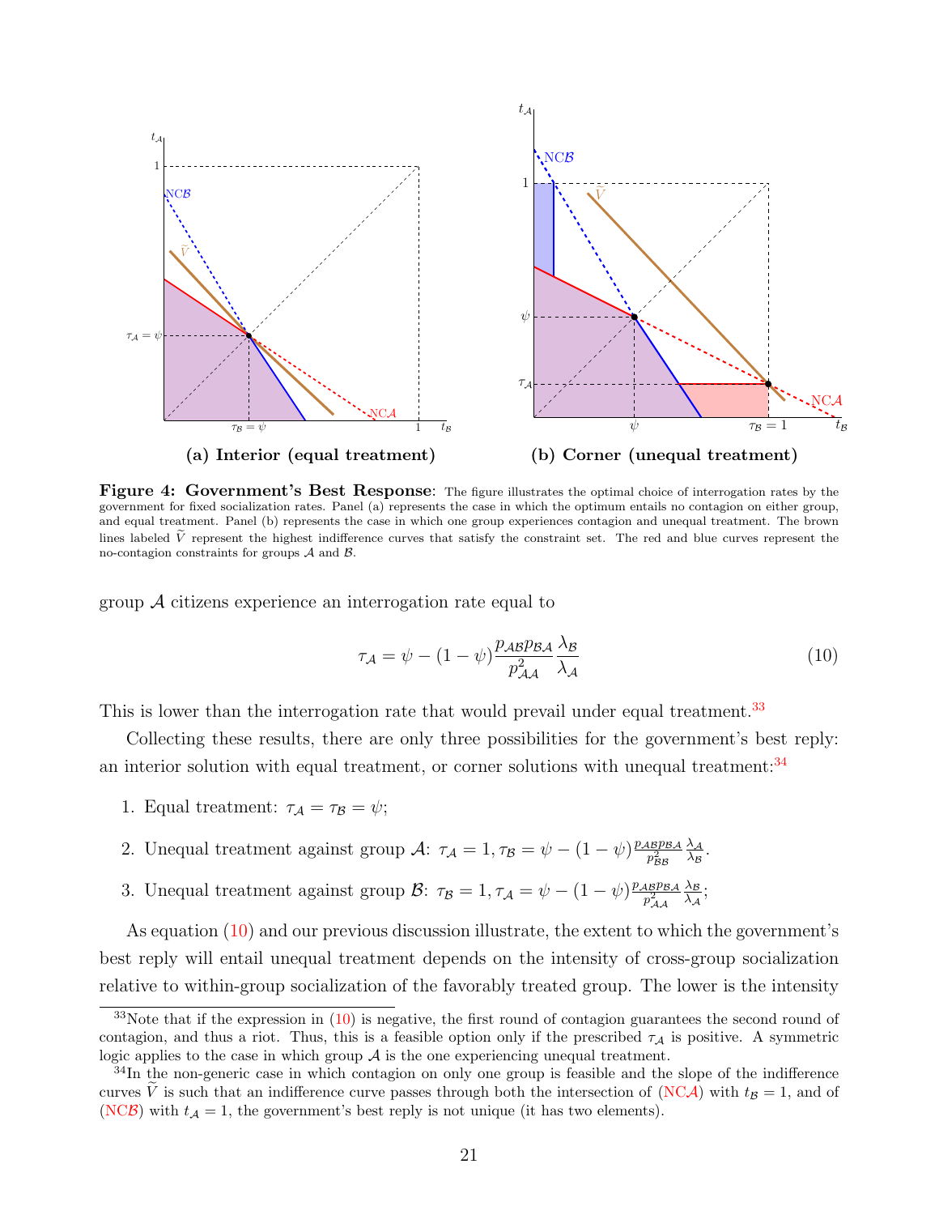$t_{\mathcal{A}}$

1

NC$\mathcal{B}$

$\widetilde{V}$

$\tau_{\mathcal{A}} = \psi$

NC$\mathcal{A}$

$\tau_{\mathcal{B}} = \psi$

1

$t_{\mathcal{B}}$

**(a) Interior (equal treatment)**

$t_{\mathcal{A}}$

NC$\mathcal{B}$

1

$\widetilde{V}$

$\psi$

$\tau_{\mathcal{A}}$

NC$\mathcal{A}$

$\psi$

$\tau_{\mathcal{B}} = 1$

$t_{\mathcal{B}}$

**(b) Corner (unequal treatment)**

**Figure 4: Government's Best Response**: The figure illustrates the optimal choice of interrogation rates by the government for fixed socialization rates. Panel (a) represents the case in which the optimum entails no contagion on either group, and equal treatment. Panel (b) represents the case in which one group experiences contagion and unequal treatment. The brown lines labeled $\widetilde{V}$ represent the highest indifference curves that satisfy the constraint set. The red and blue curves represent the no-contagion constraints for groups $\mathcal{A}$ and $\mathcal{B}$.

group $\mathcal{A}$ citizens experience an interrogation rate equal to

$$\tau_{\mathcal{A}} = \psi - (1 - \psi) \frac{p_{\mathcal{AB}} p_{\mathcal{BA}}}{p^2_{\mathcal{AA}}} \frac{\lambda_{\mathcal{B}}}{\lambda_{\mathcal{A}}} \tag{10}$$

This is lower than the interrogation rate that would prevail under equal treatment.[33]

Collecting these results, there are only three possibilities for the government's best reply: an interior solution with equal treatment, or corner solutions with unequal treatment:[34]

1. Equal treatment: $\tau_{\mathcal{A}} = \tau_{\mathcal{B}} = \psi$;
2. Unequal treatment against group $\mathcal{A}$: $\tau_{\mathcal{A}} = 1, \tau_{\mathcal{B}} = \psi - (1 - \psi) \frac{p_{\mathcal{AB}} p_{\mathcal{BA}}}{p^2_{\mathcal{BB}}} \frac{\lambda_{\mathcal{A}}}{\lambda_{\mathcal{B}}}$.
3. Unequal treatment against group $\mathcal{B}$: $\tau_{\mathcal{B}} = 1, \tau_{\mathcal{A}} = \psi - (1 - \psi) \frac{p_{\mathcal{AB}} p_{\mathcal{BA}}}{p^2_{\mathcal{AA}}} \frac{\lambda_{\mathcal{B}}}{\lambda_{\mathcal{A}}}$;

As equation (10) and our previous discussion illustrate, the extent to which the government's best reply will entail unequal treatment depends on the intensity of cross-group socialization relative to within-group socialization of the favorably treated group. The lower is the intensity

[33]Note that if the expression in (10) is negative, the first round of contagion guarantees the second round of contagion, and thus a riot. Thus, this is a feasible option only if the prescribed $\tau_{\mathcal{A}}$ is positive. A symmetric logic applies to the case in which group $\mathcal{A}$ is the one experiencing unequal treatment.

[34]In the non-generic case in which contagion on only one group is feasible and the slope of the indifference curves $\widetilde{V}$ is such that an indifference curve passes through both the intersection of (NC$\mathcal{A}$) with $t_{\mathcal{B}} = 1$, and of (NC$\mathcal{B}$) with $t_{\mathcal{A}} = 1$, the government's best reply is not unique (it has two elements).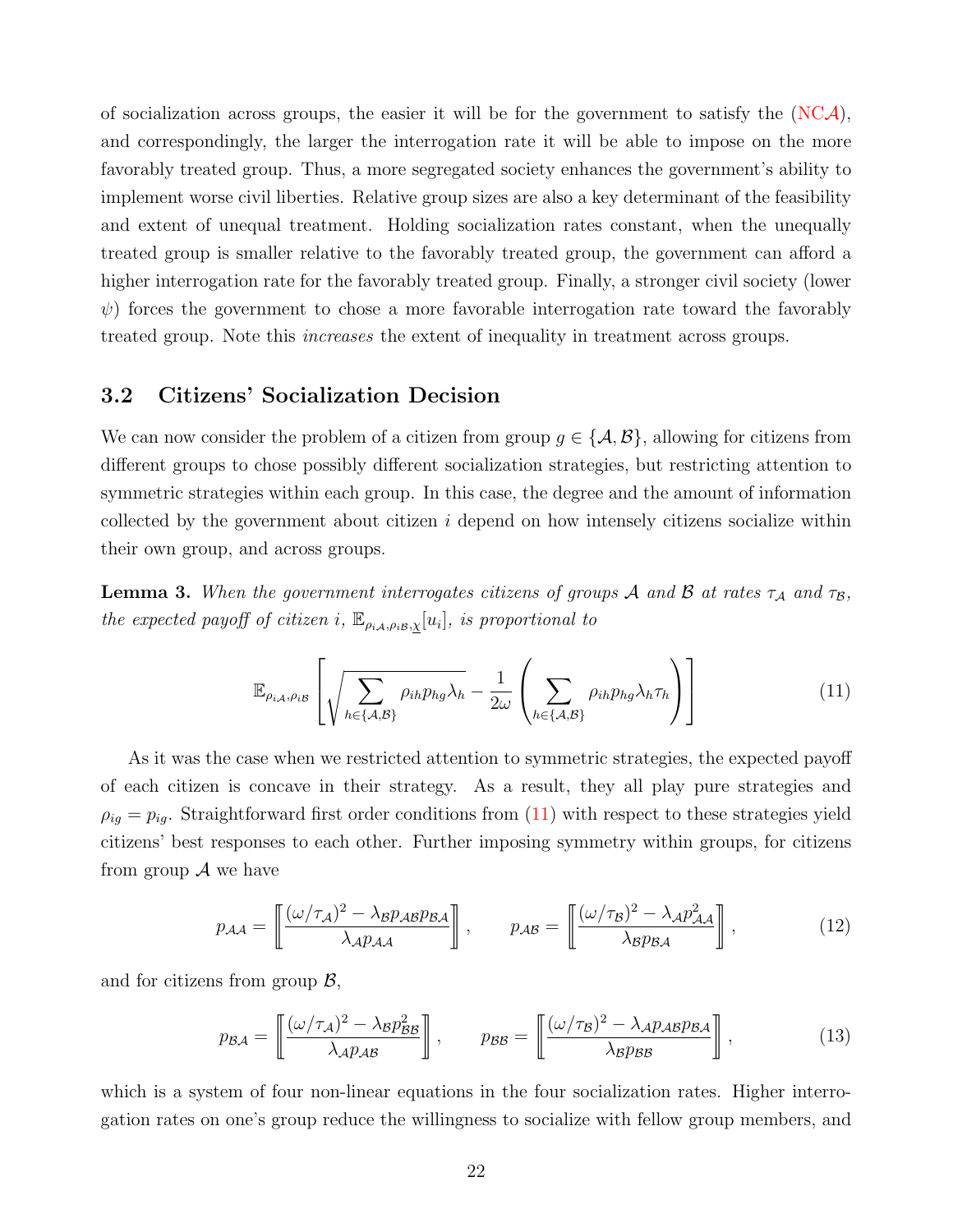of socialization across groups, the easier it will be for the government to satisfy the (NC$\mathcal{A}$), and correspondingly, the larger the interrogation rate it will be able to impose on the more favorably treated group. Thus, a more segregated society enhances the government's ability to implement worse civil liberties. Relative group sizes are also a key determinant of the feasibility and extent of unequal treatment. Holding socialization rates constant, when the unequally treated group is smaller relative to the favorably treated group, the government can afford a higher interrogation rate for the favorably treated group. Finally, a stronger civil society (lower $\psi$) forces the government to chose a more favorable interrogation rate toward the favorably treated group. Note this *increases* the extent of inequality in treatment across groups.

## 3.2 Citizens' Socialization Decision

We can now consider the problem of a citizen from group $g \in \{\mathcal{A}, \mathcal{B}\}$, allowing for citizens from different groups to chose possibly different socialization strategies, but restricting attention to symmetric strategies within each group. In this case, the degree and the amount of information collected by the government about citizen $i$ depend on how intensely citizens socialize within their own group, and across groups.

**Lemma 3.** *When the government interrogates citizens of groups $\mathcal{A}$ and $\mathcal{B}$ at rates $\tau_\mathcal{A}$ and $\tau_\mathcal{B}$, the expected payoff of citizen $i$, $\mathbb{E}_{\rho_{i\mathcal{A}},\rho_{i\mathcal{B}},\underline{X}}[u_i]$, is proportional to*

$$
\mathbb{E}_{\rho_{i\mathcal{A}},\rho_{i\mathcal{B}}}\left[\sqrt{\sum_{h\in\{\mathcal{A},\mathcal{B}\}} \rho_{ih} p_{hg} \lambda_h} - \frac{1}{2\omega}\left(\sum_{h\in\{\mathcal{A},\mathcal{B}\}} \rho_{ih} p_{hg} \lambda_h \tau_h\right)\right] \tag{11}
$$

As it was the case when we restricted attention to symmetric strategies, the expected payoff of each citizen is concave in their strategy. As a result, they all play pure strategies and $\rho_{ig} = p_{ig}$. Straightforward first order conditions from (11) with respect to these strategies yield citizens' best responses to each other. Further imposing symmetry within groups, for citizens from group $\mathcal{A}$ we have

$$
p_{\mathcal{A}\mathcal{A}} = \left[\!\left[\frac{(\omega/\tau_\mathcal{A})^2 - \lambda_\mathcal{B} p_{\mathcal{A}\mathcal{B}} p_{\mathcal{B}\mathcal{A}}}{\lambda_\mathcal{A} p_{\mathcal{A}\mathcal{A}}}\right]\!\right], \qquad p_{\mathcal{A}\mathcal{B}} = \left[\!\left[\frac{(\omega/\tau_\mathcal{B})^2 - \lambda_\mathcal{A} p_{\mathcal{A}\mathcal{A}}^2}{\lambda_\mathcal{B} p_{\mathcal{B}\mathcal{A}}}\right]\!\right], \tag{12}
$$

and for citizens from group $\mathcal{B}$,

$$
p_{\mathcal{B}\mathcal{A}} = \left[\!\left[\frac{(\omega/\tau_\mathcal{A})^2 - \lambda_\mathcal{B} p_{\mathcal{B}\mathcal{B}}^2}{\lambda_\mathcal{A} p_{\mathcal{A}\mathcal{B}}}\right]\!\right], \qquad p_{\mathcal{B}\mathcal{B}} = \left[\!\left[\frac{(\omega/\tau_\mathcal{B})^2 - \lambda_\mathcal{A} p_{\mathcal{A}\mathcal{B}} p_{\mathcal{B}\mathcal{A}}}{\lambda_\mathcal{B} p_{\mathcal{B}\mathcal{B}}}\right]\!\right], \tag{13}
$$

which is a system of four non-linear equations in the four socialization rates. Higher interrogation rates on one's group reduce the willingness to socialize with fellow group members, and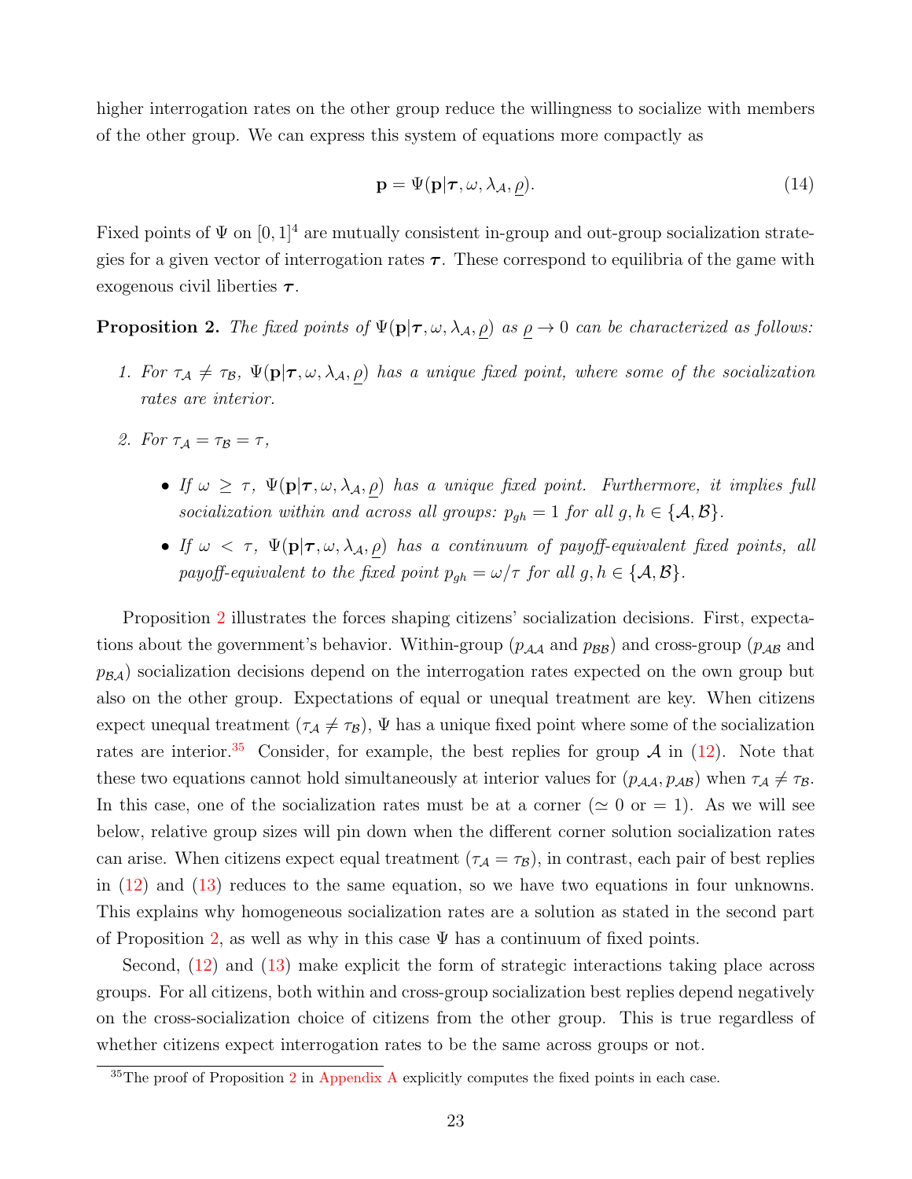higher interrogation rates on the other group reduce the willingness to socialize with members of the other group. We can express this system of equations more compactly as

$$\mathbf{p} = \Psi(\mathbf{p}|\boldsymbol{\tau}, \omega, \lambda_{\mathcal{A}}, \underline{\rho}). \tag{14}$$

Fixed points of $\Psi$ on $[0,1]^4$ are mutually consistent in-group and out-group socialization strategies for a given vector of interrogation rates $\boldsymbol{\tau}$. These correspond to equilibria of the game with exogenous civil liberties $\boldsymbol{\tau}$.

**Proposition 2.** *The fixed points of $\Psi(\mathbf{p}|\boldsymbol{\tau}, \omega, \lambda_{\mathcal{A}}, \underline{\rho})$ as $\underline{\rho} \to 0$ can be characterized as follows:*

1. *For $\tau_{\mathcal{A}} \neq \tau_{\mathcal{B}}$, $\Psi(\mathbf{p}|\boldsymbol{\tau}, \omega, \lambda_{\mathcal{A}}, \underline{\rho})$ has a unique fixed point, where some of the socialization rates are interior.*

2. *For $\tau_{\mathcal{A}} = \tau_{\mathcal{B}} = \tau$,*

   - *If $\omega \geq \tau$, $\Psi(\mathbf{p}|\boldsymbol{\tau}, \omega, \lambda_{\mathcal{A}}, \underline{\rho})$ has a unique fixed point. Furthermore, it implies full socialization within and across all groups: $p_{gh} = 1$ for all $g, h \in \{\mathcal{A}, \mathcal{B}\}$.*
   - *If $\omega < \tau$, $\Psi(\mathbf{p}|\boldsymbol{\tau}, \omega, \lambda_{\mathcal{A}}, \underline{\rho})$ has a continuum of payoff-equivalent fixed points, all payoff-equivalent to the fixed point $p_{gh} = \omega/\tau$ for all $g, h \in \{\mathcal{A}, \mathcal{B}\}$.*

Proposition 2 illustrates the forces shaping citizens' socialization decisions. First, expectations about the government's behavior. Within-group ($p_{\mathcal{AA}}$ and $p_{\mathcal{BB}}$) and cross-group ($p_{\mathcal{AB}}$ and $p_{\mathcal{BA}}$) socialization decisions depend on the interrogation rates expected on the own group but also on the other group. Expectations of equal or unequal treatment are key. When citizens expect unequal treatment ($\tau_{\mathcal{A}} \neq \tau_{\mathcal{B}}$), $\Psi$ has a unique fixed point where some of the socialization rates are interior.[35] Consider, for example, the best replies for group $\mathcal{A}$ in (12). Note that these two equations cannot hold simultaneously at interior values for $(p_{\mathcal{AA}}, p_{\mathcal{AB}})$ when $\tau_{\mathcal{A}} \neq \tau_{\mathcal{B}}$. In this case, one of the socialization rates must be at a corner ($\simeq 0$ or $= 1$). As we will see below, relative group sizes will pin down when the different corner solution socialization rates can arise. When citizens expect equal treatment ($\tau_{\mathcal{A}} = \tau_{\mathcal{B}}$), in contrast, each pair of best replies in (12) and (13) reduces to the same equation, so we have two equations in four unknowns. This explains why homogeneous socialization rates are a solution as stated in the second part of Proposition 2, as well as why in this case $\Psi$ has a continuum of fixed points.

Second, (12) and (13) make explicit the form of strategic interactions taking place across groups. For all citizens, both within and cross-group socialization best replies depend negatively on the cross-socialization choice of citizens from the other group. This is true regardless of whether citizens expect interrogation rates to be the same across groups or not.

[35] The proof of Proposition 2 in Appendix A explicitly computes the fixed points in each case.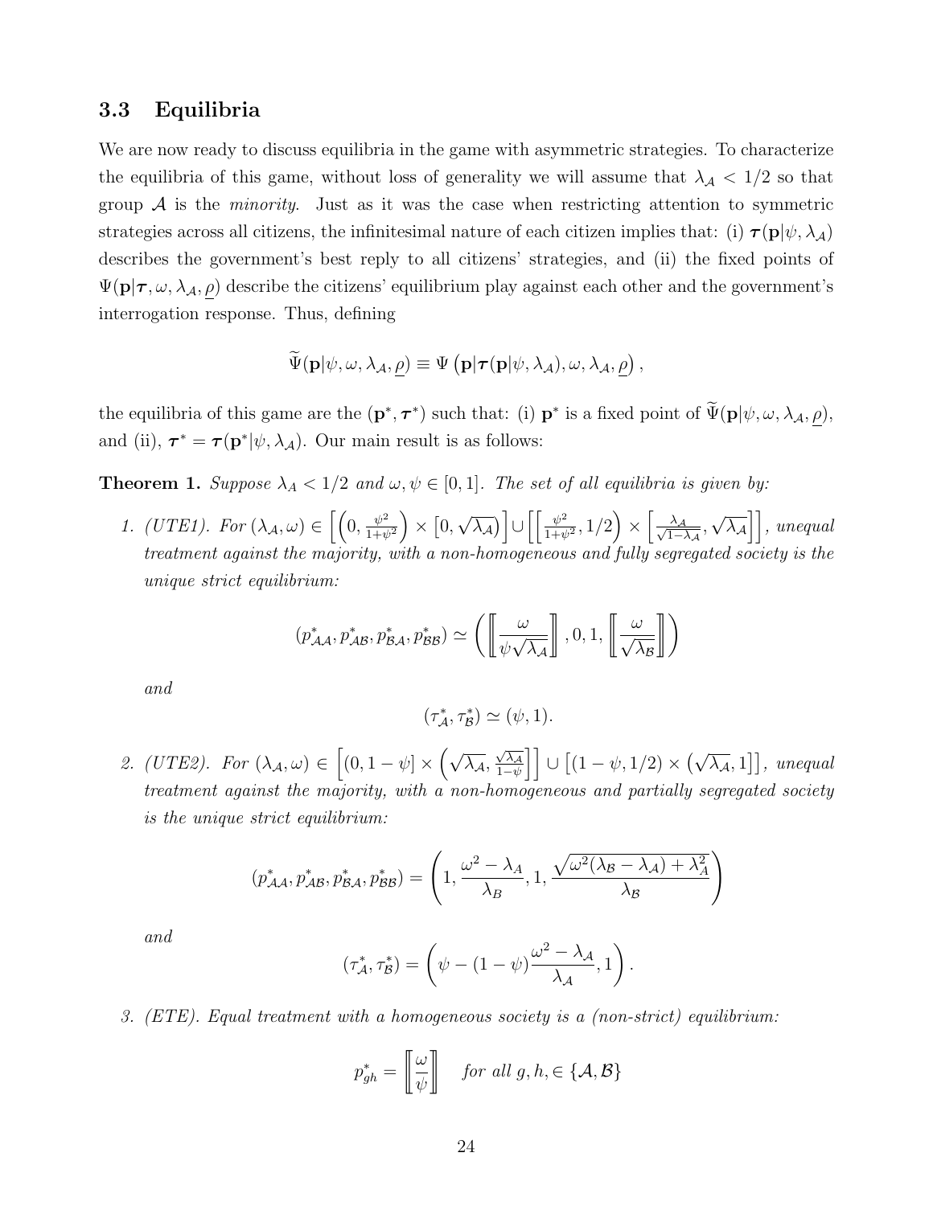### 3.3 Equilibria

We are now ready to discuss equilibria in the game with asymmetric strategies. To characterize the equilibria of this game, without loss of generality we will assume that $\lambda_{\mathcal{A}} < 1/2$ so that group $\mathcal{A}$ is the *minority*. Just as it was the case when restricting attention to symmetric strategies across all citizens, the infinitesimal nature of each citizen implies that: (i) $\boldsymbol{\tau}(\mathbf{p}|\psi, \lambda_{\mathcal{A}})$ describes the government's best reply to all citizens' strategies, and (ii) the fixed points of $\Psi(\mathbf{p}|\boldsymbol{\tau}, \omega, \lambda_{\mathcal{A}}, \underline{\rho})$ describe the citizens' equilibrium play against each other and the government's interrogation response. Thus, defining

$$\widetilde{\Psi}(\mathbf{p}|\psi, \omega, \lambda_{\mathcal{A}}, \underline{\rho}) \equiv \Psi\left(\mathbf{p}|\boldsymbol{\tau}(\mathbf{p}|\psi, \lambda_{\mathcal{A}}), \omega, \lambda_{\mathcal{A}}, \underline{\rho}\right),$$

the equilibria of this game are the $(\mathbf{p}^*, \boldsymbol{\tau}^*)$ such that: (i) $\mathbf{p}^*$ is a fixed point of $\widetilde{\Psi}(\mathbf{p}|\psi, \omega, \lambda_{\mathcal{A}}, \underline{\rho})$, and (ii), $\boldsymbol{\tau}^* = \boldsymbol{\tau}(\mathbf{p}^*|\psi, \lambda_{\mathcal{A}})$. Our main result is as follows:

**Theorem 1.** *Suppose $\lambda_A < 1/2$ and $\omega, \psi \in [0, 1]$. The set of all equilibria is given by:*

1. *(UTE1). For $(\lambda_{\mathcal{A}}, \omega) \in \left[\left(0, \frac{\psi^2}{1+\psi^2}\right) \times \left[0, \sqrt{\lambda_{\mathcal{A}}}\right)\right] \cup \left[\left[\frac{\psi^2}{1+\psi^2}, 1/2\right) \times \left[\frac{\lambda_{\mathcal{A}}}{\sqrt{1-\lambda_{\mathcal{A}}}}, \sqrt{\lambda_{\mathcal{A}}}\right]\right]$, unequal treatment against the majority, with a non-homogeneous and fully segregated society is the unique strict equilibrium:*

$$(p^*_{\mathcal{AA}}, p^*_{\mathcal{AB}}, p^*_{\mathcal{BA}}, p^*_{\mathcal{BB}}) \simeq \left(\left[\!\!\left[\frac{\omega}{\psi\sqrt{\lambda_{\mathcal{A}}}}\right]\!\!\right], 0, 1, \left[\!\!\left[\frac{\omega}{\sqrt{\lambda_{\mathcal{B}}}}\right]\!\!\right]\right)$$

   *and*

$$(\tau^*_{\mathcal{A}}, \tau^*_{\mathcal{B}}) \simeq (\psi, 1).$$

2. *(UTE2). For $(\lambda_{\mathcal{A}}, \omega) \in \left[(0, 1-\psi] \times \left(\sqrt{\lambda_{\mathcal{A}}}, \frac{\sqrt{\lambda_{\mathcal{A}}}}{1-\psi}\right]\right] \cup \left[(1-\psi, 1/2) \times \left(\sqrt{\lambda_{\mathcal{A}}}, 1\right]\right]$, unequal treatment against the majority, with a non-homogeneous and partially segregated society is the unique strict equilibrium:*

$$(p^*_{\mathcal{AA}}, p^*_{\mathcal{AB}}, p^*_{\mathcal{BA}}, p^*_{\mathcal{BB}}) = \left(1, \frac{\omega^2 - \lambda_A}{\lambda_B}, 1, \frac{\sqrt{\omega^2(\lambda_{\mathcal{B}} - \lambda_{\mathcal{A}}) + \lambda_A^2}}{\lambda_{\mathcal{B}}}\right)$$

   *and*

$$(\tau^*_{\mathcal{A}}, \tau^*_{\mathcal{B}}) = \left(\psi - (1-\psi)\frac{\omega^2 - \lambda_{\mathcal{A}}}{\lambda_{\mathcal{A}}}, 1\right).$$

3. *(ETE). Equal treatment with a homogeneous society is a (non-strict) equilibrium:*

$$p^*_{gh} = \left[\!\!\left[\frac{\omega}{\psi}\right]\!\!\right] \quad \textit{for all } g, h, \in \{\mathcal{A}, \mathcal{B}\}$$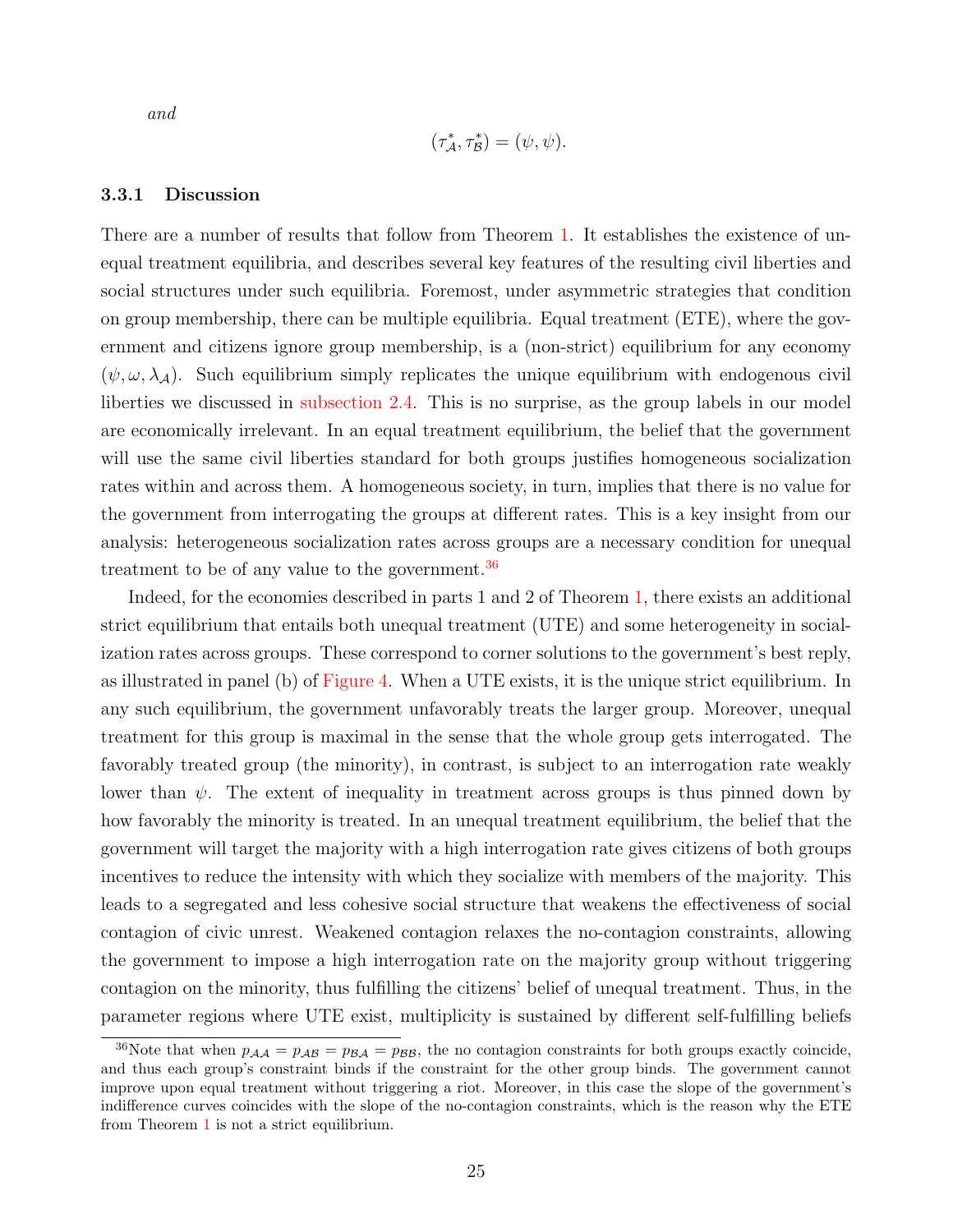*and*

$$(\tau^*_{\mathcal{A}}, \tau^*_{\mathcal{B}}) = (\psi, \psi).$$

### 3.3.1 Discussion

There are a number of results that follow from Theorem 1. It establishes the existence of unequal treatment equilibria, and describes several key features of the resulting civil liberties and social structures under such equilibria. Foremost, under asymmetric strategies that condition on group membership, there can be multiple equilibria. Equal treatment (ETE), where the government and citizens ignore group membership, is a (non-strict) equilibrium for any economy $(\psi, \omega, \lambda_{\mathcal{A}})$. Such equilibrium simply replicates the unique equilibrium with endogenous civil liberties we discussed in subsection 2.4. This is no surprise, as the group labels in our model are economically irrelevant. In an equal treatment equilibrium, the belief that the government will use the same civil liberties standard for both groups justifies homogeneous socialization rates within and across them. A homogeneous society, in turn, implies that there is no value for the government from interrogating the groups at different rates. This is a key insight from our analysis: heterogeneous socialization rates across groups are a necessary condition for unequal treatment to be of any value to the government.[36]

Indeed, for the economies described in parts 1 and 2 of Theorem 1, there exists an additional strict equilibrium that entails both unequal treatment (UTE) and some heterogeneity in socialization rates across groups. These correspond to corner solutions to the government's best reply, as illustrated in panel (b) of Figure 4. When a UTE exists, it is the unique strict equilibrium. In any such equilibrium, the government unfavorably treats the larger group. Moreover, unequal treatment for this group is maximal in the sense that the whole group gets interrogated. The favorably treated group (the minority), in contrast, is subject to an interrogation rate weakly lower than $\psi$. The extent of inequality in treatment across groups is thus pinned down by how favorably the minority is treated. In an unequal treatment equilibrium, the belief that the government will target the majority with a high interrogation rate gives citizens of both groups incentives to reduce the intensity with which they socialize with members of the majority. This leads to a segregated and less cohesive social structure that weakens the effectiveness of social contagion of civic unrest. Weakened contagion relaxes the no-contagion constraints, allowing the government to impose a high interrogation rate on the majority group without triggering contagion on the minority, thus fulfilling the citizens' belief of unequal treatment. Thus, in the parameter regions where UTE exist, multiplicity is sustained by different self-fulfilling beliefs

[36] Note that when $p_{\mathcal{AA}} = p_{\mathcal{AB}} = p_{\mathcal{BA}} = p_{\mathcal{BB}}$, the no contagion constraints for both groups exactly coincide, and thus each group's constraint binds if the constraint for the other group binds. The government cannot improve upon equal treatment without triggering a riot. Moreover, in this case the slope of the government's indifference curves coincides with the slope of the no-contagion constraints, which is the reason why the ETE from Theorem 1 is not a strict equilibrium.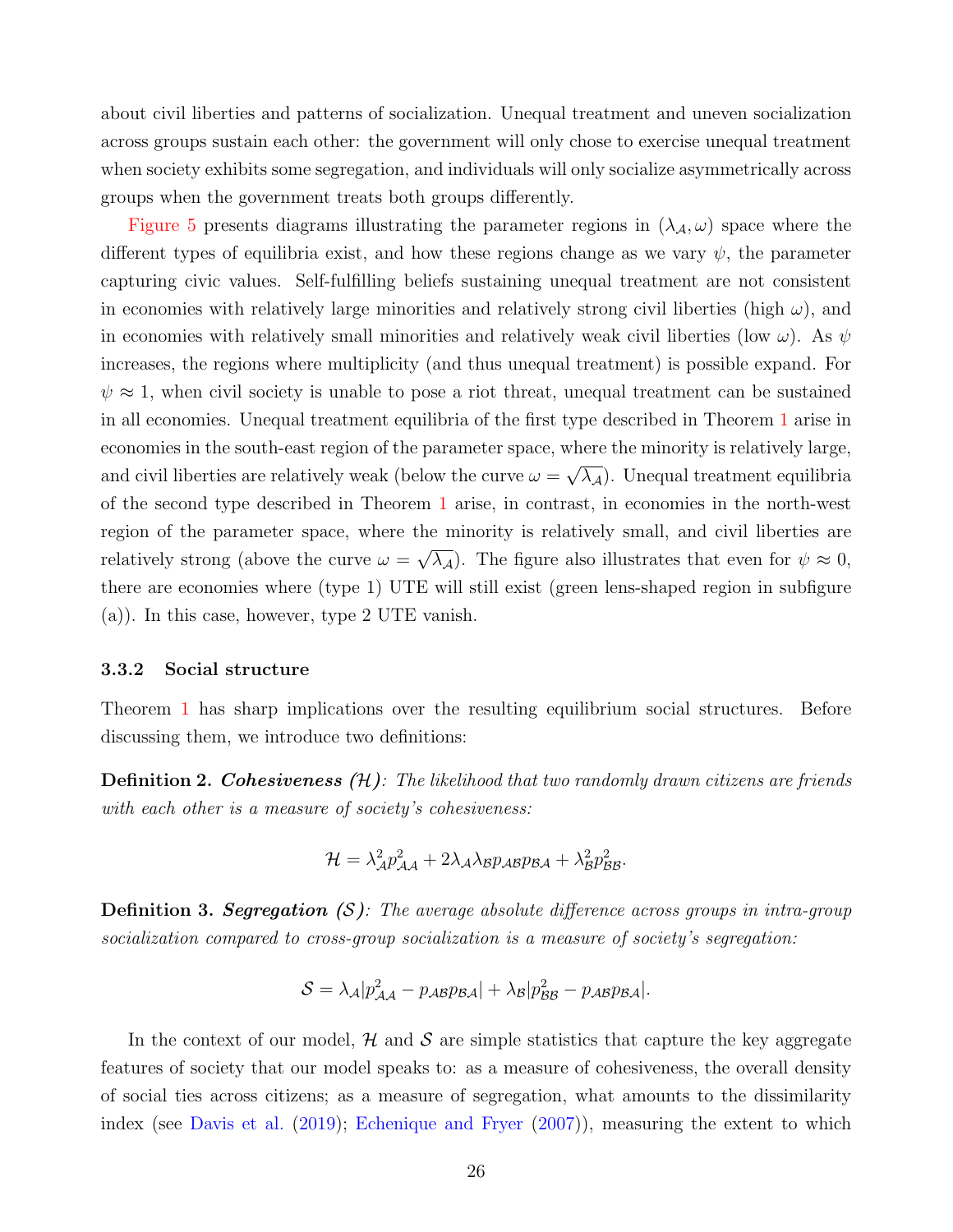about civil liberties and patterns of socialization. Unequal treatment and uneven socialization across groups sustain each other: the government will only chose to exercise unequal treatment when society exhibits some segregation, and individuals will only socialize asymmetrically across groups when the government treats both groups differently.

Figure 5 presents diagrams illustrating the parameter regions in $(\lambda_{\mathcal{A}}, \omega)$ space where the different types of equilibria exist, and how these regions change as we vary $\psi$, the parameter capturing civic values. Self-fulfilling beliefs sustaining unequal treatment are not consistent in economies with relatively large minorities and relatively strong civil liberties (high $\omega$), and in economies with relatively small minorities and relatively weak civil liberties (low $\omega$). As $\psi$ increases, the regions where multiplicity (and thus unequal treatment) is possible expand. For $\psi \approx 1$, when civil society is unable to pose a riot threat, unequal treatment can be sustained in all economies. Unequal treatment equilibria of the first type described in Theorem 1 arise in economies in the south-east region of the parameter space, where the minority is relatively large, and civil liberties are relatively weak (below the curve $\omega = \sqrt{\lambda_{\mathcal{A}}}$). Unequal treatment equilibria of the second type described in Theorem 1 arise, in contrast, in economies in the north-west region of the parameter space, where the minority is relatively small, and civil liberties are relatively strong (above the curve $\omega = \sqrt{\lambda_{\mathcal{A}}}$). The figure also illustrates that even for $\psi \approx 0$, there are economies where (type 1) UTE will still exist (green lens-shaped region in subfigure (a)). In this case, however, type 2 UTE vanish.

### 3.3.2 Social structure

Theorem 1 has sharp implications over the resulting equilibrium social structures. Before discussing them, we introduce two definitions:

**Definition 2.** ***Cohesiveness*** **($\mathcal{H}$)***: The likelihood that two randomly drawn citizens are friends with each other is a measure of society's cohesiveness:*

$$\mathcal{H} = \lambda_{\mathcal{A}}^2 p_{\mathcal{A}\mathcal{A}}^2 + 2\lambda_{\mathcal{A}}\lambda_{\mathcal{B}} p_{\mathcal{A}\mathcal{B}} p_{\mathcal{B}\mathcal{A}} + \lambda_{\mathcal{B}}^2 p_{\mathcal{B}\mathcal{B}}^2.$$

**Definition 3.** ***Segregation*** **($\mathcal{S}$)***: The average absolute difference across groups in intra-group socialization compared to cross-group socialization is a measure of society's segregation:*

$$\mathcal{S} = \lambda_{\mathcal{A}} |p_{\mathcal{A}\mathcal{A}}^2 - p_{\mathcal{A}\mathcal{B}} p_{\mathcal{B}\mathcal{A}}| + \lambda_{\mathcal{B}} |p_{\mathcal{B}\mathcal{B}}^2 - p_{\mathcal{A}\mathcal{B}} p_{\mathcal{B}\mathcal{A}}|.$$

In the context of our model, $\mathcal{H}$ and $\mathcal{S}$ are simple statistics that capture the key aggregate features of society that our model speaks to: as a measure of cohesiveness, the overall density of social ties across citizens; as a measure of segregation, what amounts to the dissimilarity index (see Davis et al. (2019); Echenique and Fryer (2007)), measuring the extent to which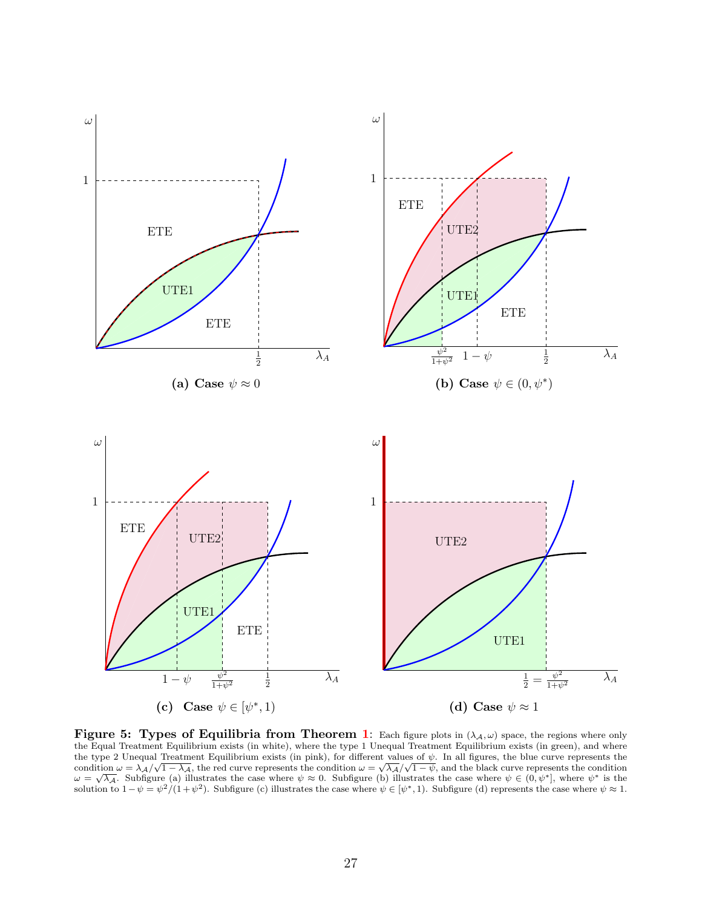ω

1

ETE

UTE1

ETE

$\frac{1}{2}$

$\lambda_A$

**(a) Case $\psi \approx 0$**

ω

1

ETE

UTE2

UTE1

ETE

$\frac{\psi^2}{1+\psi^2}$ $1-\psi$ $\frac{1}{2}$

$\lambda_A$

**(b) Case $\psi \in (0, \psi^*)$**

ω

1

ETE

UTE2

UTE1

ETE

$1-\psi$ $\frac{\psi^2}{1+\psi^2}$ $\frac{1}{2}$

$\lambda_A$

**(c) Case $\psi \in [\psi^*, 1)$**

ω

1

UTE2

UTE1

$\frac{1}{2} = \frac{\psi^2}{1+\psi^2}$

$\lambda_A$

**(d) Case $\psi \approx 1$**

**Figure 5: Types of Equilibria from Theorem 1**: Each figure plots in $(\lambda_{\mathcal{A}}, \omega)$ space, the regions where only the Equal Treatment Equilibrium exists (in white), where the type 1 Unequal Treatment Equilibrium exists (in green), and where the type 2 Unequal Treatment Equilibrium exists (in pink), for different values of $\psi$. In all figures, the blue curve represents the condition $\omega = \lambda_{\mathcal{A}}/\sqrt{1-\lambda_{\mathcal{A}}}$, the red curve represents the condition $\omega = \sqrt{\lambda_{\mathcal{A}}}/\sqrt{1-\psi}$, and the black curve represents the condition $\omega = \sqrt{\lambda_{\mathcal{A}}}$. Subfigure (a) illustrates the case where $\psi \approx 0$. Subfigure (b) illustrates the case where $\psi \in (0, \psi^*]$, where $\psi^*$ is the solution to $1-\psi = \psi^2/(1+\psi^2)$. Subfigure (c) illustrates the case where $\psi \in [\psi^*, 1)$. Subfigure (d) represents the case where $\psi \approx 1$.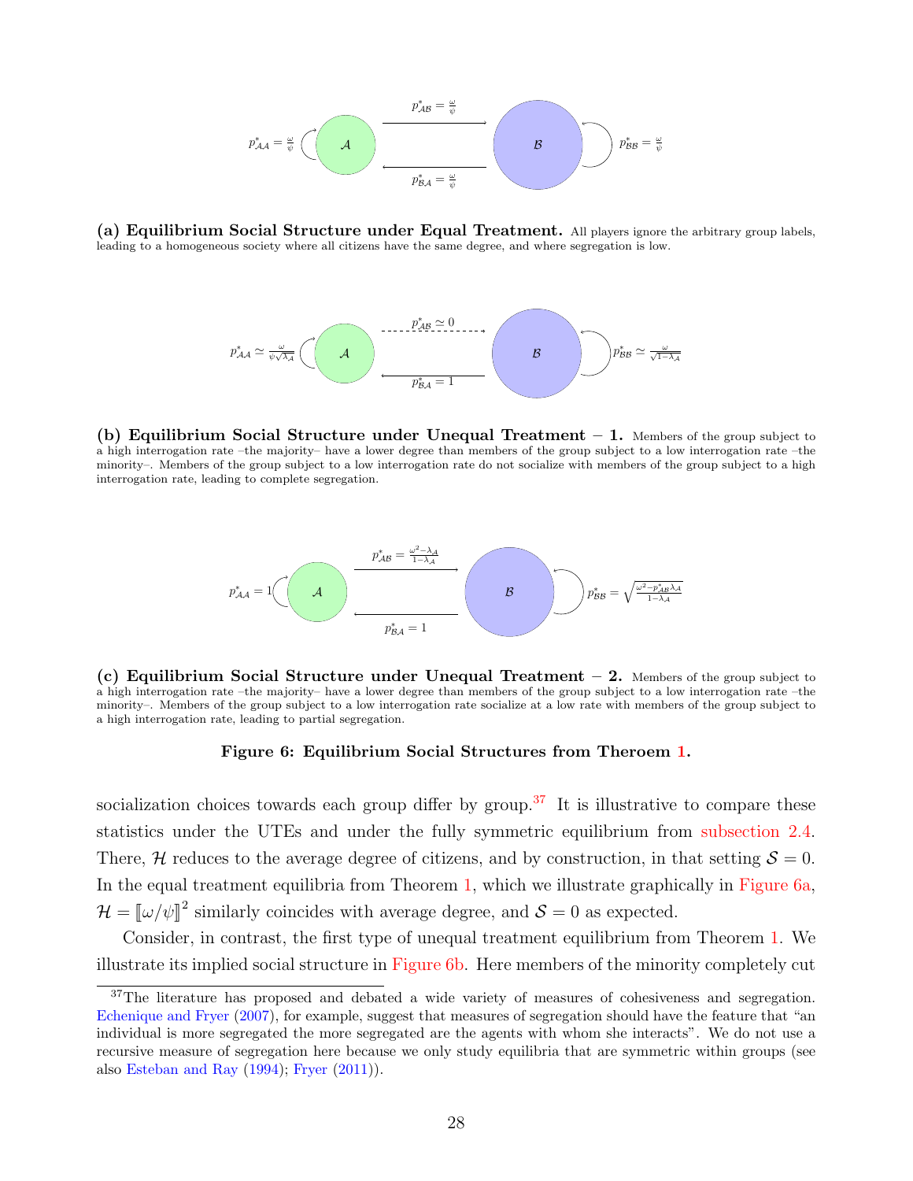$p^*_{\mathcal{AB}} = \frac{\omega}{\psi}$

$p^*_{\mathcal{AA}} = \frac{\omega}{\psi}$ $\mathcal{A}$ $\mathcal{B}$ $p^*_{\mathcal{BB}} = \frac{\omega}{\psi}$

$p^*_{\mathcal{BA}} = \frac{\omega}{\psi}$

**(a) Equilibrium Social Structure under Equal Treatment.** All players ignore the arbitrary group labels, leading to a homogeneous society where all citizens have the same degree, and where segregation is low.

$p^*_{\mathcal{AB}} \simeq 0$

$p^*_{\mathcal{AA}} \simeq \frac{\omega}{\psi\sqrt{\lambda_{\mathcal{A}}}}$ $\mathcal{A}$ $\mathcal{B}$ $p^*_{\mathcal{BB}} \simeq \frac{\omega}{\sqrt{1-\lambda_{\mathcal{A}}}}$

$p^*_{\mathcal{BA}} = 1$

**(b) Equilibrium Social Structure under Unequal Treatment – 1.** Members of the group subject to a high interrogation rate –the majority– have a lower degree than members of the group subject to a low interrogation rate –the minority–. Members of the group subject to a low interrogation rate do not socialize with members of the group subject to a high interrogation rate, leading to complete segregation.

$p^*_{\mathcal{AB}} = \frac{\omega^2-\lambda_{\mathcal{A}}}{1-\lambda_{\mathcal{A}}}$

$p^*_{\mathcal{AA}} = 1$ $\mathcal{A}$ $\mathcal{B}$ $p^*_{\mathcal{BB}} = \sqrt{\frac{\omega^2-p^*_{\mathcal{AB}}\lambda_{\mathcal{A}}}{1-\lambda_{\mathcal{A}}}}$

$p^*_{\mathcal{BA}} = 1$

**(c) Equilibrium Social Structure under Unequal Treatment – 2.** Members of the group subject to a high interrogation rate –the majority– have a lower degree than members of the group subject to a low interrogation rate –the minority–. Members of the group subject to a low interrogation rate socialize at a low rate with members of the group subject to a high interrogation rate, leading to partial segregation.

**Figure 6: Equilibrium Social Structures from Theroem 1.**

socialization choices towards each group differ by group.[37] It is illustrative to compare these statistics under the UTEs and under the fully symmetric equilibrium from subsection 2.4. There, $\mathcal{H}$ reduces to the average degree of citizens, and by construction, in that setting $\mathcal{S} = 0$. In the equal treatment equilibria from Theorem 1, which we illustrate graphically in Figure 6a, $\mathcal{H} = [\![\omega/\psi]\!]^2$ similarly coincides with average degree, and $\mathcal{S} = 0$ as expected.

Consider, in contrast, the first type of unequal treatment equilibrium from Theorem 1. We illustrate its implied social structure in Figure 6b. Here members of the minority completely cut

[37] The literature has proposed and debated a wide variety of measures of cohesiveness and segregation. Echenique and Fryer (2007), for example, suggest that measures of segregation should have the feature that "an individual is more segregated the more segregated are the agents with whom she interacts". We do not use a recursive measure of segregation here because we only study equilibria that are symmetric within groups (see also Esteban and Ray (1994); Fryer (2011)).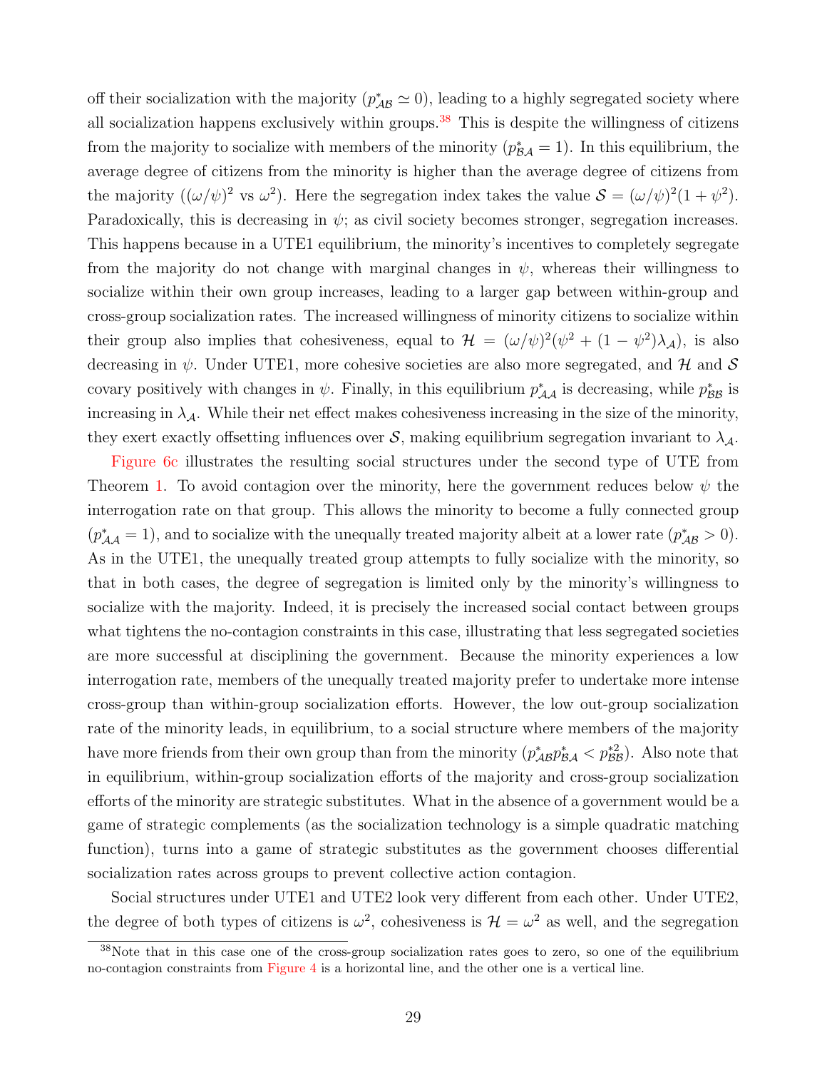off their socialization with the majority ($p^*_{\mathcal{AB}} \simeq 0$), leading to a highly segregated society where all socialization happens exclusively within groups.[38] This is despite the willingness of citizens from the majority to socialize with members of the minority ($p^*_{\mathcal{BA}} = 1$). In this equilibrium, the average degree of citizens from the minority is higher than the average degree of citizens from the majority ($(\omega/\psi)^2$ vs $\omega^2$). Here the segregation index takes the value $\mathcal{S} = (\omega/\psi)^2(1+\psi^2)$. Paradoxically, this is decreasing in $\psi$; as civil society becomes stronger, segregation increases. This happens because in a UTE1 equilibrium, the minority's incentives to completely segregate from the majority do not change with marginal changes in $\psi$, whereas their willingness to socialize within their own group increases, leading to a larger gap between within-group and cross-group socialization rates. The increased willingness of minority citizens to socialize within their group also implies that cohesiveness, equal to $\mathcal{H} = (\omega/\psi)^2(\psi^2 + (1-\psi^2)\lambda_{\mathcal{A}})$, is also decreasing in $\psi$. Under UTE1, more cohesive societies are also more segregated, and $\mathcal{H}$ and $\mathcal{S}$ covary positively with changes in $\psi$. Finally, in this equilibrium $p^*_{\mathcal{AA}}$ is decreasing, while $p^*_{\mathcal{BB}}$ is increasing in $\lambda_{\mathcal{A}}$. While their net effect makes cohesiveness increasing in the size of the minority, they exert exactly offsetting influences over $\mathcal{S}$, making equilibrium segregation invariant to $\lambda_{\mathcal{A}}$.

Figure 6c illustrates the resulting social structures under the second type of UTE from Theorem 1. To avoid contagion over the minority, here the government reduces below $\psi$ the interrogation rate on that group. This allows the minority to become a fully connected group ($p^*_{\mathcal{AA}} = 1$), and to socialize with the unequally treated majority albeit at a lower rate ($p^*_{\mathcal{AB}} > 0$). As in the UTE1, the unequally treated group attempts to fully socialize with the minority, so that in both cases, the degree of segregation is limited only by the minority's willingness to socialize with the majority. Indeed, it is precisely the increased social contact between groups what tightens the no-contagion constraints in this case, illustrating that less segregated societies are more successful at disciplining the government. Because the minority experiences a low interrogation rate, members of the unequally treated majority prefer to undertake more intense cross-group than within-group socialization efforts. However, the low out-group socialization rate of the minority leads, in equilibrium, to a social structure where members of the majority have more friends from their own group than from the minority ($p^*_{\mathcal{AB}} p^*_{\mathcal{BA}} < p^{*2}_{\mathcal{BB}}$). Also note that in equilibrium, within-group socialization efforts of the majority and cross-group socialization efforts of the minority are strategic substitutes. What in the absence of a government would be a game of strategic complements (as the socialization technology is a simple quadratic matching function), turns into a game of strategic substitutes as the government chooses differential socialization rates across groups to prevent collective action contagion.

Social structures under UTE1 and UTE2 look very different from each other. Under UTE2, the degree of both types of citizens is $\omega^2$, cohesiveness is $\mathcal{H} = \omega^2$ as well, and the segregation

[38] Note that in this case one of the cross-group socialization rates goes to zero, so one of the equilibrium no-contagion constraints from Figure 4 is a horizontal line, and the other one is a vertical line.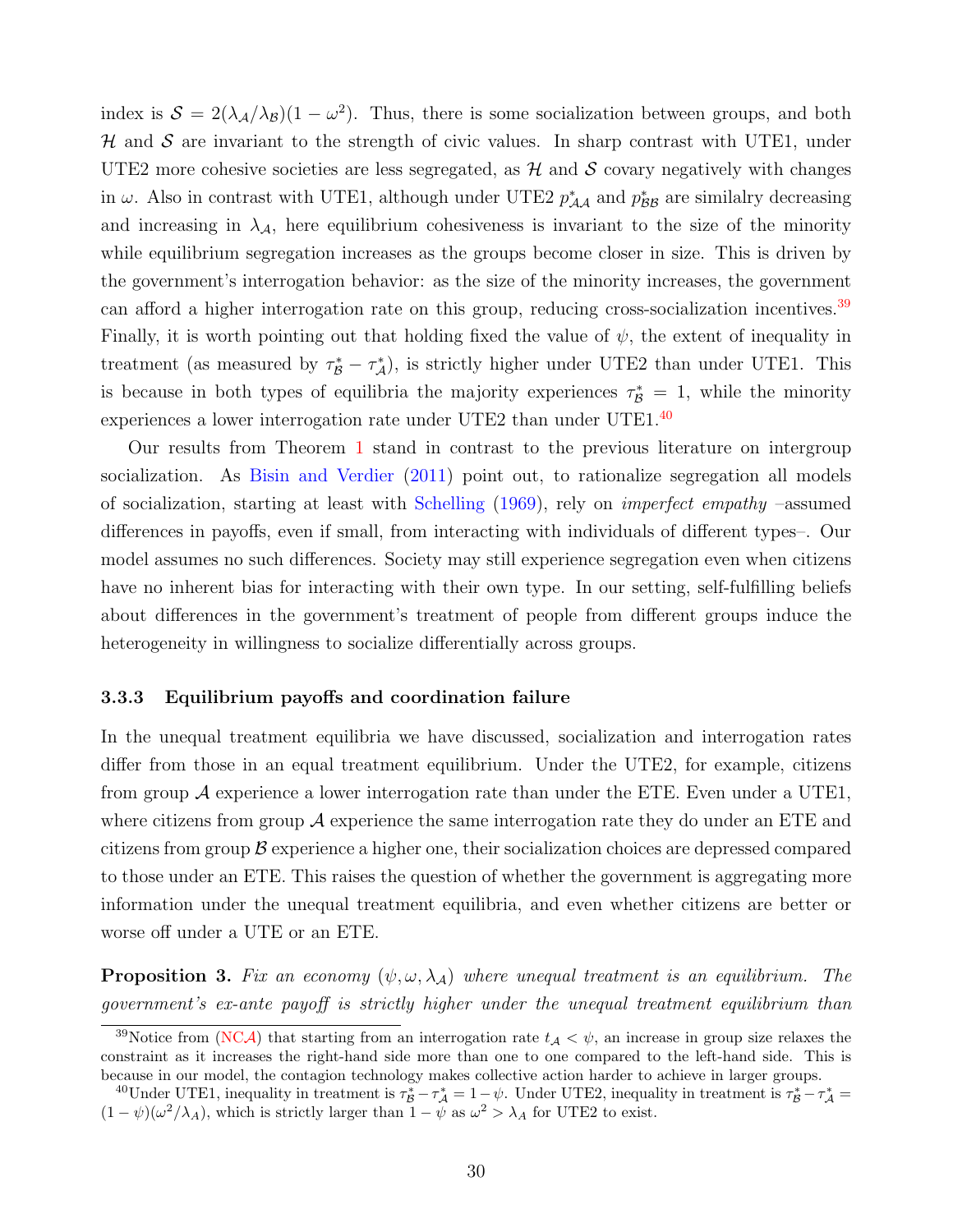index is $\mathcal{S} = 2(\lambda_{\mathcal{A}}/\lambda_{\mathcal{B}})(1-\omega^2)$. Thus, there is some socialization between groups, and both $\mathcal{H}$ and $\mathcal{S}$ are invariant to the strength of civic values. In sharp contrast with UTE1, under UTE2 more cohesive societies are less segregated, as $\mathcal{H}$ and $\mathcal{S}$ covary negatively with changes in $\omega$. Also in contrast with UTE1, although under UTE2 $p^*_{\mathcal{AA}}$ and $p^*_{\mathcal{BB}}$ are similalry decreasing and increasing in $\lambda_{\mathcal{A}}$, here equilibrium cohesiveness is invariant to the size of the minority while equilibrium segregation increases as the groups become closer in size. This is driven by the government's interrogation behavior: as the size of the minority increases, the government can afford a higher interrogation rate on this group, reducing cross-socialization incentives.[39] Finally, it is worth pointing out that holding fixed the value of $\psi$, the extent of inequality in treatment (as measured by $\tau^*_{\mathcal{B}} - \tau^*_{\mathcal{A}}$), is strictly higher under UTE2 than under UTE1. This is because in both types of equilibria the majority experiences $\tau^*_{\mathcal{B}} = 1$, while the minority experiences a lower interrogation rate under UTE2 than under UTE1.[40]

Our results from Theorem 1 stand in contrast to the previous literature on intergroup socialization. As Bisin and Verdier (2011) point out, to rationalize segregation all models of socialization, starting at least with Schelling (1969), rely on *imperfect empathy* –assumed differences in payoffs, even if small, from interacting with individuals of different types–. Our model assumes no such differences. Society may still experience segregation even when citizens have no inherent bias for interacting with their own type. In our setting, self-fulfilling beliefs about differences in the government's treatment of people from different groups induce the heterogeneity in willingness to socialize differentially across groups.

### 3.3.3 Equilibrium payoffs and coordination failure

In the unequal treatment equilibria we have discussed, socialization and interrogation rates differ from those in an equal treatment equilibrium. Under the UTE2, for example, citizens from group $\mathcal{A}$ experience a lower interrogation rate than under the ETE. Even under a UTE1, where citizens from group $\mathcal{A}$ experience the same interrogation rate they do under an ETE and citizens from group $\mathcal{B}$ experience a higher one, their socialization choices are depressed compared to those under an ETE. This raises the question of whether the government is aggregating more information under the unequal treatment equilibria, and even whether citizens are better or worse off under a UTE or an ETE.

**Proposition 3.** *Fix an economy $(\psi, \omega, \lambda_{\mathcal{A}})$ where unequal treatment is an equilibrium. The government's ex-ante payoff is strictly higher under the unequal treatment equilibrium than*

[39] Notice from (NC$\mathcal{A}$) that starting from an interrogation rate $t_{\mathcal{A}} < \psi$, an increase in group size relaxes the constraint as it increases the right-hand side more than one to one compared to the left-hand side. This is because in our model, the contagion technology makes collective action harder to achieve in larger groups.

[40] Under UTE1, inequality in treatment is $\tau^*_{\mathcal{B}} - \tau^*_{\mathcal{A}} = 1 - \psi$. Under UTE2, inequality in treatment is $\tau^*_{\mathcal{B}} - \tau^*_{\mathcal{A}} = (1-\psi)(\omega^2/\lambda_A)$, which is strictly larger than $1-\psi$ as $\omega^2 > \lambda_A$ for UTE2 to exist.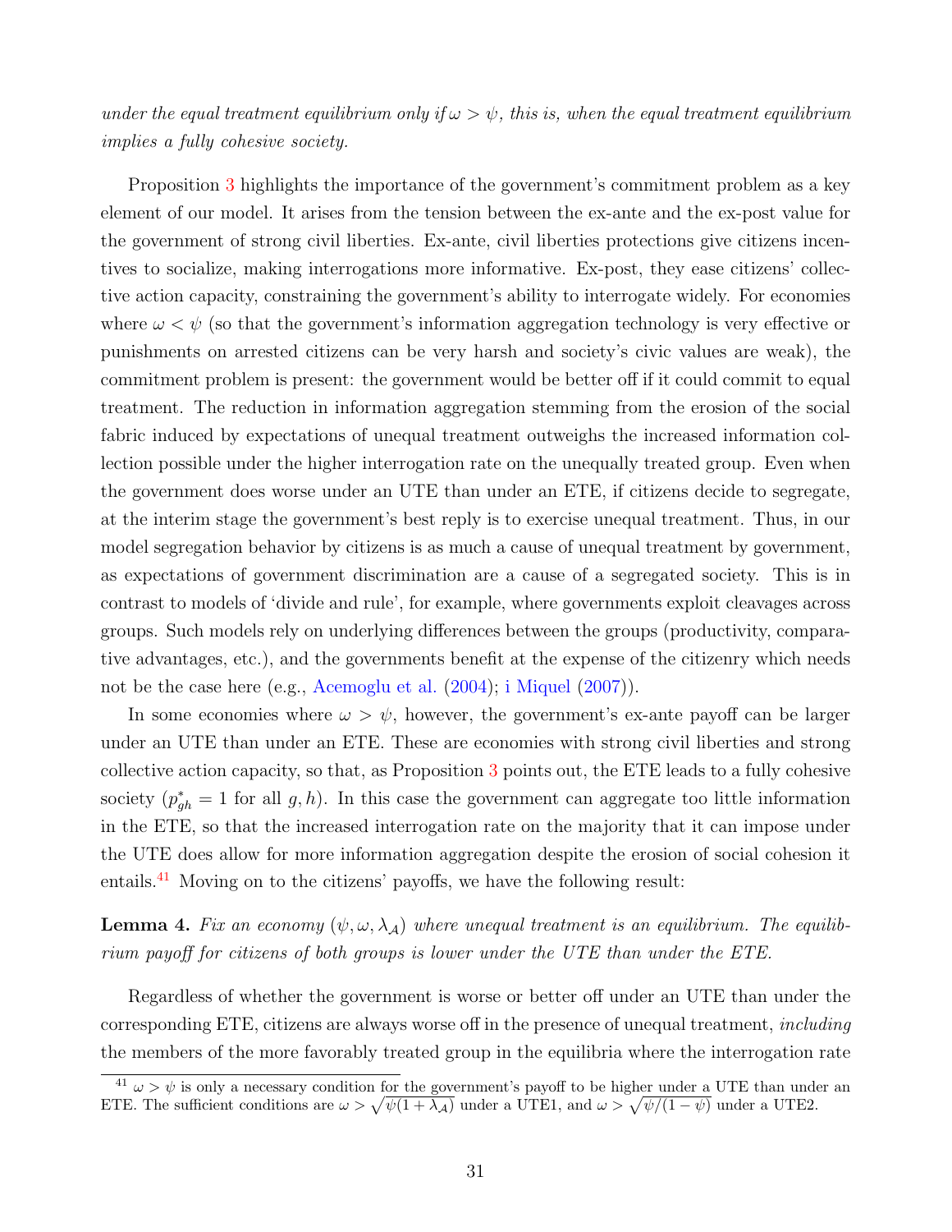*under the equal treatment equilibrium only if $\omega > \psi$, this is, when the equal treatment equilibrium implies a fully cohesive society.*

Proposition 3 highlights the importance of the government's commitment problem as a key element of our model. It arises from the tension between the ex-ante and the ex-post value for the government of strong civil liberties. Ex-ante, civil liberties protections give citizens incentives to socialize, making interrogations more informative. Ex-post, they ease citizens' collective action capacity, constraining the government's ability to interrogate widely. For economies where $\omega < \psi$ (so that the government's information aggregation technology is very effective or punishments on arrested citizens can be very harsh and society's civic values are weak), the commitment problem is present: the government would be better off if it could commit to equal treatment. The reduction in information aggregation stemming from the erosion of the social fabric induced by expectations of unequal treatment outweighs the increased information collection possible under the higher interrogation rate on the unequally treated group. Even when the government does worse under an UTE than under an ETE, if citizens decide to segregate, at the interim stage the government's best reply is to exercise unequal treatment. Thus, in our model segregation behavior by citizens is as much a cause of unequal treatment by government, as expectations of government discrimination are a cause of a segregated society. This is in contrast to models of 'divide and rule', for example, where governments exploit cleavages across groups. Such models rely on underlying differences between the groups (productivity, comparative advantages, etc.), and the governments benefit at the expense of the citizenry which needs not be the case here (e.g., Acemoglu et al. (2004); i Miquel (2007)).

In some economies where $\omega > \psi$, however, the government's ex-ante payoff can be larger under an UTE than under an ETE. These are economies with strong civil liberties and strong collective action capacity, so that, as Proposition 3 points out, the ETE leads to a fully cohesive society ($p^*_{gh} = 1$ for all $g, h$). In this case the government can aggregate too little information in the ETE, so that the increased interrogation rate on the majority that it can impose under the UTE does allow for more information aggregation despite the erosion of social cohesion it entails.[41] Moving on to the citizens' payoffs, we have the following result:

**Lemma 4.** *Fix an economy $(\psi, \omega, \lambda_{\mathcal{A}})$ where unequal treatment is an equilibrium. The equilibrium payoff for citizens of both groups is lower under the UTE than under the ETE.*

Regardless of whether the government is worse or better off under an UTE than under the corresponding ETE, citizens are always worse off in the presence of unequal treatment, *including* the members of the more favorably treated group in the equilibria where the interrogation rate

[41] $\omega > \psi$ is only a necessary condition for the government's payoff to be higher under a UTE than under an ETE. The sufficient conditions are $\omega > \sqrt{\psi(1 + \lambda_{\mathcal{A}})}$ under a UTE1, and $\omega > \sqrt{\psi/(1 - \psi)}$ under a UTE2.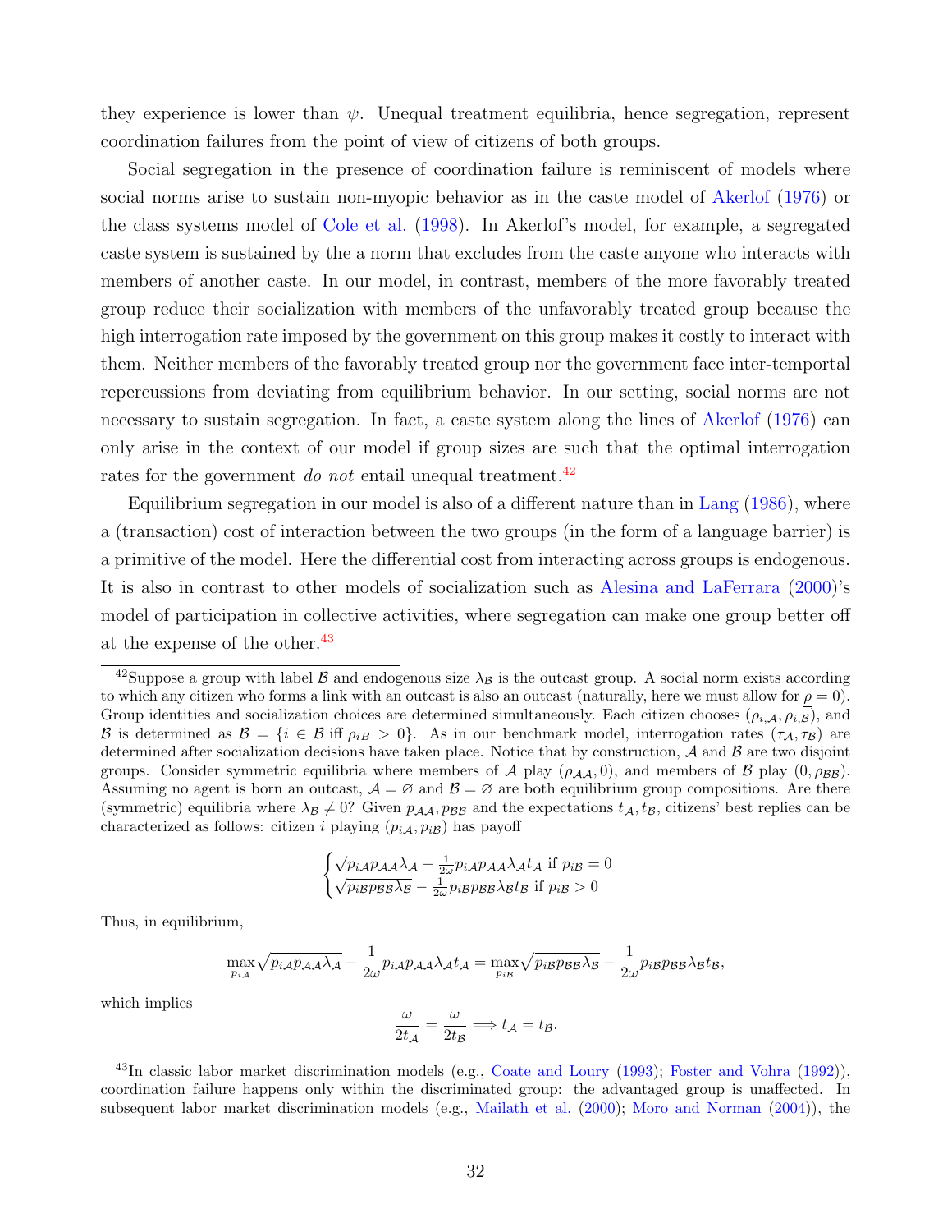they experience is lower than $\psi$. Unequal treatment equilibria, hence segregation, represent coordination failures from the point of view of citizens of both groups.

Social segregation in the presence of coordination failure is reminiscent of models where social norms arise to sustain non-myopic behavior as in the caste model of Akerlof (1976) or the class systems model of Cole et al. (1998). In Akerlof's model, for example, a segregated caste system is sustained by the a norm that excludes from the caste anyone who interacts with members of another caste. In our model, in contrast, members of the more favorably treated group reduce their socialization with members of the unfavorably treated group because the high interrogation rate imposed by the government on this group makes it costly to interact with them. Neither members of the favorably treated group nor the government face inter-temportal repercussions from deviating from equilibrium behavior. In our setting, social norms are not necessary to sustain segregation. In fact, a caste system along the lines of Akerlof (1976) can only arise in the context of our model if group sizes are such that the optimal interrogation rates for the government *do not* entail unequal treatment.[42]

Equilibrium segregation in our model is also of a different nature than in Lang (1986), where a (transaction) cost of interaction between the two groups (in the form of a language barrier) is a primitive of the model. Here the differential cost from interacting across groups is endogenous. It is also in contrast to other models of socialization such as Alesina and LaFerrara (2000)'s model of participation in collective activities, where segregation can make one group better off at the expense of the other.[43]

[42]Suppose a group with label $\mathcal{B}$ and endogenous size $\lambda_{\mathcal{B}}$ is the outcast group. A social norm exists according to which any citizen who forms a link with an outcast is also an outcast (naturally, here we must allow for $\rho = 0$). Group identities and socialization choices are determined simultaneously. Each citizen chooses $(\rho_{i,\mathcal{A}}, \rho_{i,\mathcal{B}})$, and $\mathcal{B}$ is determined as $\mathcal{B} = \{i \in \mathcal{B} \text{ iff } \rho_{i\mathcal{B}} > 0\}$. As in our benchmark model, interrogation rates $(\tau_{\mathcal{A}}, \tau_{\mathcal{B}})$ are determined after socialization decisions have taken place. Notice that by construction, $\mathcal{A}$ and $\mathcal{B}$ are two disjoint groups. Consider symmetric equilibria where members of $\mathcal{A}$ play $(\rho_{\mathcal{A}\mathcal{A}}, 0)$, and members of $\mathcal{B}$ play $(0, \rho_{\mathcal{B}\mathcal{B}})$. Assuming no agent is born an outcast, $\mathcal{A} = \varnothing$ and $\mathcal{B} = \varnothing$ are both equilibrium group compositions. Are there (symmetric) equilibria where $\lambda_{\mathcal{B}} \neq 0$? Given $p_{\mathcal{A}\mathcal{A}}, p_{\mathcal{B}\mathcal{B}}$ and the expectations $t_{\mathcal{A}}, t_{\mathcal{B}}$, citizens' best replies can be characterized as follows: citizen $i$ playing $(p_{i\mathcal{A}}, p_{i\mathcal{B}})$ has payoff

$$\begin{cases} \sqrt{p_{i\mathcal{A}} p_{\mathcal{A}\mathcal{A}} \lambda_{\mathcal{A}}} - \frac{1}{2\omega} p_{i\mathcal{A}} p_{\mathcal{A}\mathcal{A}} \lambda_{\mathcal{A}} t_{\mathcal{A}} \text{ if } p_{i\mathcal{B}} = 0 \\ \sqrt{p_{i\mathcal{B}} p_{\mathcal{B}\mathcal{B}} \lambda_{\mathcal{B}}} - \frac{1}{2\omega} p_{i\mathcal{B}} p_{\mathcal{B}\mathcal{B}} \lambda_{\mathcal{B}} t_{\mathcal{B}} \text{ if } p_{i\mathcal{B}} > 0 \end{cases}$$

Thus, in equilibrium,

$$\max_{p_{i\mathcal{A}}} \sqrt{p_{i\mathcal{A}} p_{\mathcal{A}\mathcal{A}} \lambda_{\mathcal{A}}} - \frac{1}{2\omega} p_{i\mathcal{A}} p_{\mathcal{A}\mathcal{A}} \lambda_{\mathcal{A}} t_{\mathcal{A}} = \max_{p_{i\mathcal{B}}} \sqrt{p_{i\mathcal{B}} p_{\mathcal{B}\mathcal{B}} \lambda_{\mathcal{B}}} - \frac{1}{2\omega} p_{i\mathcal{B}} p_{\mathcal{B}\mathcal{B}} \lambda_{\mathcal{B}} t_{\mathcal{B}},$$

which implies

$$\frac{\omega}{2t_{\mathcal{A}}} = \frac{\omega}{2t_{\mathcal{B}}} \Longrightarrow t_{\mathcal{A}} = t_{\mathcal{B}}.$$

[43]In classic labor market discrimination models (e.g., Coate and Loury (1993); Foster and Vohra (1992)), coordination failure happens only within the discriminated group: the advantaged group is unaffected. In subsequent labor market discrimination models (e.g., Mailath et al. (2000); Moro and Norman (2004)), the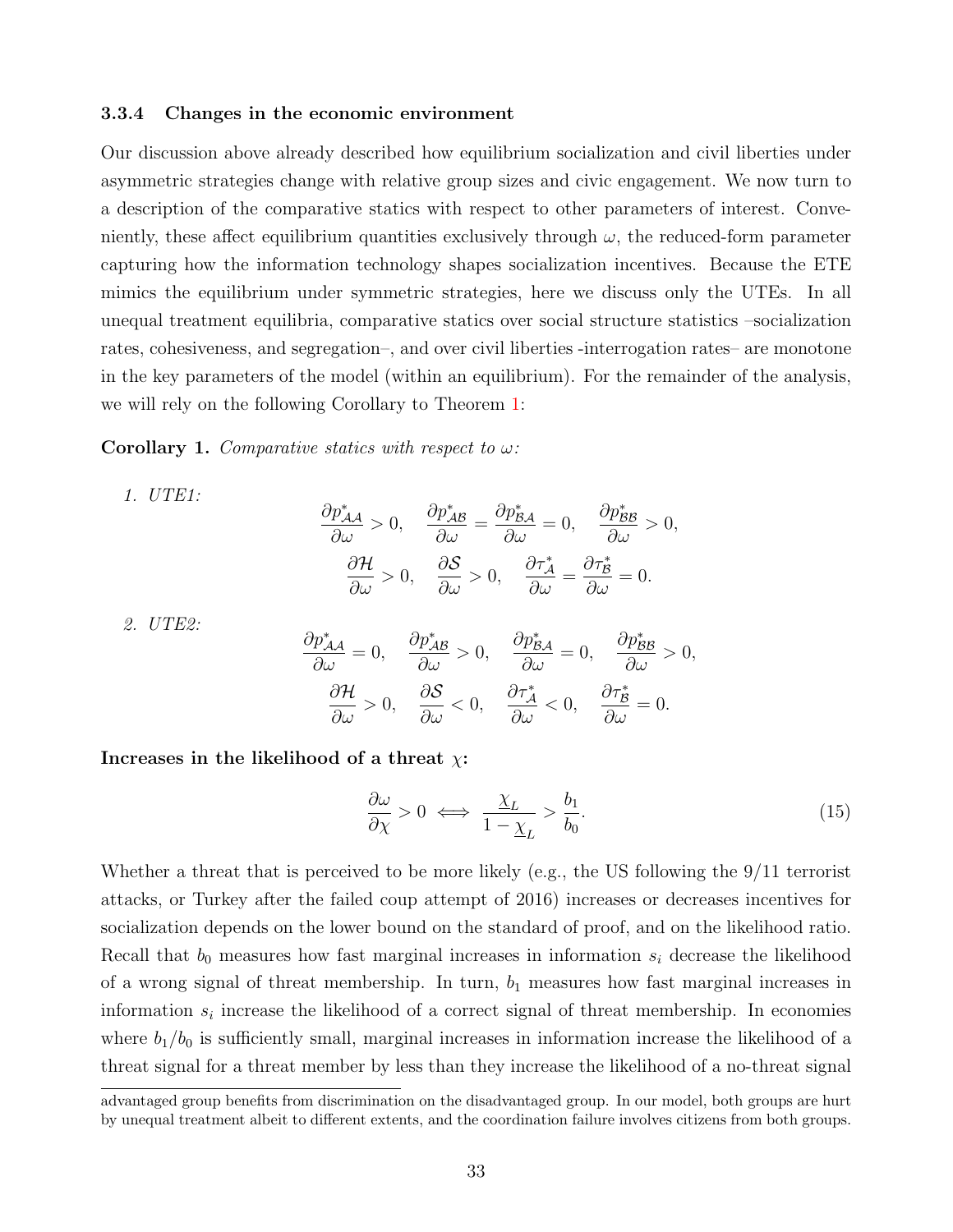### 3.3.4 Changes in the economic environment

Our discussion above already described how equilibrium socialization and civil liberties under asymmetric strategies change with relative group sizes and civic engagement. We now turn to a description of the comparative statics with respect to other parameters of interest. Conveniently, these affect equilibrium quantities exclusively through $\omega$, the reduced-form parameter capturing how the information technology shapes socialization incentives. Because the ETE mimics the equilibrium under symmetric strategies, here we discuss only the UTEs. In all unequal treatment equilibria, comparative statics over social structure statistics –socialization rates, cohesiveness, and segregation–, and over civil liberties -interrogation rates– are monotone in the key parameters of the model (within an equilibrium). For the remainder of the analysis, we will rely on the following Corollary to Theorem 1:

**Corollary 1.** *Comparative statics with respect to $\omega$:*

1. *UTE1:*

$$\frac{\partial p^*_{\mathcal{AA}}}{\partial \omega} > 0, \quad \frac{\partial p^*_{\mathcal{AB}}}{\partial \omega} = \frac{\partial p^*_{\mathcal{BA}}}{\partial \omega} = 0, \quad \frac{\partial p^*_{\mathcal{BB}}}{\partial \omega} > 0,$$
$$\frac{\partial \mathcal{H}}{\partial \omega} > 0, \quad \frac{\partial \mathcal{S}}{\partial \omega} > 0, \quad \frac{\partial \tau^*_{\mathcal{A}}}{\partial \omega} = \frac{\partial \tau^*_{\mathcal{B}}}{\partial \omega} = 0.$$

2. *UTE2:*

$$\frac{\partial p^*_{\mathcal{AA}}}{\partial \omega} = 0, \quad \frac{\partial p^*_{\mathcal{AB}}}{\partial \omega} > 0, \quad \frac{\partial p^*_{\mathcal{BA}}}{\partial \omega} = 0, \quad \frac{\partial p^*_{\mathcal{BB}}}{\partial \omega} > 0,$$
$$\frac{\partial \mathcal{H}}{\partial \omega} > 0, \quad \frac{\partial \mathcal{S}}{\partial \omega} < 0, \quad \frac{\partial \tau^*_{\mathcal{A}}}{\partial \omega} < 0, \quad \frac{\partial \tau^*_{\mathcal{B}}}{\partial \omega} = 0.$$

**Increases in the likelihood of a threat $\chi$:**

$$\frac{\partial \omega}{\partial \chi} > 0 \iff \frac{\underline{\chi}_L}{1 - \underline{\chi}_L} > \frac{b_1}{b_0}. \tag{15}$$

Whether a threat that is perceived to be more likely (e.g., the US following the 9/11 terrorist attacks, or Turkey after the failed coup attempt of 2016) increases or decreases incentives for socialization depends on the lower bound on the standard of proof, and on the likelihood ratio. Recall that $b_0$ measures how fast marginal increases in information $s_i$ decrease the likelihood of a wrong signal of threat membership. In turn, $b_1$ measures how fast marginal increases in information $s_i$ increase the likelihood of a correct signal of threat membership. In economies where $b_1/b_0$ is sufficiently small, marginal increases in information increase the likelihood of a threat signal for a threat member by less than they increase the likelihood of a no-threat signal

advantaged group benefits from discrimination on the disadvantaged group. In our model, both groups are hurt by unequal treatment albeit to different extents, and the coordination failure involves citizens from both groups.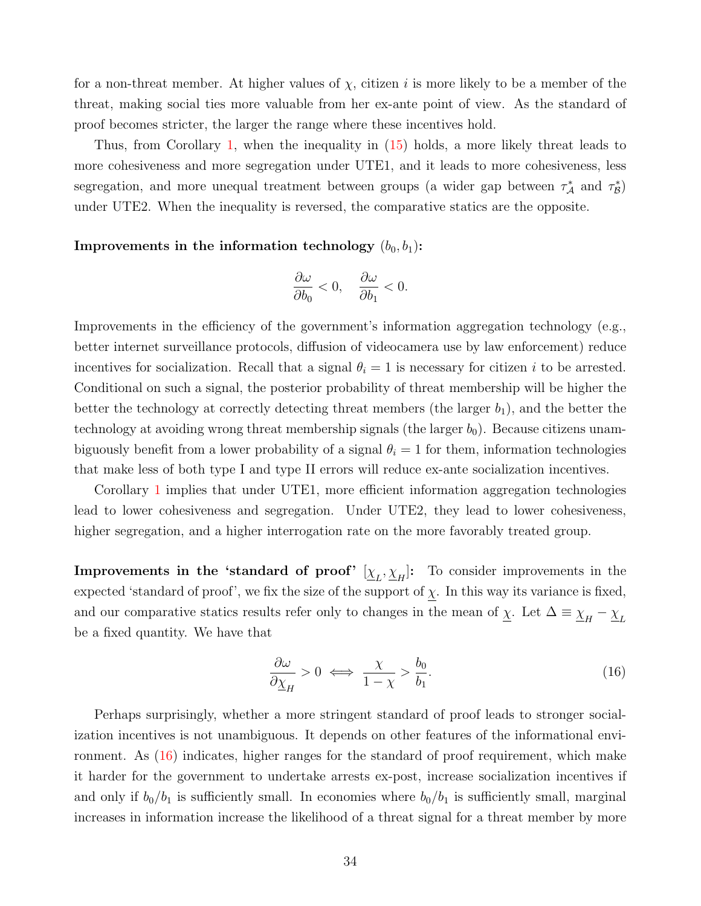for a non-threat member. At higher values of $\chi$, citizen $i$ is more likely to be a member of the threat, making social ties more valuable from her ex-ante point of view. As the standard of proof becomes stricter, the larger the range where these incentives hold.

Thus, from Corollary 1, when the inequality in (15) holds, a more likely threat leads to more cohesiveness and more segregation under UTE1, and it leads to more cohesiveness, less segregation, and more unequal treatment between groups (a wider gap between $\tau^*_{\mathcal{A}}$ and $\tau^*_{\mathcal{B}}$) under UTE2. When the inequality is reversed, the comparative statics are the opposite.

**Improvements in the information technology** $(b_0, b_1)$**:**

$$\frac{\partial \omega}{\partial b_0} < 0, \quad \frac{\partial \omega}{\partial b_1} < 0.$$

Improvements in the efficiency of the government's information aggregation technology (e.g., better internet surveillance protocols, diffusion of videocamera use by law enforcement) reduce incentives for socialization. Recall that a signal $\theta_i = 1$ is necessary for citizen $i$ to be arrested. Conditional on such a signal, the posterior probability of threat membership will be higher the better the technology at correctly detecting threat members (the larger $b_1$), and the better the technology at avoiding wrong threat membership signals (the larger $b_0$). Because citizens unambiguously benefit from a lower probability of a signal $\theta_i = 1$ for them, information technologies that make less of both type I and type II errors will reduce ex-ante socialization incentives.

Corollary 1 implies that under UTE1, more efficient information aggregation technologies lead to lower cohesiveness and segregation. Under UTE2, they lead to lower cohesiveness, higher segregation, and a higher interrogation rate on the more favorably treated group.

**Improvements in the 'standard of proof'** $[\underline{\chi}_L, \underline{\chi}_H]$**:** To consider improvements in the expected 'standard of proof', we fix the size of the support of $\underline{\chi}$. In this way its variance is fixed, and our comparative statics results refer only to changes in the mean of $\underline{\chi}$. Let $\Delta \equiv \underline{\chi}_H - \underline{\chi}_L$ be a fixed quantity. We have that

$$\frac{\partial \omega}{\partial \underline{\chi}_H} > 0 \iff \frac{\chi}{1-\chi} > \frac{b_0}{b_1}. \tag{16}$$

Perhaps surprisingly, whether a more stringent standard of proof leads to stronger socialization incentives is not unambiguous. It depends on other features of the informational environment. As (16) indicates, higher ranges for the standard of proof requirement, which make it harder for the government to undertake arrests ex-post, increase socialization incentives if and only if $b_0/b_1$ is sufficiently small. In economies where $b_0/b_1$ is sufficiently small, marginal increases in information increase the likelihood of a threat signal for a threat member by more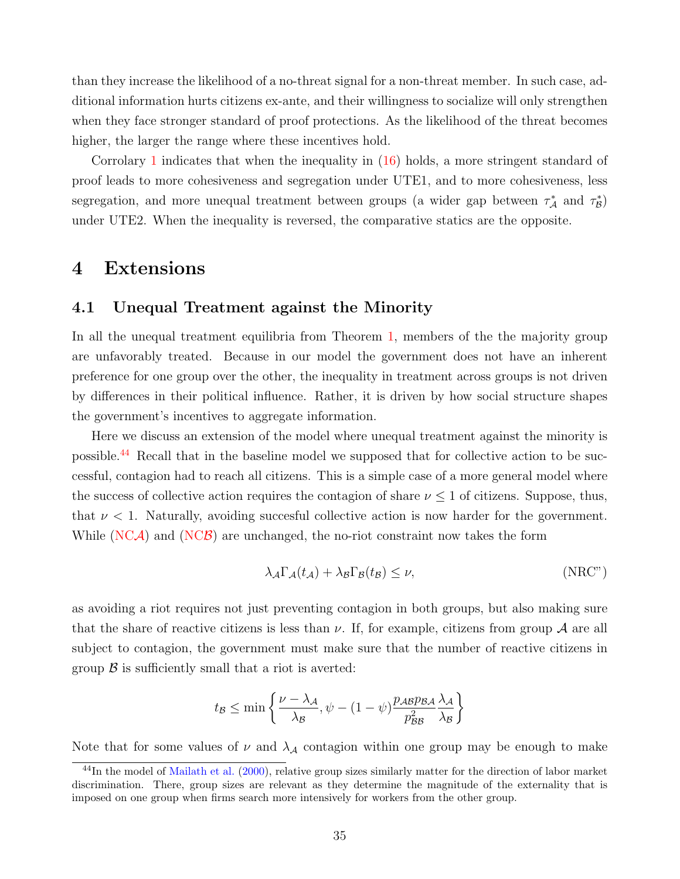than they increase the likelihood of a no-threat signal for a non-threat member. In such case, additional information hurts citizens ex-ante, and their willingness to socialize will only strengthen when they face stronger standard of proof protections. As the likelihood of the threat becomes higher, the larger the range where these incentives hold.

Corrolary 1 indicates that when the inequality in (16) holds, a more stringent standard of proof leads to more cohesiveness and segregation under UTE1, and to more cohesiveness, less segregation, and more unequal treatment between groups (a wider gap between $\tau^*_{\mathcal{A}}$ and $\tau^*_{\mathcal{B}}$) under UTE2. When the inequality is reversed, the comparative statics are the opposite.

# 4 Extensions

## 4.1 Unequal Treatment against the Minority

In all the unequal treatment equilibria from Theorem 1, members of the the majority group are unfavorably treated. Because in our model the government does not have an inherent preference for one group over the other, the inequality in treatment across groups is not driven by differences in their political influence. Rather, it is driven by how social structure shapes the government's incentives to aggregate information.

Here we discuss an extension of the model where unequal treatment against the minority is possible.[44] Recall that in the baseline model we supposed that for collective action to be successful, contagion had to reach all citizens. This is a simple case of a more general model where the success of collective action requires the contagion of share $\nu \leq 1$ of citizens. Suppose, thus, that $\nu < 1$. Naturally, avoiding succesful collective action is now harder for the government. While (NC$\mathcal{A}$) and (NC$\mathcal{B}$) are unchanged, the no-riot constraint now takes the form

$$\lambda_{\mathcal{A}}\Gamma_{\mathcal{A}}(t_{\mathcal{A}}) + \lambda_{\mathcal{B}}\Gamma_{\mathcal{B}}(t_{\mathcal{B}}) \leq \nu, \tag{NRC"}$$

as avoiding a riot requires not just preventing contagion in both groups, but also making sure that the share of reactive citizens is less than $\nu$. If, for example, citizens from group $\mathcal{A}$ are all subject to contagion, the government must make sure that the number of reactive citizens in group $\mathcal{B}$ is sufficiently small that a riot is averted:

$$t_{\mathcal{B}} \leq \min\left\{\frac{\nu - \lambda_{\mathcal{A}}}{\lambda_{\mathcal{B}}}, \psi - (1-\psi)\frac{p_{\mathcal{AB}}p_{\mathcal{BA}}}{p^2_{\mathcal{BB}}}\frac{\lambda_{\mathcal{A}}}{\lambda_{\mathcal{B}}}\right\}$$

Note that for some values of $\nu$ and $\lambda_{\mathcal{A}}$ contagion within one group may be enough to make

[44] In the model of Mailath et al. (2000), relative group sizes similarly matter for the direction of labor market discrimination. There, group sizes are relevant as they determine the magnitude of the externality that is imposed on one group when firms search more intensively for workers from the other group.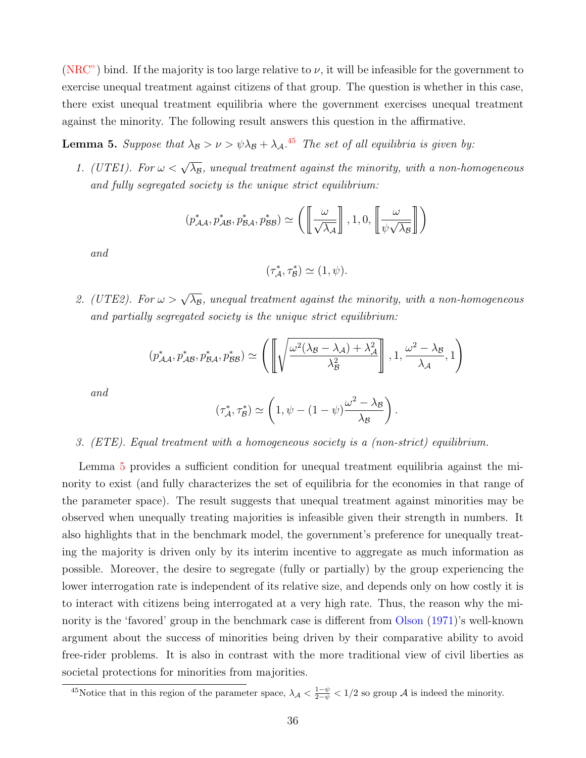(NRC") bind. If the majority is too large relative to $\nu$, it will be infeasible for the government to exercise unequal treatment against citizens of that group. The question is whether in this case, there exist unequal treatment equilibria where the government exercises unequal treatment against the minority. The following result answers this question in the affirmative.

**Lemma 5.** *Suppose that $\lambda_{\mathcal{B}} > \nu > \psi\lambda_{\mathcal{B}} + \lambda_{\mathcal{A}}$.*[45] *The set of all equilibria is given by:*

1. *(UTE1). For $\omega < \sqrt{\lambda_{\mathcal{B}}}$, unequal treatment against the minority, with a non-homogeneous and fully segregated society is the unique strict equilibrium:*

$$(p^*_{\mathcal{AA}}, p^*_{\mathcal{AB}}, p^*_{\mathcal{BA}}, p^*_{\mathcal{BB}}) \simeq \left( \left[\!\left[ \frac{\omega}{\sqrt{\lambda_{\mathcal{A}}}} \right]\!\right], 1, 0, \left[\!\left[ \frac{\omega}{\psi\sqrt{\lambda_{\mathcal{B}}}} \right]\!\right] \right)$$

*and*

$$(\tau^*_{\mathcal{A}}, \tau^*_{\mathcal{B}}) \simeq (1, \psi).$$

2. *(UTE2). For $\omega > \sqrt{\lambda_{\mathcal{B}}}$, unequal treatment against the minority, with a non-homogeneous and partially segregated society is the unique strict equilibrium:*

$$(p^*_{\mathcal{AA}}, p^*_{\mathcal{AB}}, p^*_{\mathcal{BA}}, p^*_{\mathcal{BB}}) \simeq \left( \left[\!\left[ \sqrt{\frac{\omega^2(\lambda_{\mathcal{B}} - \lambda_{\mathcal{A}}) + \lambda_{\mathcal{A}}^2}{\lambda_{\mathcal{B}}^2}} \right]\!\right], 1, \frac{\omega^2 - \lambda_{\mathcal{B}}}{\lambda_{\mathcal{A}}}, 1 \right)$$

*and*

$$(\tau^*_{\mathcal{A}}, \tau^*_{\mathcal{B}}) \simeq \left(1, \psi - (1-\psi)\frac{\omega^2 - \lambda_{\mathcal{B}}}{\lambda_{\mathcal{B}}}\right).$$

3. *(ETE). Equal treatment with a homogeneous society is a (non-strict) equilibrium.*

Lemma 5 provides a sufficient condition for unequal treatment equilibria against the minority to exist (and fully characterizes the set of equilibria for the economies in that range of the parameter space). The result suggests that unequal treatment against minorities may be observed when unequally treating majorities is infeasible given their strength in numbers. It also highlights that in the benchmark model, the government's preference for unequally treating the majority is driven only by its interim incentive to aggregate as much information as possible. Moreover, the desire to segregate (fully or partially) by the group experiencing the lower interrogation rate is independent of its relative size, and depends only on how costly it is to interact with citizens being interrogated at a very high rate. Thus, the reason why the minority is the 'favored' group in the benchmark case is different from Olson (1971)'s well-known argument about the success of minorities being driven by their comparative ability to avoid free-rider problems. It is also in contrast with the more traditional view of civil liberties as societal protections for minorities from majorities.

[45] Notice that in this region of the parameter space, $\lambda_{\mathcal{A}} < \frac{1-\psi}{2-\psi} < 1/2$ so group $\mathcal{A}$ is indeed the minority.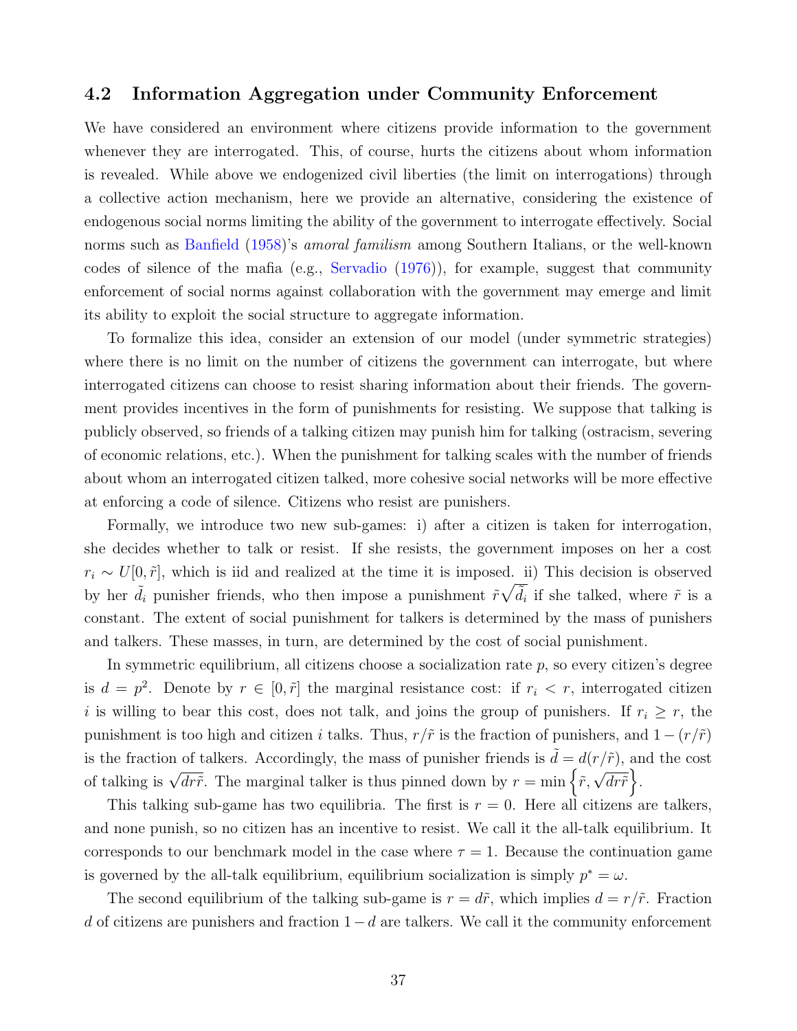### 4.2 Information Aggregation under Community Enforcement

We have considered an environment where citizens provide information to the government whenever they are interrogated. This, of course, hurts the citizens about whom information is revealed. While above we endogenized civil liberties (the limit on interrogations) through a collective action mechanism, here we provide an alternative, considering the existence of endogenous social norms limiting the ability of the government to interrogate effectively. Social norms such as Banfield (1958)'s *amoral familism* among Southern Italians, or the well-known codes of silence of the mafia (e.g., Servadio (1976)), for example, suggest that community enforcement of social norms against collaboration with the government may emerge and limit its ability to exploit the social structure to aggregate information.

To formalize this idea, consider an extension of our model (under symmetric strategies) where there is no limit on the number of citizens the government can interrogate, but where interrogated citizens can choose to resist sharing information about their friends. The government provides incentives in the form of punishments for resisting. We suppose that talking is publicly observed, so friends of a talking citizen may punish him for talking (ostracism, severing of economic relations, etc.). When the punishment for talking scales with the number of friends about whom an interrogated citizen talked, more cohesive social networks will be more effective at enforcing a code of silence. Citizens who resist are punishers.

Formally, we introduce two new sub-games: i) after a citizen is taken for interrogation, she decides whether to talk or resist. If she resists, the government imposes on her a cost $r_i \sim U[0, \tilde{r}]$, which is iid and realized at the time it is imposed. ii) This decision is observed by her $\tilde{d}_i$ punisher friends, who then impose a punishment $\tilde{r}\sqrt{\tilde{d}_i}$ if she talked, where $\tilde{r}$ is a constant. The extent of social punishment for talkers is determined by the mass of punishers and talkers. These masses, in turn, are determined by the cost of social punishment.

In symmetric equilibrium, all citizens choose a socialization rate $p$, so every citizen's degree is $d = p^2$. Denote by $r \in [0, \tilde{r}]$ the marginal resistance cost: if $r_i < r$, interrogated citizen $i$ is willing to bear this cost, does not talk, and joins the group of punishers. If $r_i \geq r$, the punishment is too high and citizen $i$ talks. Thus, $r/\tilde{r}$ is the fraction of punishers, and $1 - (r/\tilde{r})$ is the fraction of talkers. Accordingly, the mass of punisher friends is $\tilde{d} = d(r/\tilde{r})$, and the cost of talking is $\sqrt{dr\tilde{r}}$. The marginal talker is thus pinned down by $r = \min\left\{\tilde{r}, \sqrt{dr\tilde{r}}\right\}$.

This talking sub-game has two equilibria. The first is $r = 0$. Here all citizens are talkers, and none punish, so no citizen has an incentive to resist. We call it the all-talk equilibrium. It corresponds to our benchmark model in the case where $\tau = 1$. Because the continuation game is governed by the all-talk equilibrium, equilibrium socialization is simply $p^* = \omega$.

The second equilibrium of the talking sub-game is $r = d\tilde{r}$, which implies $d = r/\tilde{r}$. Fraction $d$ of citizens are punishers and fraction $1 - d$ are talkers. We call it the community enforcement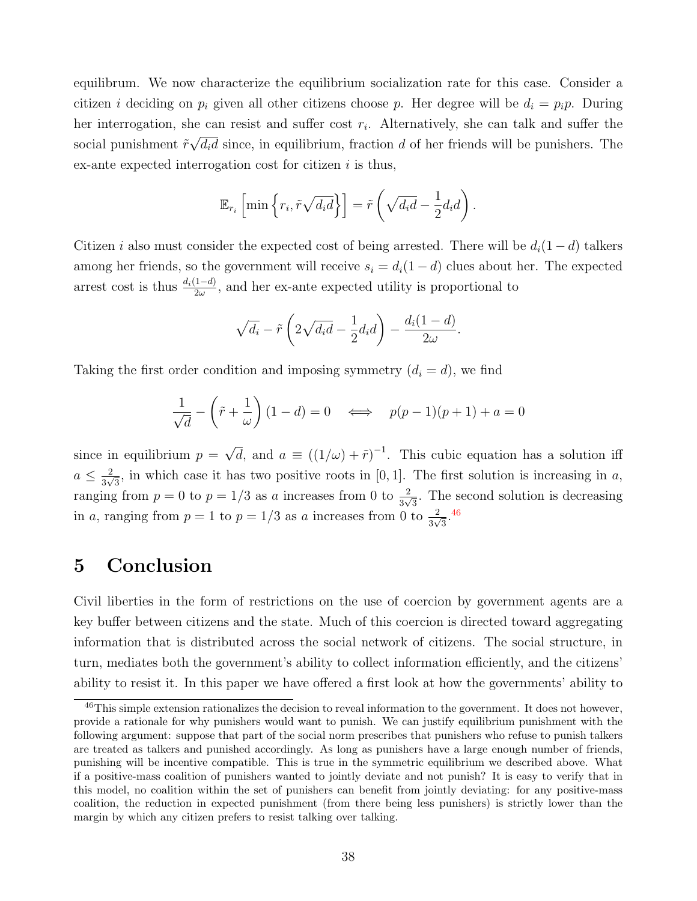equilibrum. We now characterize the equilibrium socialization rate for this case. Consider a citizen $i$ deciding on $p_i$ given all other citizens choose $p$. Her degree will be $d_i = p_i p$. During her interrogation, she can resist and suffer cost $r_i$. Alternatively, she can talk and suffer the social punishment $\tilde{r}\sqrt{d_i d}$ since, in equilibrium, fraction $d$ of her friends will be punishers. The ex-ante expected interrogation cost for citizen $i$ is thus,

$$\mathbb{E}_{r_i}\left[\min\left\{r_i, \tilde{r}\sqrt{d_i d}\right\}\right] = \tilde{r}\left(\sqrt{d_i d} - \frac{1}{2}d_i d\right).$$

Citizen $i$ also must consider the expected cost of being arrested. There will be $d_i(1-d)$ talkers among her friends, so the government will receive $s_i = d_i(1-d)$ clues about her. The expected arrest cost is thus $\frac{d_i(1-d)}{2\omega}$, and her ex-ante expected utility is proportional to

$$\sqrt{d_i} - \tilde{r}\left(2\sqrt{d_i d} - \frac{1}{2}d_i d\right) - \frac{d_i(1-d)}{2\omega}.$$

Taking the first order condition and imposing symmetry ($d_i = d$), we find

$$\frac{1}{\sqrt{d}} - \left(\tilde{r} + \frac{1}{\omega}\right)(1-d) = 0 \quad \Longleftrightarrow \quad p(p-1)(p+1) + a = 0$$

since in equilibrium $p = \sqrt{d}$, and $a \equiv ((1/\omega) + \tilde{r})^{-1}$. This cubic equation has a solution iff $a \leq \frac{2}{3\sqrt{3}}$, in which case it has two positive roots in $[0,1]$. The first solution is increasing in $a$, ranging from $p = 0$ to $p = 1/3$ as $a$ increases from 0 to $\frac{2}{3\sqrt{3}}$. The second solution is decreasing in $a$, ranging from $p = 1$ to $p = 1/3$ as $a$ increases from 0 to $\frac{2}{3\sqrt{3}}$.[46]

# 5 Conclusion

Civil liberties in the form of restrictions on the use of coercion by government agents are a key buffer between citizens and the state. Much of this coercion is directed toward aggregating information that is distributed across the social network of citizens. The social structure, in turn, mediates both the government's ability to collect information efficiently, and the citizens' ability to resist it. In this paper we have offered a first look at how the governments' ability to

[46] This simple extension rationalizes the decision to reveal information to the government. It does not however, provide a rationale for why punishers would want to punish. We can justify equilibrium punishment with the following argument: suppose that part of the social norm prescribes that punishers who refuse to punish talkers are treated as talkers and punished accordingly. As long as punishers have a large enough number of friends, punishing will be incentive compatible. This is true in the symmetric equilibrium we described above. What if a positive-mass coalition of punishers wanted to jointly deviate and not punish? It is easy to verify that in this model, no coalition within the set of punishers can benefit from jointly deviating: for any positive-mass coalition, the reduction in expected punishment (from there being less punishers) is strictly lower than the margin by which any citizen prefers to resist talking over talking.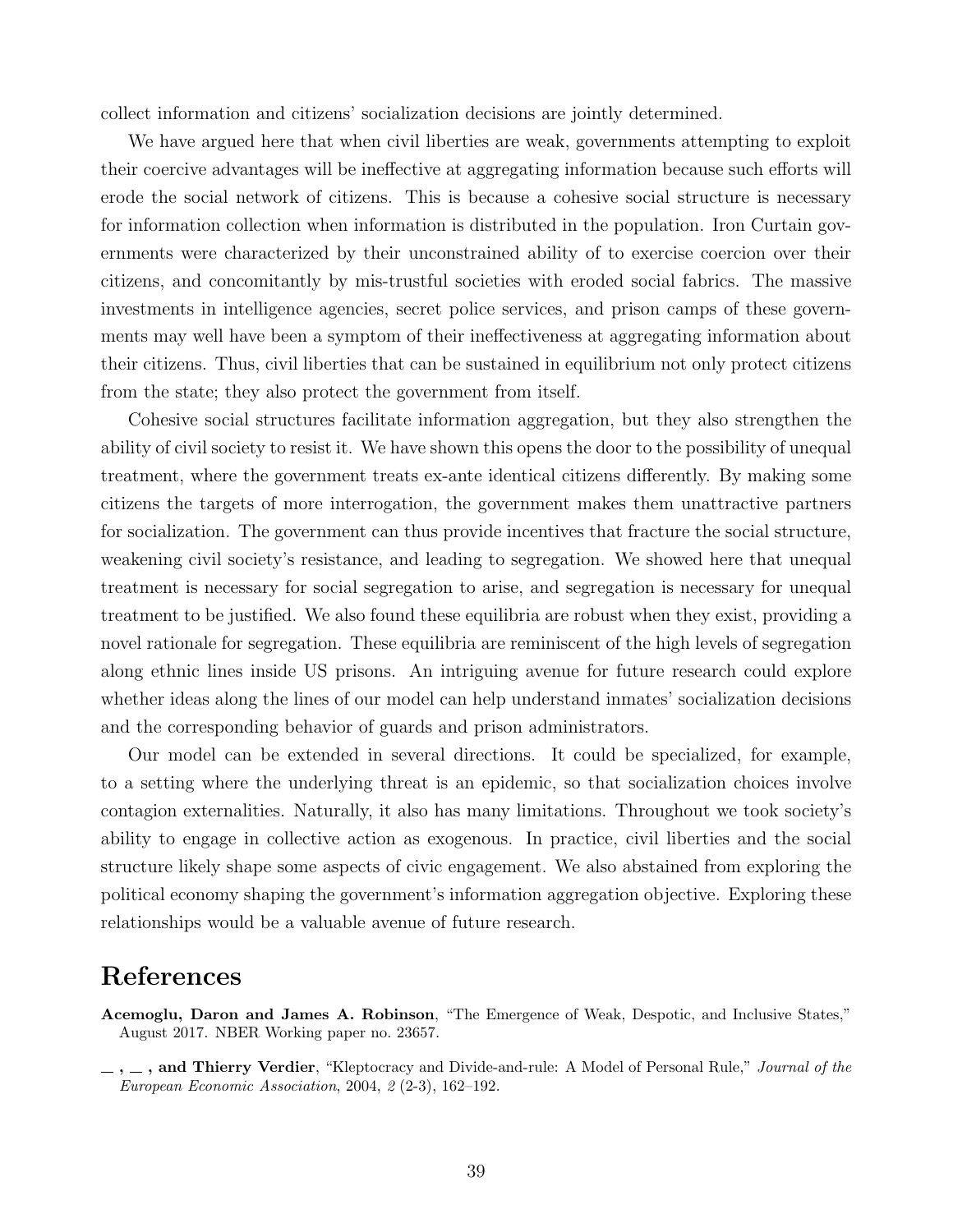collect information and citizens' socialization decisions are jointly determined.

We have argued here that when civil liberties are weak, governments attempting to exploit their coercive advantages will be ineffective at aggregating information because such efforts will erode the social network of citizens. This is because a cohesive social structure is necessary for information collection when information is distributed in the population. Iron Curtain governments were characterized by their unconstrained ability of to exercise coercion over their citizens, and concomitantly by mis-trustful societies with eroded social fabrics. The massive investments in intelligence agencies, secret police services, and prison camps of these governments may well have been a symptom of their ineffectiveness at aggregating information about their citizens. Thus, civil liberties that can be sustained in equilibrium not only protect citizens from the state; they also protect the government from itself.

Cohesive social structures facilitate information aggregation, but they also strengthen the ability of civil society to resist it. We have shown this opens the door to the possibility of unequal treatment, where the government treats ex-ante identical citizens differently. By making some citizens the targets of more interrogation, the government makes them unattractive partners for socialization. The government can thus provide incentives that fracture the social structure, weakening civil society's resistance, and leading to segregation. We showed here that unequal treatment is necessary for social segregation to arise, and segregation is necessary for unequal treatment to be justified. We also found these equilibria are robust when they exist, providing a novel rationale for segregation. These equilibria are reminiscent of the high levels of segregation along ethnic lines inside US prisons. An intriguing avenue for future research could explore whether ideas along the lines of our model can help understand inmates' socialization decisions and the corresponding behavior of guards and prison administrators.

Our model can be extended in several directions. It could be specialized, for example, to a setting where the underlying threat is an epidemic, so that socialization choices involve contagion externalities. Naturally, it also has many limitations. Throughout we took society's ability to engage in collective action as exogenous. In practice, civil liberties and the social structure likely shape some aspects of civic engagement. We also abstained from exploring the political economy shaping the government's information aggregation objective. Exploring these relationships would be a valuable avenue of future research.

# References

**Acemoglu, Daron and James A. Robinson**, "The Emergence of Weak, Despotic, and Inclusive States," August 2017. NBER Working paper no. 23657.

**\_\_ , \_\_ , and Thierry Verdier**, "Kleptocracy and Divide-and-rule: A Model of Personal Rule," *Journal of the European Economic Association*, 2004, *2* (2-3), 162–192.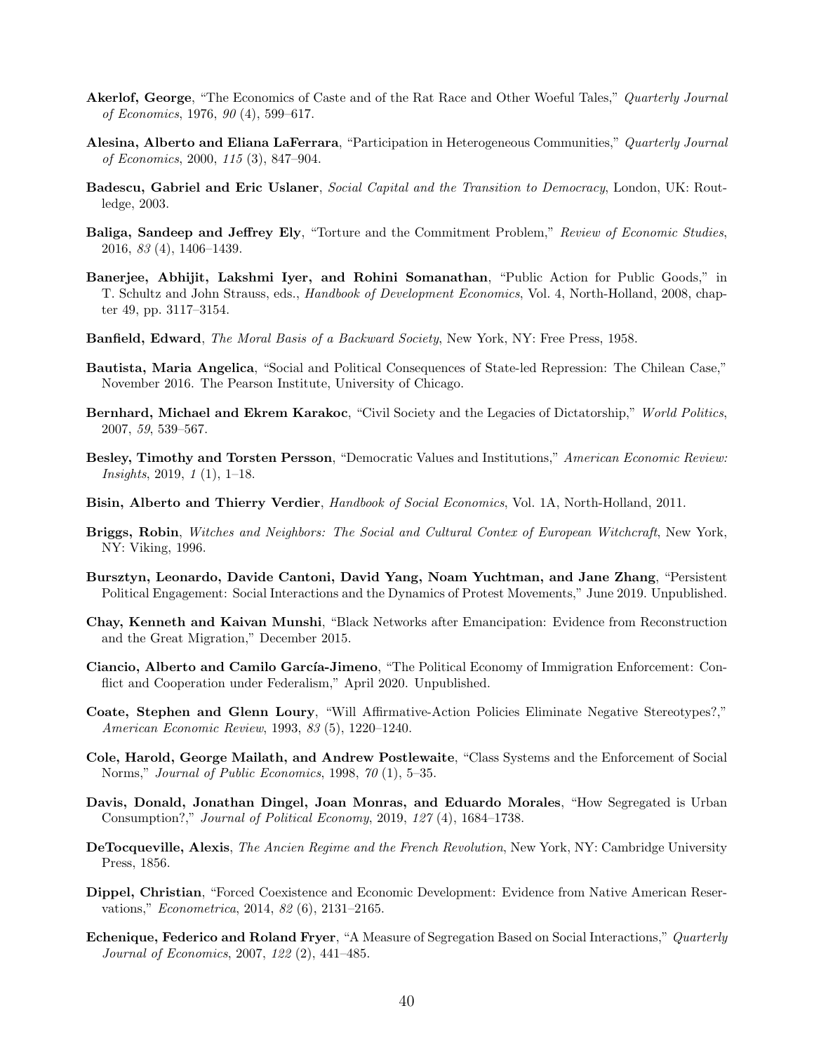**Akerlof, George**, "The Economics of Caste and of the Rat Race and Other Woeful Tales," *Quarterly Journal of Economics*, 1976, *90* (4), 599–617.

**Alesina, Alberto and Eliana LaFerrara**, "Participation in Heterogeneous Communities," *Quarterly Journal of Economics*, 2000, *115* (3), 847–904.

**Badescu, Gabriel and Eric Uslaner**, *Social Capital and the Transition to Democracy*, London, UK: Routledge, 2003.

**Baliga, Sandeep and Jeffrey Ely**, "Torture and the Commitment Problem," *Review of Economic Studies*, 2016, *83* (4), 1406–1439.

**Banerjee, Abhijit, Lakshmi Iyer, and Rohini Somanathan**, "Public Action for Public Goods," in T. Schultz and John Strauss, eds., *Handbook of Development Economics*, Vol. 4, North-Holland, 2008, chapter 49, pp. 3117–3154.

**Banfield, Edward**, *The Moral Basis of a Backward Society*, New York, NY: Free Press, 1958.

**Bautista, Maria Angelica**, "Social and Political Consequences of State-led Repression: The Chilean Case," November 2016. The Pearson Institute, University of Chicago.

**Bernhard, Michael and Ekrem Karakoc**, "Civil Society and the Legacies of Dictatorship," *World Politics*, 2007, *59*, 539–567.

**Besley, Timothy and Torsten Persson**, "Democratic Values and Institutions," *American Economic Review: Insights*, 2019, *1* (1), 1–18.

**Bisin, Alberto and Thierry Verdier**, *Handbook of Social Economics*, Vol. 1A, North-Holland, 2011.

**Briggs, Robin**, *Witches and Neighbors: The Social and Cultural Contex of European Witchcraft*, New York, NY: Viking, 1996.

**Bursztyn, Leonardo, Davide Cantoni, David Yang, Noam Yuchtman, and Jane Zhang**, "Persistent Political Engagement: Social Interactions and the Dynamics of Protest Movements," June 2019. Unpublished.

**Chay, Kenneth and Kaivan Munshi**, "Black Networks after Emancipation: Evidence from Reconstruction and the Great Migration," December 2015.

**Ciancio, Alberto and Camilo García-Jimeno**, "The Political Economy of Immigration Enforcement: Conflict and Cooperation under Federalism," April 2020. Unpublished.

**Coate, Stephen and Glenn Loury**, "Will Affirmative-Action Policies Eliminate Negative Stereotypes?," *American Economic Review*, 1993, *83* (5), 1220–1240.

**Cole, Harold, George Mailath, and Andrew Postlewaite**, "Class Systems and the Enforcement of Social Norms," *Journal of Public Economics*, 1998, *70* (1), 5–35.

**Davis, Donald, Jonathan Dingel, Joan Monras, and Eduardo Morales**, "How Segregated is Urban Consumption?," *Journal of Political Economy*, 2019, *127* (4), 1684–1738.

**DeTocqueville, Alexis**, *The Ancien Regime and the French Revolution*, New York, NY: Cambridge University Press, 1856.

**Dippel, Christian**, "Forced Coexistence and Economic Development: Evidence from Native American Reservations," *Econometrica*, 2014, *82* (6), 2131–2165.

**Echenique, Federico and Roland Fryer**, "A Measure of Segregation Based on Social Interactions," *Quarterly Journal of Economics*, 2007, *122* (2), 441–485.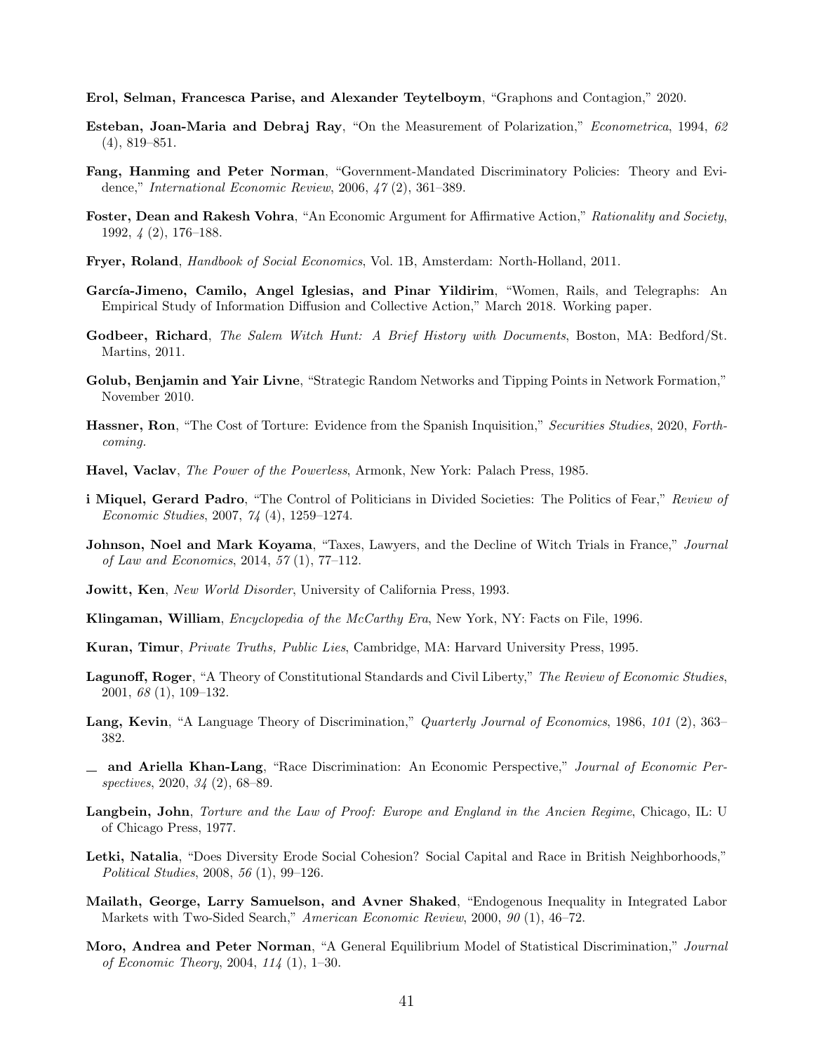**Erol, Selman, Francesca Parise, and Alexander Teytelboym**, "Graphons and Contagion," 2020.

**Esteban, Joan-Maria and Debraj Ray**, "On the Measurement of Polarization," *Econometrica*, 1994, *62* (4), 819–851.

**Fang, Hanming and Peter Norman**, "Government-Mandated Discriminatory Policies: Theory and Evidence," *International Economic Review*, 2006, *47* (2), 361–389.

**Foster, Dean and Rakesh Vohra**, "An Economic Argument for Affirmative Action," *Rationality and Society*, 1992, *4* (2), 176–188.

**Fryer, Roland**, *Handbook of Social Economics*, Vol. 1B, Amsterdam: North-Holland, 2011.

**García-Jimeno, Camilo, Angel Iglesias, and Pinar Yildirim**, "Women, Rails, and Telegraphs: An Empirical Study of Information Diffusion and Collective Action," March 2018. Working paper.

**Godbeer, Richard**, *The Salem Witch Hunt: A Brief History with Documents*, Boston, MA: Bedford/St. Martins, 2011.

**Golub, Benjamin and Yair Livne**, "Strategic Random Networks and Tipping Points in Network Formation," November 2010.

**Hassner, Ron**, "The Cost of Torture: Evidence from the Spanish Inquisition," *Securities Studies*, 2020, *Forthcoming.*

**Havel, Vaclav**, *The Power of the Powerless*, Armonk, New York: Palach Press, 1985.

**i Miquel, Gerard Padro**, "The Control of Politicians in Divided Societies: The Politics of Fear," *Review of Economic Studies*, 2007, *74* (4), 1259–1274.

**Johnson, Noel and Mark Koyama**, "Taxes, Lawyers, and the Decline of Witch Trials in France," *Journal of Law and Economics*, 2014, *57* (1), 77–112.

**Jowitt, Ken**, *New World Disorder*, University of California Press, 1993.

**Klingaman, William**, *Encyclopedia of the McCarthy Era*, New York, NY: Facts on File, 1996.

**Kuran, Timur**, *Private Truths, Public Lies*, Cambridge, MA: Harvard University Press, 1995.

**Lagunoff, Roger**, "A Theory of Constitutional Standards and Civil Liberty," *The Review of Economic Studies*, 2001, *68* (1), 109–132.

**Lang, Kevin**, "A Language Theory of Discrimination," *Quarterly Journal of Economics*, 1986, *101* (2), 363–382.

__ **and Ariella Khan-Lang**, "Race Discrimination: An Economic Perspective," *Journal of Economic Perspectives*, 2020, *34* (2), 68–89.

**Langbein, John**, *Torture and the Law of Proof: Europe and England in the Ancien Regime*, Chicago, IL: U of Chicago Press, 1977.

**Letki, Natalia**, "Does Diversity Erode Social Cohesion? Social Capital and Race in British Neighborhoods," *Political Studies*, 2008, *56* (1), 99–126.

**Mailath, George, Larry Samuelson, and Avner Shaked**, "Endogenous Inequality in Integrated Labor Markets with Two-Sided Search," *American Economic Review*, 2000, *90* (1), 46–72.

**Moro, Andrea and Peter Norman**, "A General Equilibrium Model of Statistical Discrimination," *Journal of Economic Theory*, 2004, *114* (1), 1–30.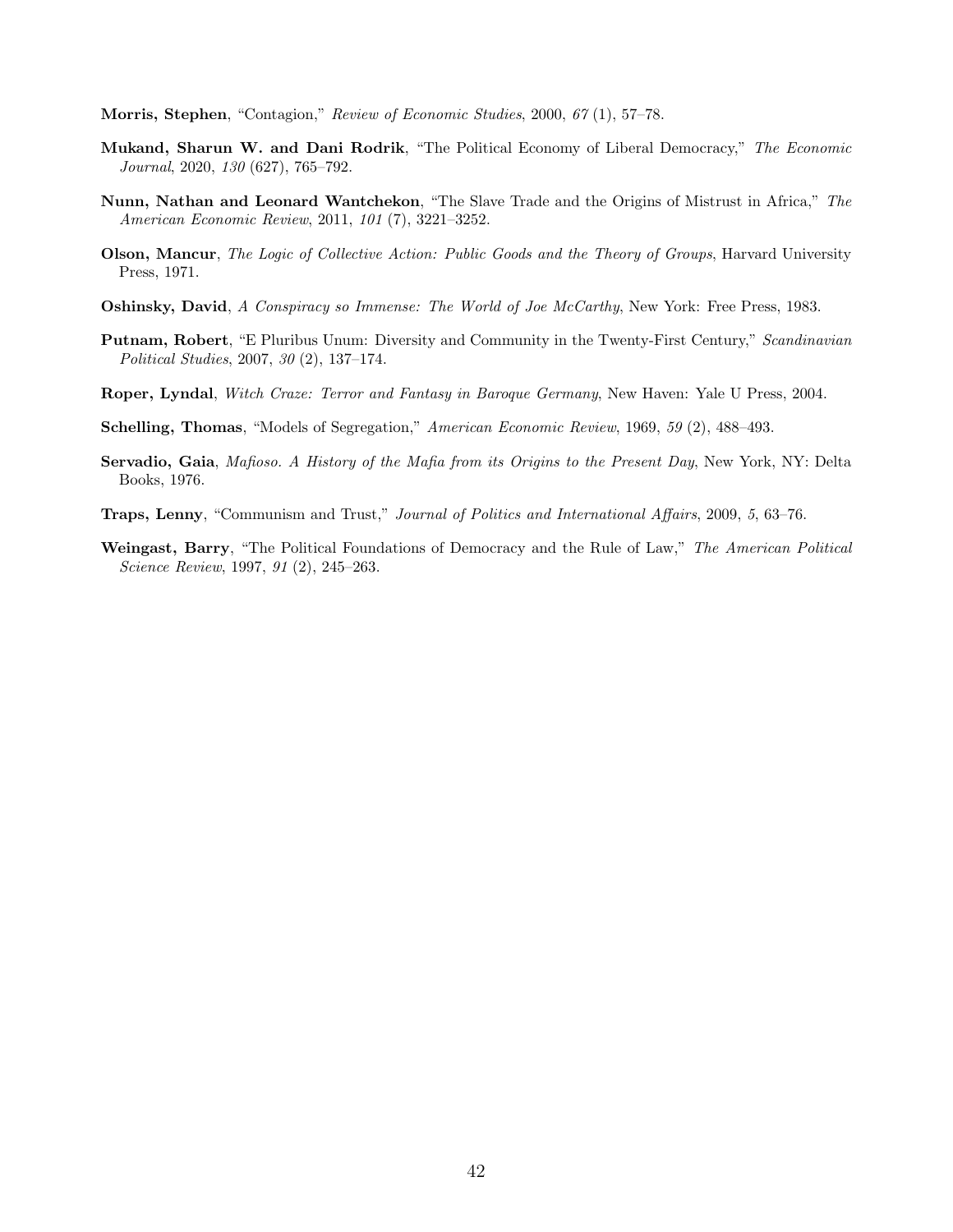**Morris, Stephen**, "Contagion," *Review of Economic Studies*, 2000, *67* (1), 57–78.

**Mukand, Sharun W. and Dani Rodrik**, "The Political Economy of Liberal Democracy," *The Economic Journal*, 2020, *130* (627), 765–792.

**Nunn, Nathan and Leonard Wantchekon**, "The Slave Trade and the Origins of Mistrust in Africa," *The American Economic Review*, 2011, *101* (7), 3221–3252.

**Olson, Mancur**, *The Logic of Collective Action: Public Goods and the Theory of Groups*, Harvard University Press, 1971.

**Oshinsky, David**, *A Conspiracy so Immense: The World of Joe McCarthy*, New York: Free Press, 1983.

**Putnam, Robert**, "E Pluribus Unum: Diversity and Community in the Twenty-First Century," *Scandinavian Political Studies*, 2007, *30* (2), 137–174.

**Roper, Lyndal**, *Witch Craze: Terror and Fantasy in Baroque Germany*, New Haven: Yale U Press, 2004.

**Schelling, Thomas**, "Models of Segregation," *American Economic Review*, 1969, *59* (2), 488–493.

**Servadio, Gaia**, *Mafioso. A History of the Mafia from its Origins to the Present Day*, New York, NY: Delta Books, 1976.

**Traps, Lenny**, "Communism and Trust," *Journal of Politics and International Affairs*, 2009, *5*, 63–76.

**Weingast, Barry**, "The Political Foundations of Democracy and the Rule of Law," *The American Political Science Review*, 1997, *91* (2), 245–263.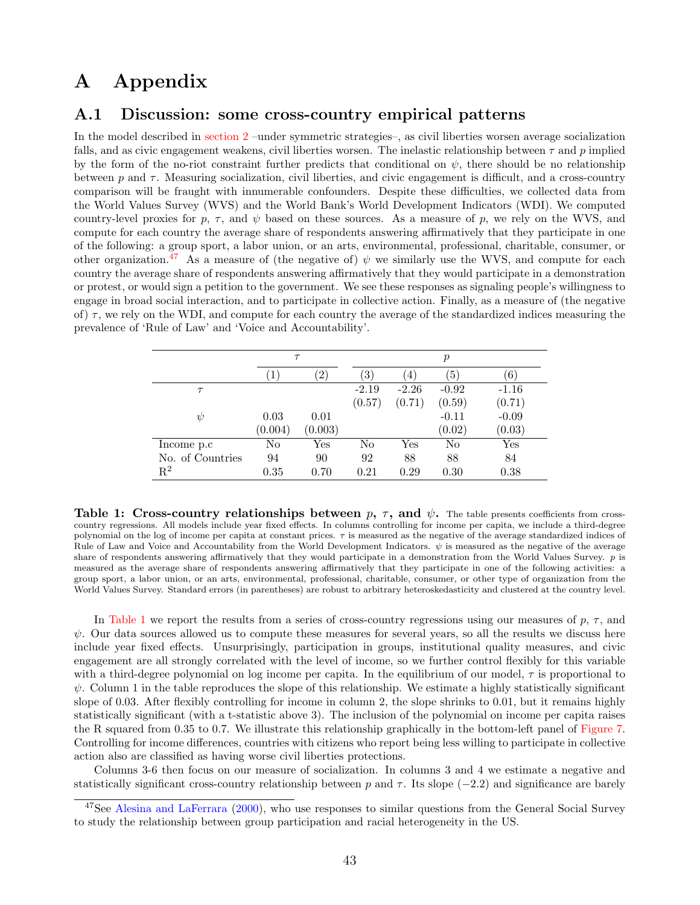# A Appendix

## A.1 Discussion: some cross-country empirical patterns

In the model described in section 2 –under symmetric strategies–, as civil liberties worsen average socialization falls, and as civic engagement weakens, civil liberties worsen. The inelastic relationship between $\tau$ and $p$ implied by the form of the no-riot constraint further predicts that conditional on $\psi$, there should be no relationship between $p$ and $\tau$. Measuring socialization, civil liberties, and civic engagement is difficult, and a cross-country comparison will be fraught with innumerable confounders. Despite these difficulties, we collected data from the World Values Survey (WVS) and the World Bank's World Development Indicators (WDI). We computed country-level proxies for $p$, $\tau$, and $\psi$ based on these sources. As a measure of $p$, we rely on the WVS, and compute for each country the average share of respondents answering affirmatively that they participate in one of the following: a group sport, a labor union, or an arts, environmental, professional, charitable, consumer, or other organization.[47] As a measure of (the negative of) $\psi$ we similarly use the WVS, and compute for each country the average share of respondents answering affirmatively that they would participate in a demonstration or protest, or would sign a petition to the government. We see these responses as signaling people's willingness to engage in broad social interaction, and to participate in collective action. Finally, as a measure of (the negative of) $\tau$, we rely on the WDI, and compute for each country the average of the standardized indices measuring the prevalence of 'Rule of Law' and 'Voice and Accountability'.

| | $\tau$ | | $p$ | | | |
|---|---|---|---|---|---|---|
| | (1) | (2) | (3) | (4) | (5) | (6) |
| $\tau$ | | | -2.19 | -2.26 | -0.92 | -1.16 |
| | | | (0.57) | (0.71) | (0.59) | (0.71) |
| $\psi$ | 0.03 | 0.01 | | | -0.11 | -0.09 |
| | (0.004) | (0.003) | | | (0.02) | (0.03) |
| Income p.c | No | Yes | No | Yes | No | Yes |
| No. of Countries | 94 | 90 | 92 | 88 | 88 | 84 |
| $R^2$ | 0.35 | 0.70 | 0.21 | 0.29 | 0.30 | 0.38 |

**Table 1: Cross-country relationships between $p$, $\tau$, and $\psi$.** The table presents coefficients from cross-country regressions. All models include year fixed effects. In columns controlling for income per capita, we include a third-degree polynomial on the log of income per capita at constant prices. $\tau$ is measured as the negative of the average standardized indices of Rule of Law and Voice and Accountability from the World Development Indicators. $\psi$ is measured as the negative of the average share of respondents answering affirmatively that they would participate in a demonstration from the World Values Survey. $p$ is measured as the average share of respondents answering affirmatively that they participate in one of the following activities: a group sport, a labor union, or an arts, environmental, professional, charitable, consumer, or other type of organization from the World Values Survey. Standard errors (in parentheses) are robust to arbitrary heteroskedasticity and clustered at the country level.

In Table 1 we report the results from a series of cross-country regressions using our measures of $p$, $\tau$, and $\psi$. Our data sources allowed us to compute these measures for several years, so all the results we discuss here include year fixed effects. Unsurprisingly, participation in groups, institutional quality measures, and civic engagement are all strongly correlated with the level of income, so we further control flexibly for this variable with a third-degree polynomial on log income per capita. In the equilibrium of our model, $\tau$ is proportional to $\psi$. Column 1 in the table reproduces the slope of this relationship. We estimate a highly statistically significant slope of 0.03. After flexibly controlling for income in column 2, the slope shrinks to 0.01, but it remains highly statistically significant (with a t-statistic above 3). The inclusion of the polynomial on income per capita raises the R squared from 0.35 to 0.7. We illustrate this relationship graphically in the bottom-left panel of Figure 7. Controlling for income differences, countries with citizens who report being less willing to participate in collective action also are classified as having worse civil liberties protections.

Columns 3-6 then focus on our measure of socialization. In columns 3 and 4 we estimate a negative and statistically significant cross-country relationship between $p$ and $\tau$. Its slope ($-2.2$) and significance are barely

[47] See Alesina and LaFerrara (2000), who use responses to similar questions from the General Social Survey to study the relationship between group participation and racial heterogeneity in the US.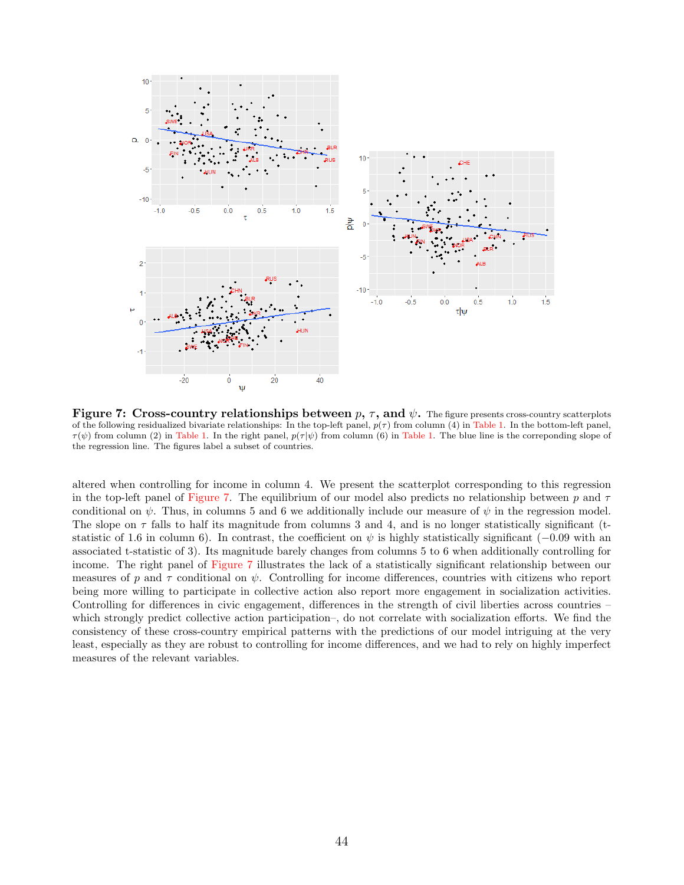10
5
0
-5
-10
p
-1.0 -0.5 0.0 0.5 1.0 1.5
τ
SWE USA NOR FIN HUN UKR ALB CHN BLR RUS

10
5
0
-5
-10
p|ψ
-1.0 -0.5 0.0 0.5 1.0 1.5
τ|ψ
CHE SWE HUN FIN NOR USA CHN BLR ALB RUS

2
1
0
-1
τ
-20 0 20 40
ψ
RUS CHN BLR UKR ALB USA NOR SWE FIN HUN

**Figure 7: Cross-country relationships between $p$, $\tau$, and $\psi$.** The figure presents cross-country scatterplots of the following residualized bivariate relationships: In the top-left panel, $p(\tau)$ from column (4) in Table 1. In the bottom-left panel, $\tau(\psi)$ from column (2) in Table 1. In the right panel, $p(\tau|\psi)$ from column (6) in Table 1. The blue line is the correponding slope of the regression line. The figures label a subset of countries.

altered when controlling for income in column 4. We present the scatterplot corresponding to this regression in the top-left panel of Figure 7. The equilibrium of our model also predicts no relationship between $p$ and $\tau$ conditional on $\psi$. Thus, in columns 5 and 6 we additionally include our measure of $\psi$ in the regression model. The slope on $\tau$ falls to half its magnitude from columns 3 and 4, and is no longer statistically significant (t-statistic of 1.6 in column 6). In contrast, the coefficient on $\psi$ is highly statistically significant ($-0.09$ with an associated t-statistic of 3). Its magnitude barely changes from columns 5 to 6 when additionally controlling for income. The right panel of Figure 7 illustrates the lack of a statistically significant relationship between our measures of $p$ and $\tau$ conditional on $\psi$. Controlling for income differences, countries with citizens who report being more willing to participate in collective action also report more engagement in socialization activities. Controlling for differences in civic engagement, differences in the strength of civil liberties across countries – which strongly predict collective action participation–, do not correlate with socialization efforts. We find the consistency of these cross-country empirical patterns with the predictions of our model intriguing at the very least, especially as they are robust to controlling for income differences, and we had to rely on highly imperfect measures of the relevant variables.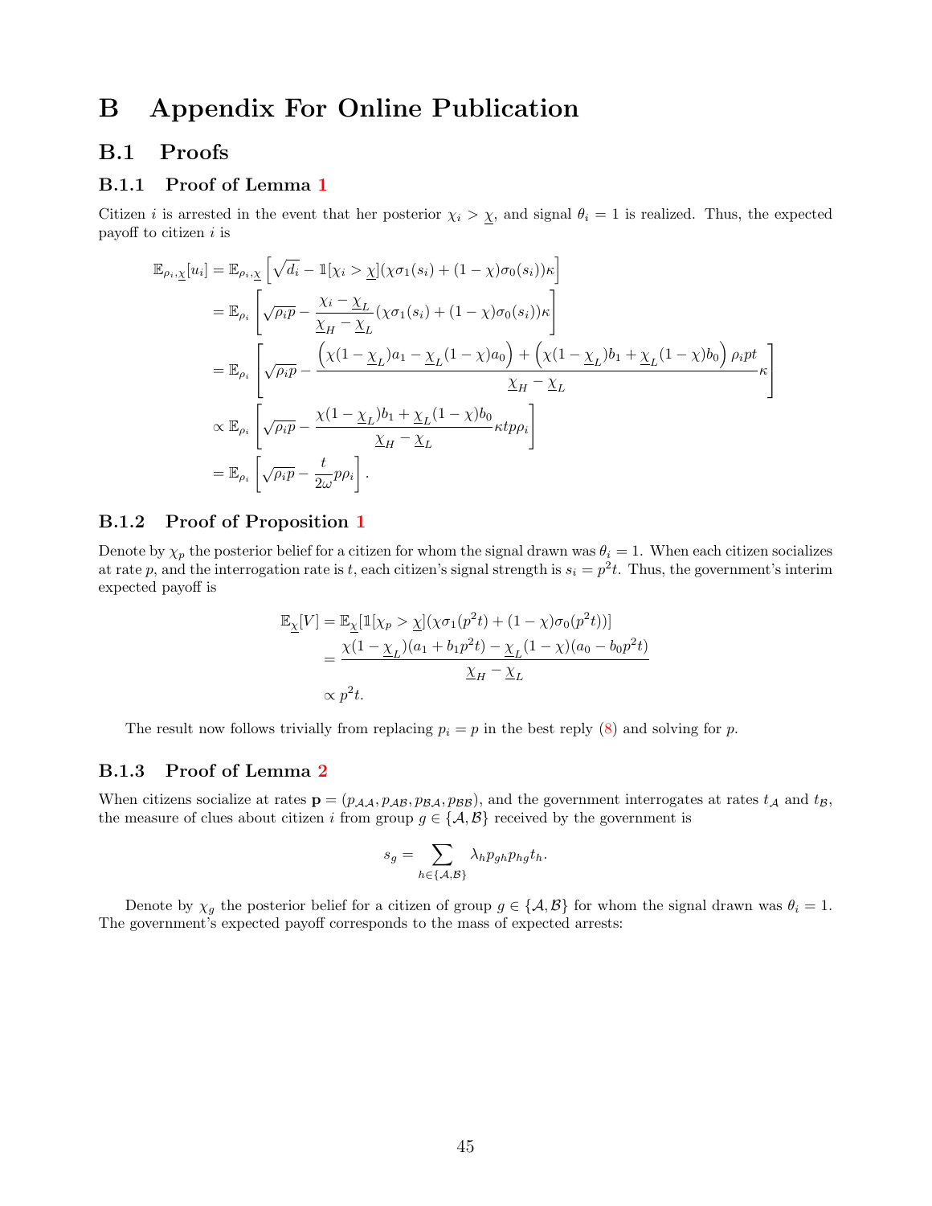# B Appendix For Online Publication

## B.1 Proofs

### B.1.1 Proof of Lemma 1

Citizen $i$ is arrested in the event that her posterior $\chi_i > \underline{\chi}$, and signal $\theta_i = 1$ is realized. Thus, the expected payoff to citizen $i$ is

$$
\begin{aligned}
\mathbb{E}_{\rho_i,\underline{\chi}}[u_i] &= \mathbb{E}_{\rho_i,\underline{\chi}}\left[\sqrt{d_i} - \mathbb{1}[\chi_i > \underline{\chi}](\chi\sigma_1(s_i) + (1-\chi)\sigma_0(s_i))\kappa\right] \\
&= \mathbb{E}_{\rho_i}\left[\sqrt{\rho_i p} - \frac{\chi_i - \underline{\chi}_L}{\underline{\chi}_H - \underline{\chi}_L}(\chi\sigma_1(s_i) + (1-\chi)\sigma_0(s_i))\kappa\right] \\
&= \mathbb{E}_{\rho_i}\left[\sqrt{\rho_i p} - \frac{\left(\chi(1-\underline{\chi}_L)a_1 - \underline{\chi}_L(1-\chi)a_0\right) + \left(\chi(1-\underline{\chi}_L)b_1 + \underline{\chi}_L(1-\chi)b_0\right)\rho_i pt}{\underline{\chi}_H - \underline{\chi}_L}\kappa\right] \\
&\propto \mathbb{E}_{\rho_i}\left[\sqrt{\rho_i p} - \frac{\chi(1-\underline{\chi}_L)b_1 + \underline{\chi}_L(1-\chi)b_0}{\underline{\chi}_H - \underline{\chi}_L}\kappa t p \rho_i\right] \\
&= \mathbb{E}_{\rho_i}\left[\sqrt{\rho_i p} - \frac{t}{2\omega}p\rho_i\right].
\end{aligned}
$$

### B.1.2 Proof of Proposition 1

Denote by $\chi_p$ the posterior belief for a citizen for whom the signal drawn was $\theta_i = 1$. When each citizen socializes at rate $p$, and the interrogation rate is $t$, each citizen's signal strength is $s_i = p^2 t$. Thus, the government's interim expected payoff is

$$
\begin{aligned}
\mathbb{E}_{\underline{\chi}}[V] &= \mathbb{E}_{\underline{\chi}}[\mathbb{1}[\chi_p > \underline{\chi}](\chi\sigma_1(p^2 t) + (1-\chi)\sigma_0(p^2 t))] \\
&= \frac{\chi(1-\underline{\chi}_L)(a_1 + b_1 p^2 t) - \underline{\chi}_L(1-\chi)(a_0 - b_0 p^2 t)}{\underline{\chi}_H - \underline{\chi}_L} \\
&\propto p^2 t.
\end{aligned}
$$

The result now follows trivially from replacing $p_i = p$ in the best reply (8) and solving for $p$.

### B.1.3 Proof of Lemma 2

When citizens socialize at rates $\mathbf{p} = (p_{\mathcal{AA}}, p_{\mathcal{AB}}, p_{\mathcal{BA}}, p_{\mathcal{BB}})$, and the government interrogates at rates $t_{\mathcal{A}}$ and $t_{\mathcal{B}}$, the measure of clues about citizen $i$ from group $g \in \{\mathcal{A}, \mathcal{B}\}$ received by the government is

$$
s_g = \sum_{h \in \{\mathcal{A},\mathcal{B}\}} \lambda_h p_{gh} p_{hg} t_h.
$$

Denote by $\chi_g$ the posterior belief for a citizen of group $g \in \{\mathcal{A}, \mathcal{B}\}$ for whom the signal drawn was $\theta_i = 1$. The government's expected payoff corresponds to the mass of expected arrests: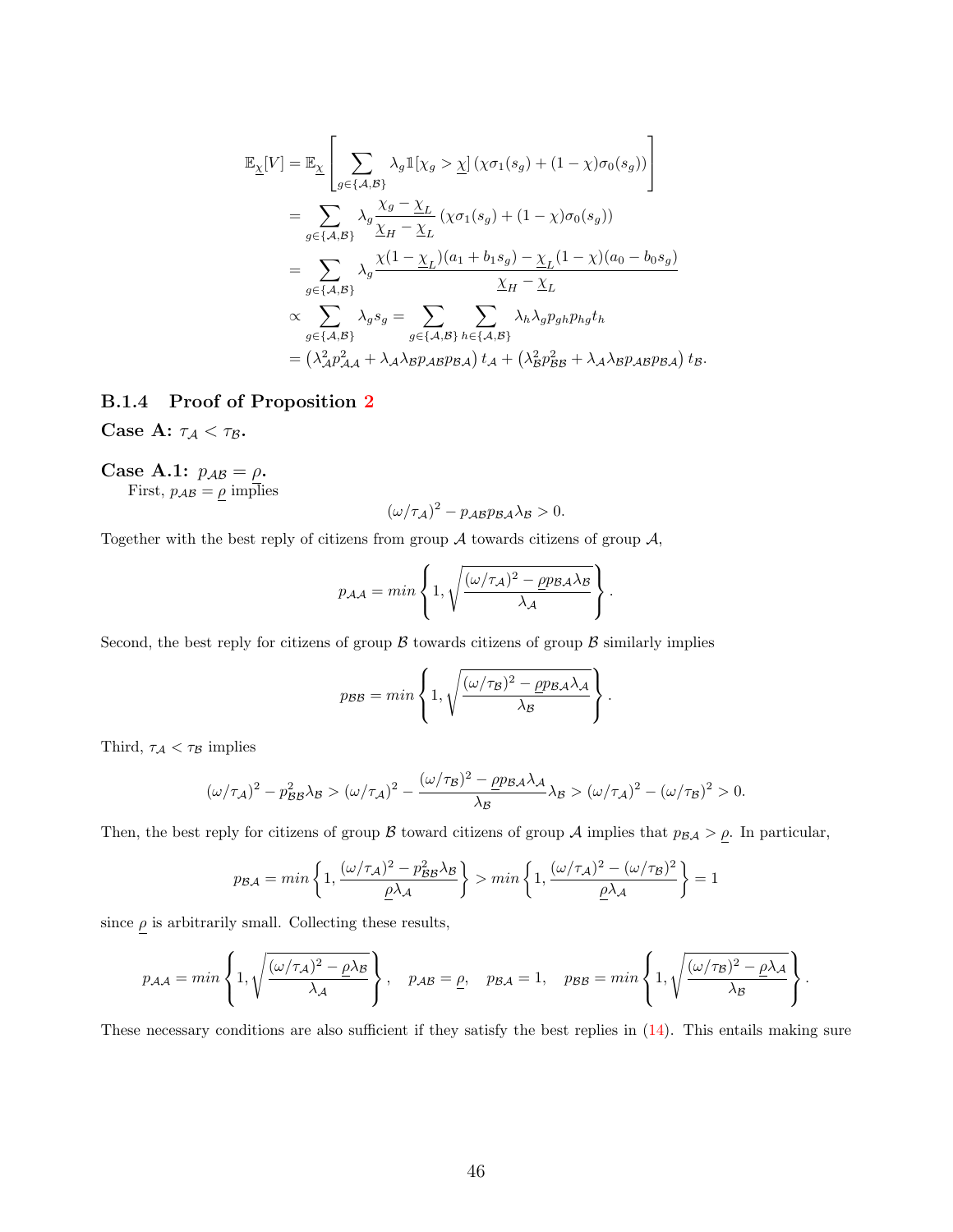$$
\begin{aligned}
\mathbb{E}_{\underline{\chi}}[V] &= \mathbb{E}_{\underline{\chi}}\left[\sum_{g\in\{\mathcal{A},\mathcal{B}\}} \lambda_g \mathbb{1}[\chi_g > \underline{\chi}]\left(\chi\sigma_1(s_g) + (1-\chi)\sigma_0(s_g)\right)\right] \\
&= \sum_{g\in\{\mathcal{A},\mathcal{B}\}} \lambda_g \frac{\chi_g - \underline{\chi}_L}{\underline{\chi}_H - \underline{\chi}_L}\left(\chi\sigma_1(s_g) + (1-\chi)\sigma_0(s_g)\right) \\
&= \sum_{g\in\{\mathcal{A},\mathcal{B}\}} \lambda_g \frac{\chi(1-\underline{\chi}_L)(a_1 + b_1 s_g) - \underline{\chi}_L(1-\chi)(a_0 - b_0 s_g)}{\underline{\chi}_H - \underline{\chi}_L} \\
&\propto \sum_{g\in\{\mathcal{A},\mathcal{B}\}} \lambda_g s_g = \sum_{g\in\{\mathcal{A},\mathcal{B}\}}\sum_{h\in\{\mathcal{A},\mathcal{B}\}} \lambda_h\lambda_g p_{gh} p_{hg} t_h \\
&= \left(\lambda_{\mathcal{A}}^2 p_{\mathcal{AA}}^2 + \lambda_{\mathcal{A}}\lambda_{\mathcal{B}} p_{\mathcal{AB}} p_{\mathcal{BA}}\right) t_{\mathcal{A}} + \left(\lambda_{\mathcal{B}}^2 p_{\mathcal{BB}}^2 + \lambda_{\mathcal{A}}\lambda_{\mathcal{B}} p_{\mathcal{AB}} p_{\mathcal{BA}}\right) t_{\mathcal{B}}.
\end{aligned}
$$

### B.1.4 Proof of Proposition 2

**Case A: $\tau_{\mathcal{A}} < \tau_{\mathcal{B}}$.**

**Case A.1: $p_{\mathcal{AB}} = \underline{\rho}$.**

First, $p_{\mathcal{AB}} = \underline{\rho}$ implies

$$
(\omega/\tau_{\mathcal{A}})^2 - p_{\mathcal{AB}} p_{\mathcal{BA}} \lambda_{\mathcal{B}} > 0.
$$

Together with the best reply of citizens from group $\mathcal{A}$ towards citizens of group $\mathcal{A}$,

$$
p_{\mathcal{AA}} = min\left\{1, \sqrt{\frac{(\omega/\tau_{\mathcal{A}})^2 - \underline{\rho} p_{\mathcal{BA}} \lambda_{\mathcal{B}}}{\lambda_{\mathcal{A}}}}\right\}.
$$

Second, the best reply for citizens of group $\mathcal{B}$ towards citizens of group $\mathcal{B}$ similarly implies

$$
p_{\mathcal{BB}} = min\left\{1, \sqrt{\frac{(\omega/\tau_{\mathcal{B}})^2 - \underline{\rho} p_{\mathcal{BA}} \lambda_{\mathcal{A}}}{\lambda_{\mathcal{B}}}}\right\}.
$$

Third, $\tau_{\mathcal{A}} < \tau_{\mathcal{B}}$ implies

$$
(\omega/\tau_{\mathcal{A}})^2 - p_{\mathcal{BB}}^2 \lambda_{\mathcal{B}} > (\omega/\tau_{\mathcal{A}})^2 - \frac{(\omega/\tau_{\mathcal{B}})^2 - \underline{\rho} p_{\mathcal{BA}} \lambda_{\mathcal{A}}}{\lambda_{\mathcal{B}}} \lambda_{\mathcal{B}} > (\omega/\tau_{\mathcal{A}})^2 - (\omega/\tau_{\mathcal{B}})^2 > 0.
$$

Then, the best reply for citizens of group $\mathcal{B}$ toward citizens of group $\mathcal{A}$ implies that $p_{\mathcal{BA}} > \underline{\rho}$. In particular,

$$
p_{\mathcal{BA}} = min\left\{1, \frac{(\omega/\tau_{\mathcal{A}})^2 - p_{\mathcal{BB}}^2 \lambda_{\mathcal{B}}}{\underline{\rho} \lambda_{\mathcal{A}}}\right\} > min\left\{1, \frac{(\omega/\tau_{\mathcal{A}})^2 - (\omega/\tau_{\mathcal{B}})^2}{\underline{\rho} \lambda_{\mathcal{A}}}\right\} = 1
$$

since $\underline{\rho}$ is arbitrarily small. Collecting these results,

$$
p_{\mathcal{AA}} = min\left\{1, \sqrt{\frac{(\omega/\tau_{\mathcal{A}})^2 - \underline{\rho}\lambda_{\mathcal{B}}}{\lambda_{\mathcal{A}}}}\right\}, \quad p_{\mathcal{AB}} = \underline{\rho}, \quad p_{\mathcal{BA}} = 1, \quad p_{\mathcal{BB}} = min\left\{1, \sqrt{\frac{(\omega/\tau_{\mathcal{B}})^2 - \underline{\rho}\lambda_{\mathcal{A}}}{\lambda_{\mathcal{B}}}}\right\}.
$$

These necessary conditions are also sufficient if they satisfy the best replies in (14). This entails making sure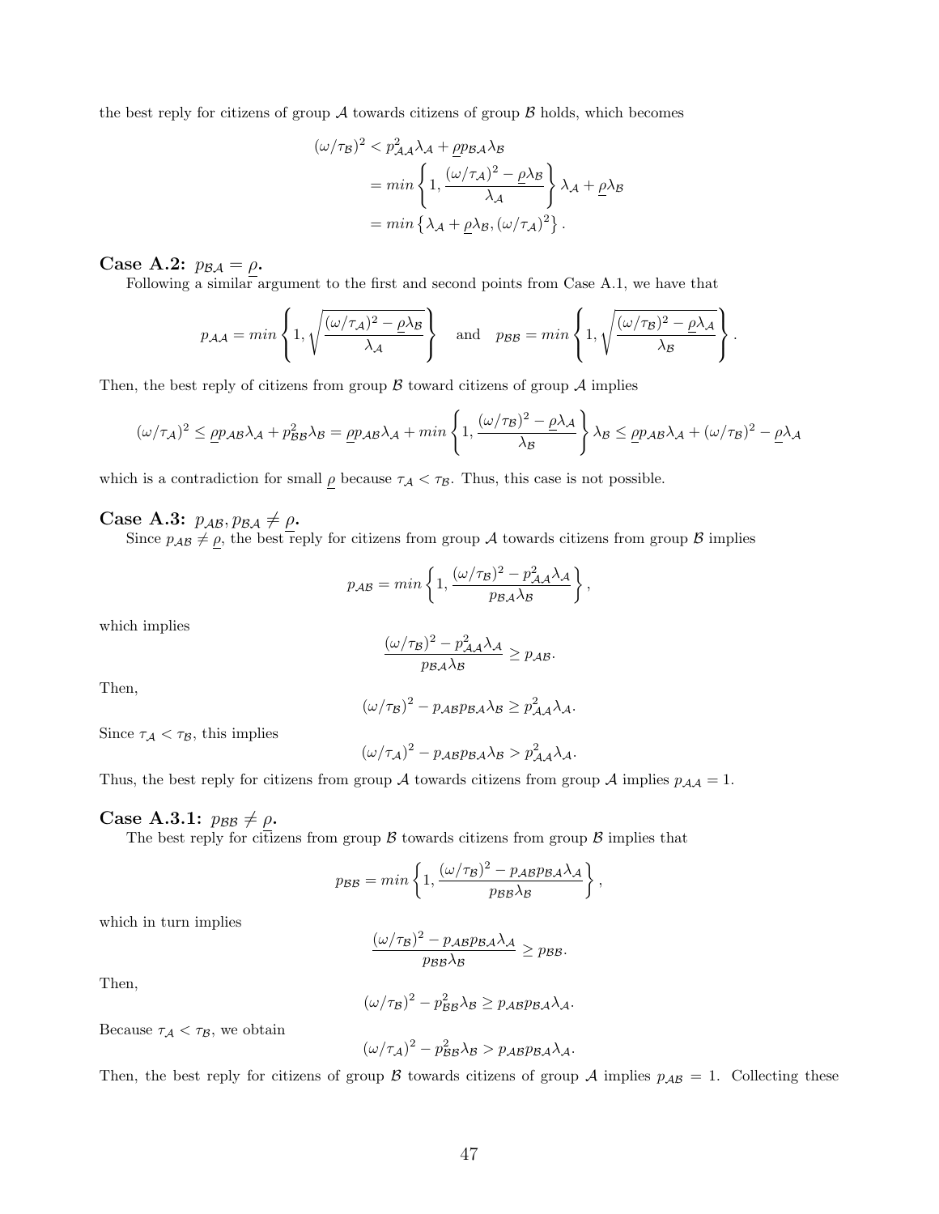the best reply for citizens of group $\mathcal{A}$ towards citizens of group $\mathcal{B}$ holds, which becomes

$$
\begin{aligned}
(\omega/\tau_{\mathcal{B}})^2 &< p_{\mathcal{A}\mathcal{A}}^2 \lambda_{\mathcal{A}} + \underline{\rho} p_{\mathcal{B}\mathcal{A}} \lambda_{\mathcal{B}} \\
&= min\left\{1, \frac{(\omega/\tau_{\mathcal{A}})^2 - \underline{\rho}\lambda_{\mathcal{B}}}{\lambda_{\mathcal{A}}}\right\} \lambda_{\mathcal{A}} + \underline{\rho}\lambda_{\mathcal{B}} \\
&= min\left\{\lambda_{\mathcal{A}} + \underline{\rho}\lambda_{\mathcal{B}}, (\omega/\tau_{\mathcal{A}})^2\right\}.
\end{aligned}
$$

**Case A.2: $p_{\mathcal{B}\mathcal{A}} = \underline{\rho}$.**

Following a similar argument to the first and second points from Case A.1, we have that

$$
p_{\mathcal{A}\mathcal{A}} = min\left\{1, \sqrt{\frac{(\omega/\tau_{\mathcal{A}})^2 - \underline{\rho}\lambda_{\mathcal{B}}}{\lambda_{\mathcal{A}}}}\right\} \quad \text{and} \quad p_{\mathcal{B}\mathcal{B}} = min\left\{1, \sqrt{\frac{(\omega/\tau_{\mathcal{B}})^2 - \underline{\rho}\lambda_{\mathcal{A}}}{\lambda_{\mathcal{B}}}}\right\}.
$$

Then, the best reply of citizens from group $\mathcal{B}$ toward citizens of group $\mathcal{A}$ implies

$$
(\omega/\tau_{\mathcal{A}})^2 \leq \underline{\rho} p_{\mathcal{A}\mathcal{B}} \lambda_{\mathcal{A}} + p_{\mathcal{B}\mathcal{B}}^2 \lambda_{\mathcal{B}} = \underline{\rho} p_{\mathcal{A}\mathcal{B}} \lambda_{\mathcal{A}} + min\left\{1, \frac{(\omega/\tau_{\mathcal{B}})^2 - \underline{\rho}\lambda_{\mathcal{A}}}{\lambda_{\mathcal{B}}}\right\} \lambda_{\mathcal{B}} \leq \underline{\rho} p_{\mathcal{A}\mathcal{B}} \lambda_{\mathcal{A}} + (\omega/\tau_{\mathcal{B}})^2 - \underline{\rho}\lambda_{\mathcal{A}}
$$

which is a contradiction for small $\underline{\rho}$ because $\tau_{\mathcal{A}} < \tau_{\mathcal{B}}$. Thus, this case is not possible.

**Case A.3: $p_{\mathcal{A}\mathcal{B}}, p_{\mathcal{B}\mathcal{A}} \neq \underline{\rho}$.**

Since $p_{\mathcal{A}\mathcal{B}} \neq \underline{\rho}$, the best reply for citizens from group $\mathcal{A}$ towards citizens from group $\mathcal{B}$ implies

$$
p_{\mathcal{A}\mathcal{B}} = min\left\{1, \frac{(\omega/\tau_{\mathcal{B}})^2 - p_{\mathcal{A}\mathcal{A}}^2 \lambda_{\mathcal{A}}}{p_{\mathcal{B}\mathcal{A}} \lambda_{\mathcal{B}}}\right\},
$$

which implies

$$
\frac{(\omega/\tau_{\mathcal{B}})^2 - p_{\mathcal{A}\mathcal{A}}^2 \lambda_{\mathcal{A}}}{p_{\mathcal{B}\mathcal{A}} \lambda_{\mathcal{B}}} \geq p_{\mathcal{A}\mathcal{B}}.
$$

Then,

$$
(\omega/\tau_{\mathcal{B}})^2 - p_{\mathcal{A}\mathcal{B}} p_{\mathcal{B}\mathcal{A}} \lambda_{\mathcal{B}} \geq p_{\mathcal{A}\mathcal{A}}^2 \lambda_{\mathcal{A}}.
$$

Since $\tau_{\mathcal{A}} < \tau_{\mathcal{B}}$, this implies

$$
(\omega/\tau_{\mathcal{A}})^2 - p_{\mathcal{A}\mathcal{B}} p_{\mathcal{B}\mathcal{A}} \lambda_{\mathcal{B}} > p_{\mathcal{A}\mathcal{A}}^2 \lambda_{\mathcal{A}}.
$$

Thus, the best reply for citizens from group $\mathcal{A}$ towards citizens from group $\mathcal{A}$ implies $p_{\mathcal{A}\mathcal{A}} = 1$.

**Case A.3.1: $p_{\mathcal{B}\mathcal{B}} \neq \underline{\rho}$.**

The best reply for citizens from group $\mathcal{B}$ towards citizens from group $\mathcal{B}$ implies that

$$
p_{\mathcal{B}\mathcal{B}} = min\left\{1, \frac{(\omega/\tau_{\mathcal{B}})^2 - p_{\mathcal{A}\mathcal{B}} p_{\mathcal{B}\mathcal{A}} \lambda_{\mathcal{A}}}{p_{\mathcal{B}\mathcal{B}} \lambda_{\mathcal{B}}}\right\},
$$

which in turn implies

$$
\frac{(\omega/\tau_{\mathcal{B}})^2 - p_{\mathcal{A}\mathcal{B}} p_{\mathcal{B}\mathcal{A}} \lambda_{\mathcal{A}}}{p_{\mathcal{B}\mathcal{B}} \lambda_{\mathcal{B}}} \geq p_{\mathcal{B}\mathcal{B}}.
$$

Then,

$$
(\omega/\tau_{\mathcal{B}})^2 - p_{\mathcal{B}\mathcal{B}}^2 \lambda_{\mathcal{B}} \geq p_{\mathcal{A}\mathcal{B}} p_{\mathcal{B}\mathcal{A}} \lambda_{\mathcal{A}}.
$$

Because $\tau_{\mathcal{A}} < \tau_{\mathcal{B}}$, we obtain

$$
(\omega/\tau_{\mathcal{A}})^2 - p_{\mathcal{B}\mathcal{B}}^2 \lambda_{\mathcal{B}} > p_{\mathcal{A}\mathcal{B}} p_{\mathcal{B}\mathcal{A}} \lambda_{\mathcal{A}}.
$$

Then, the best reply for citizens of group $\mathcal{B}$ towards citizens of group $\mathcal{A}$ implies $p_{\mathcal{A}\mathcal{B}} = 1$. Collecting these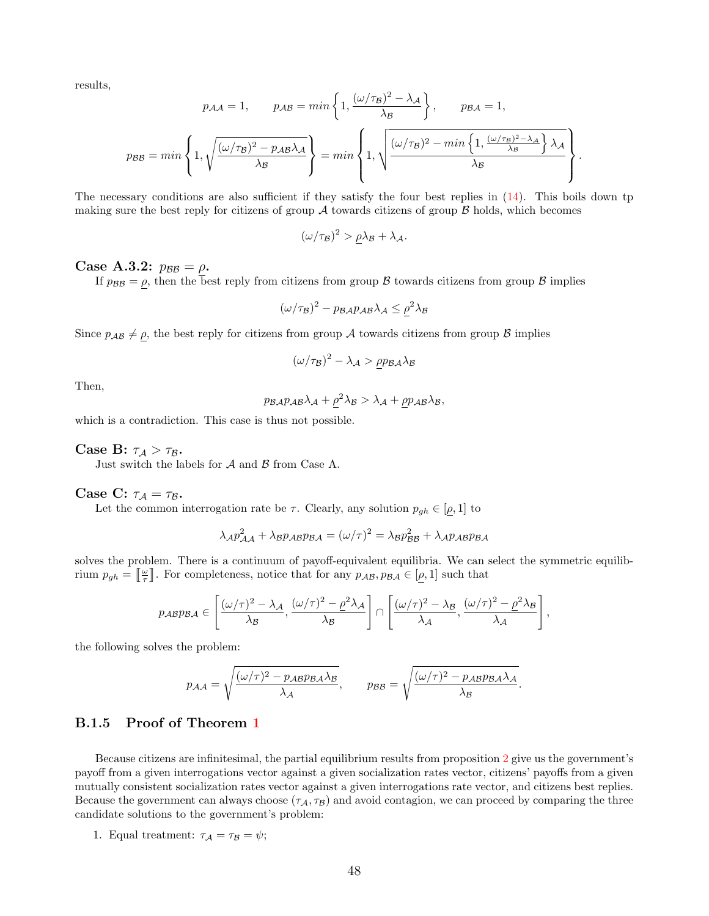results,

$$p_{\mathcal{AA}} = 1, \qquad p_{\mathcal{AB}} = min\left\{1, \frac{(\omega/\tau_{\mathcal{B}})^2 - \lambda_{\mathcal{A}}}{\lambda_{\mathcal{B}}}\right\}, \qquad p_{\mathcal{BA}} = 1,$$

$$p_{\mathcal{BB}} = min\left\{1, \sqrt{\frac{(\omega/\tau_{\mathcal{B}})^2 - p_{\mathcal{AB}}\lambda_{\mathcal{A}}}{\lambda_{\mathcal{B}}}}\right\} = min\left\{1, \sqrt{\frac{(\omega/\tau_{\mathcal{B}})^2 - min\left\{1, \frac{(\omega/\tau_{\mathcal{B}})^2 - \lambda_{\mathcal{A}}}{\lambda_{\mathcal{B}}}\right\}\lambda_{\mathcal{A}}}{\lambda_{\mathcal{B}}}}\right\}.$$

The necessary conditions are also sufficient if they satisfy the four best replies in (14). This boils down tp making sure the best reply for citizens of group $\mathcal{A}$ towards citizens of group $\mathcal{B}$ holds, which becomes

$$(\omega/\tau_{\mathcal{B}})^2 > \underline{\rho}\lambda_{\mathcal{B}} + \lambda_{\mathcal{A}}.$$

**Case A.3.2: $p_{\mathcal{BB}} = \underline{\rho}$.**

If $p_{\mathcal{BB}} = \underline{\rho}$, then the best reply from citizens from group $\mathcal{B}$ towards citizens from group $\mathcal{B}$ implies

$$(\omega/\tau_{\mathcal{B}})^2 - p_{\mathcal{BA}}p_{\mathcal{AB}}\lambda_{\mathcal{A}} \leq \underline{\rho}^2\lambda_{\mathcal{B}}$$

Since $p_{\mathcal{AB}} \neq \underline{\rho}$, the best reply for citizens from group $\mathcal{A}$ towards citizens from group $\mathcal{B}$ implies

$$(\omega/\tau_{\mathcal{B}})^2 - \lambda_{\mathcal{A}} > \underline{\rho}p_{\mathcal{BA}}\lambda_{\mathcal{B}}$$

Then,

$$p_{\mathcal{BA}}p_{\mathcal{AB}}\lambda_{\mathcal{A}} + \underline{\rho}^2\lambda_{\mathcal{B}} > \lambda_{\mathcal{A}} + \underline{\rho}p_{\mathcal{AB}}\lambda_{\mathcal{B}},$$

which is a contradiction. This case is thus not possible.

**Case B: $\tau_{\mathcal{A}} > \tau_{\mathcal{B}}$.**

Just switch the labels for $\mathcal{A}$ and $\mathcal{B}$ from Case A.

**Case C: $\tau_{\mathcal{A}} = \tau_{\mathcal{B}}$.**

Let the common interrogation rate be $\tau$. Clearly, any solution $p_{gh} \in [\underline{\rho}, 1]$ to

$$\lambda_{\mathcal{A}}p_{\mathcal{AA}}^2 + \lambda_{\mathcal{B}}p_{\mathcal{AB}}p_{\mathcal{BA}} = (\omega/\tau)^2 = \lambda_{\mathcal{B}}p_{\mathcal{BB}}^2 + \lambda_{\mathcal{A}}p_{\mathcal{AB}}p_{\mathcal{BA}}$$

solves the problem. There is a continuum of payoff-equivalent equilibria. We can select the symmetric equilibrium $p_{gh} = \llbracket \frac{\omega}{\tau} \rrbracket$. For completeness, notice that for any $p_{\mathcal{AB}}, p_{\mathcal{BA}} \in [\underline{\rho}, 1]$ such that

$$p_{\mathcal{AB}}p_{\mathcal{BA}} \in \left[\frac{(\omega/\tau)^2 - \lambda_{\mathcal{A}}}{\lambda_{\mathcal{B}}}, \frac{(\omega/\tau)^2 - \underline{\rho}^2\lambda_{\mathcal{A}}}{\lambda_{\mathcal{B}}}\right] \cap \left[\frac{(\omega/\tau)^2 - \lambda_{\mathcal{B}}}{\lambda_{\mathcal{A}}}, \frac{(\omega/\tau)^2 - \underline{\rho}^2\lambda_{\mathcal{B}}}{\lambda_{\mathcal{A}}}\right],$$

the following solves the problem:

$$p_{\mathcal{AA}} = \sqrt{\frac{(\omega/\tau)^2 - p_{\mathcal{AB}}p_{\mathcal{BA}}\lambda_{\mathcal{B}}}{\lambda_{\mathcal{A}}}}, \qquad p_{\mathcal{BB}} = \sqrt{\frac{(\omega/\tau)^2 - p_{\mathcal{AB}}p_{\mathcal{BA}}\lambda_{\mathcal{A}}}{\lambda_{\mathcal{B}}}}.$$

### B.1.5 Proof of Theorem 1

Because citizens are infinitesimal, the partial equilibrium results from proposition 2 give us the government's payoff from a given interrogations vector against a given socialization rates vector, citizens' payoffs from a given mutually consistent socialization rates vector against a given interrogations rate vector, and citizens best replies. Because the government can always choose $(\tau_{\mathcal{A}}, \tau_{\mathcal{B}})$ and avoid contagion, we can proceed by comparing the three candidate solutions to the government's problem:

1. Equal treatment: $\tau_{\mathcal{A}} = \tau_{\mathcal{B}} = \psi$;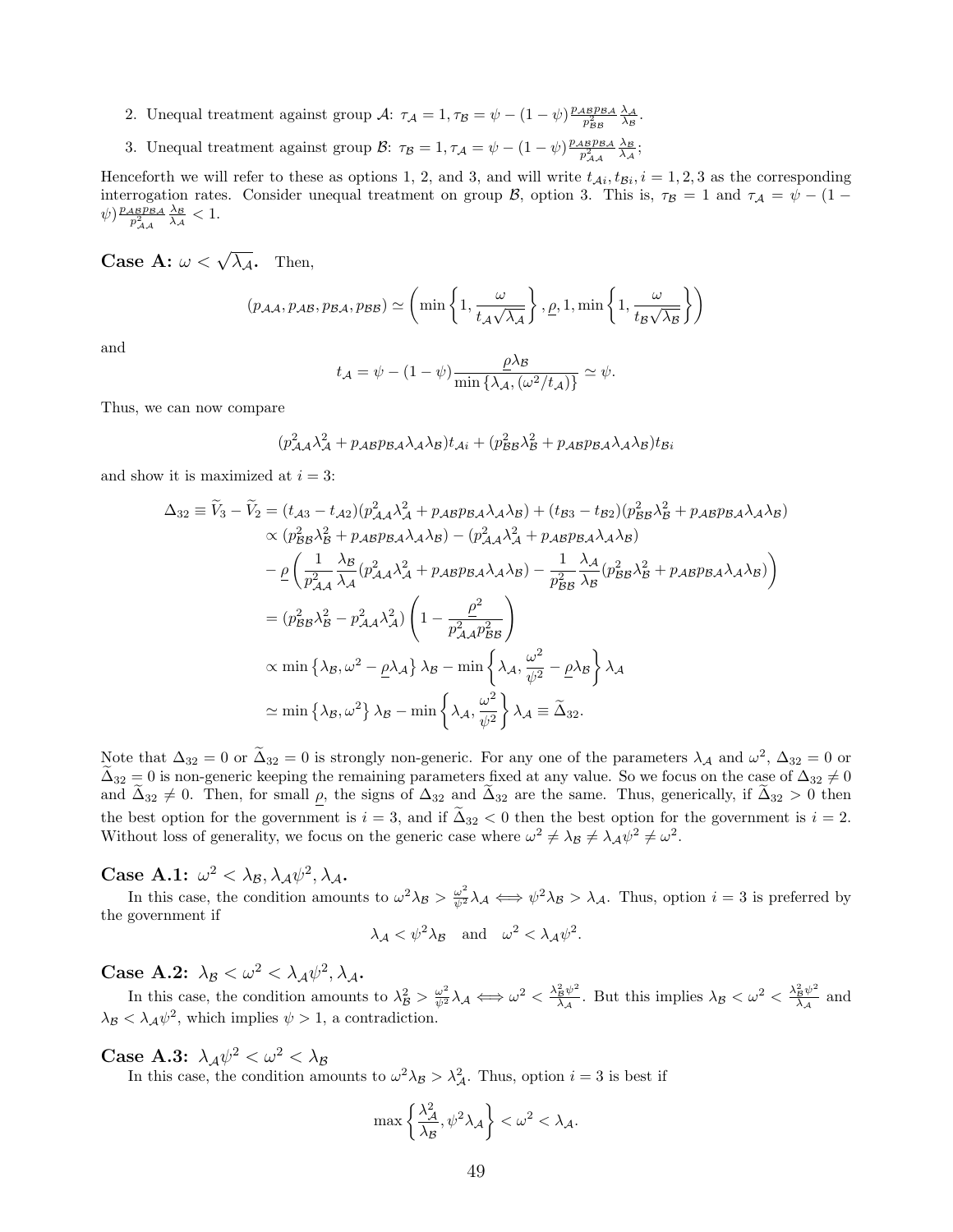2. Unequal treatment against group $\mathcal{A}$: $\tau_{\mathcal{A}} = 1, \tau_{\mathcal{B}} = \psi - (1-\psi)\frac{p_{\mathcal{AB}}p_{\mathcal{BA}}}{p_{\mathcal{BB}}^2}\frac{\lambda_{\mathcal{A}}}{\lambda_{\mathcal{B}}}$.

3. Unequal treatment against group $\mathcal{B}$: $\tau_{\mathcal{B}} = 1, \tau_{\mathcal{A}} = \psi - (1-\psi)\frac{p_{\mathcal{AB}}p_{\mathcal{BA}}}{p_{\mathcal{AA}}^2}\frac{\lambda_{\mathcal{B}}}{\lambda_{\mathcal{A}}}$;

Henceforth we will refer to these as options 1, 2, and 3, and will write $t_{\mathcal{A}i}, t_{\mathcal{B}i}, i = 1, 2, 3$ as the corresponding interrogation rates. Consider unequal treatment on group $\mathcal{B}$, option 3. This is, $\tau_{\mathcal{B}} = 1$ and $\tau_{\mathcal{A}} = \psi - (1-\psi)\frac{p_{\mathcal{AB}}p_{\mathcal{BA}}}{p_{\mathcal{AA}}^2}\frac{\lambda_{\mathcal{B}}}{\lambda_{\mathcal{A}}} < 1$.

**Case A:** $\omega < \sqrt{\lambda_{\mathcal{A}}}$**.** Then,

$$(p_{\mathcal{AA}}, p_{\mathcal{AB}}, p_{\mathcal{BA}}, p_{\mathcal{BB}}) \simeq \left(\min\left\{1, \frac{\omega}{t_{\mathcal{A}}\sqrt{\lambda_{\mathcal{A}}}}\right\}, \underline{\rho}, 1, \min\left\{1, \frac{\omega}{t_{\mathcal{B}}\sqrt{\lambda_{\mathcal{B}}}}\right\}\right)$$

and

$$t_{\mathcal{A}} = \psi - (1-\psi)\frac{\underline{\rho}\lambda_{\mathcal{B}}}{\min\{\lambda_{\mathcal{A}}, (\omega^2/t_{\mathcal{A}})\}} \simeq \psi.$$

Thus, we can now compare

$$(p_{\mathcal{AA}}^2\lambda_{\mathcal{A}}^2 + p_{\mathcal{AB}}p_{\mathcal{BA}}\lambda_{\mathcal{A}}\lambda_{\mathcal{B}})t_{\mathcal{A}i} + (p_{\mathcal{BB}}^2\lambda_{\mathcal{B}}^2 + p_{\mathcal{AB}}p_{\mathcal{BA}}\lambda_{\mathcal{A}}\lambda_{\mathcal{B}})t_{\mathcal{B}i}$$

and show it is maximized at $i = 3$:

$$\begin{aligned}
\Delta_{32} \equiv \widetilde{V}_3 - \widetilde{V}_2 &= (t_{\mathcal{A}3} - t_{\mathcal{A}2})(p_{\mathcal{AA}}^2\lambda_{\mathcal{A}}^2 + p_{\mathcal{AB}}p_{\mathcal{BA}}\lambda_{\mathcal{A}}\lambda_{\mathcal{B}}) + (t_{\mathcal{B}3} - t_{\mathcal{B}2})(p_{\mathcal{BB}}^2\lambda_{\mathcal{B}}^2 + p_{\mathcal{AB}}p_{\mathcal{BA}}\lambda_{\mathcal{A}}\lambda_{\mathcal{B}}) \\
&\propto (p_{\mathcal{BB}}^2\lambda_{\mathcal{B}}^2 + p_{\mathcal{AB}}p_{\mathcal{BA}}\lambda_{\mathcal{A}}\lambda_{\mathcal{B}}) - (p_{\mathcal{AA}}^2\lambda_{\mathcal{A}}^2 + p_{\mathcal{AB}}p_{\mathcal{BA}}\lambda_{\mathcal{A}}\lambda_{\mathcal{B}}) \\
&\quad - \underline{\rho}\left(\frac{1}{p_{\mathcal{AA}}^2}\frac{\lambda_{\mathcal{B}}}{\lambda_{\mathcal{A}}}(p_{\mathcal{AA}}^2\lambda_{\mathcal{A}}^2 + p_{\mathcal{AB}}p_{\mathcal{BA}}\lambda_{\mathcal{A}}\lambda_{\mathcal{B}}) - \frac{1}{p_{\mathcal{BB}}^2}\frac{\lambda_{\mathcal{A}}}{\lambda_{\mathcal{B}}}(p_{\mathcal{BB}}^2\lambda_{\mathcal{B}}^2 + p_{\mathcal{AB}}p_{\mathcal{BA}}\lambda_{\mathcal{A}}\lambda_{\mathcal{B}})\right) \\
&= (p_{\mathcal{BB}}^2\lambda_{\mathcal{B}}^2 - p_{\mathcal{AA}}^2\lambda_{\mathcal{A}}^2)\left(1 - \frac{\underline{\rho}^2}{p_{\mathcal{AA}}^2 p_{\mathcal{BB}}^2}\right) \\
&\propto \min\left\{\lambda_{\mathcal{B}}, \omega^2 - \underline{\rho}\lambda_{\mathcal{A}}\right\}\lambda_{\mathcal{B}} - \min\left\{\lambda_{\mathcal{A}}, \frac{\omega^2}{\psi^2} - \underline{\rho}\lambda_{\mathcal{B}}\right\}\lambda_{\mathcal{A}} \\
&\simeq \min\left\{\lambda_{\mathcal{B}}, \omega^2\right\}\lambda_{\mathcal{B}} - \min\left\{\lambda_{\mathcal{A}}, \frac{\omega^2}{\psi^2}\right\}\lambda_{\mathcal{A}} \equiv \widetilde{\Delta}_{32}.
\end{aligned}$$

Note that $\Delta_{32} = 0$ or $\widetilde{\Delta}_{32} = 0$ is strongly non-generic. For any one of the parameters $\lambda_{\mathcal{A}}$ and $\omega^2$, $\Delta_{32} = 0$ or $\widetilde{\Delta}_{32} = 0$ is non-generic keeping the remaining parameters fixed at any value. So we focus on the case of $\Delta_{32} \neq 0$ and $\widetilde{\Delta}_{32} \neq 0$. Then, for small $\underline{\rho}$, the signs of $\Delta_{32}$ and $\widetilde{\Delta}_{32}$ are the same. Thus, generically, if $\widetilde{\Delta}_{32} > 0$ then the best option for the government is $i = 3$, and if $\widetilde{\Delta}_{32} < 0$ then the best option for the government is $i = 2$. Without loss of generality, we focus on the generic case where $\omega^2 \neq \lambda_{\mathcal{B}} \neq \lambda_{\mathcal{A}}\psi^2 \neq \omega^2$.

**Case A.1:** $\omega^2 < \lambda_{\mathcal{B}}, \lambda_{\mathcal{A}}\psi^2, \lambda_{\mathcal{A}}$**.**

In this case, the condition amounts to $\omega^2\lambda_{\mathcal{B}} > \frac{\omega^2}{\psi^2}\lambda_{\mathcal{A}} \iff \psi^2\lambda_{\mathcal{B}} > \lambda_{\mathcal{A}}$. Thus, option $i = 3$ is preferred by the government if

$$\lambda_{\mathcal{A}} < \psi^2\lambda_{\mathcal{B}} \quad \text{and} \quad \omega^2 < \lambda_{\mathcal{A}}\psi^2.$$

**Case A.2:** $\lambda_{\mathcal{B}} < \omega^2 < \lambda_{\mathcal{A}}\psi^2, \lambda_{\mathcal{A}}$**.**

In this case, the condition amounts to $\lambda_{\mathcal{B}}^2 > \frac{\omega^2}{\psi^2}\lambda_{\mathcal{A}} \iff \omega^2 < \frac{\lambda_{\mathcal{B}}^2\psi^2}{\lambda_{\mathcal{A}}}$. But this implies $\lambda_{\mathcal{B}} < \omega^2 < \frac{\lambda_{\mathcal{B}}^2\psi^2}{\lambda_{\mathcal{A}}}$ and $\lambda_{\mathcal{B}} < \lambda_{\mathcal{A}}\psi^2$, which implies $\psi > 1$, a contradiction.

**Case A.3:** $\lambda_{\mathcal{A}}\psi^2 < \omega^2 < \lambda_{\mathcal{B}}$

In this case, the condition amounts to $\omega^2\lambda_{\mathcal{B}} > \lambda_{\mathcal{A}}^2$. Thus, option $i = 3$ is best if

$$\max\left\{\frac{\lambda_{\mathcal{A}}^2}{\lambda_{\mathcal{B}}}, \psi^2\lambda_{\mathcal{A}}\right\} < \omega^2 < \lambda_{\mathcal{A}}.$$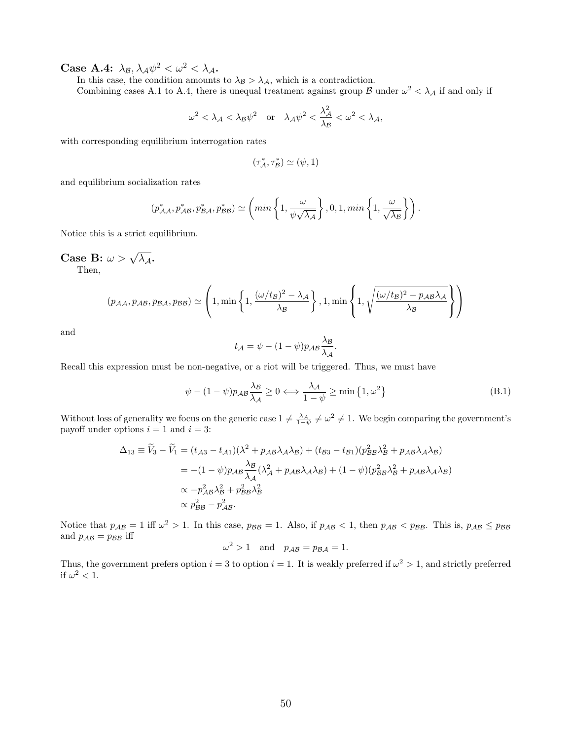**Case A.4:** $\lambda_{\mathcal{B}}, \lambda_{\mathcal{A}}\psi^2 < \omega^2 < \lambda_{\mathcal{A}}$.

In this case, the condition amounts to $\lambda_{\mathcal{B}} > \lambda_{\mathcal{A}}$, which is a contradiction.

Combining cases A.1 to A.4, there is unequal treatment against group $\mathcal{B}$ under $\omega^2 < \lambda_{\mathcal{A}}$ if and only if

$$\omega^2 < \lambda_{\mathcal{A}} < \lambda_{\mathcal{B}}\psi^2 \quad \text{or} \quad \lambda_{\mathcal{A}}\psi^2 < \frac{\lambda_{\mathcal{A}}^2}{\lambda_{\mathcal{B}}} < \omega^2 < \lambda_{\mathcal{A}},$$

with corresponding equilibrium interrogation rates

$$(\tau_{\mathcal{A}}^*, \tau_{\mathcal{B}}^*) \simeq (\psi, 1)$$

and equilibrium socialization rates

$$(p_{\mathcal{A}\mathcal{A}}^*, p_{\mathcal{A}\mathcal{B}}^*, p_{\mathcal{B}\mathcal{A}}^*, p_{\mathcal{B}\mathcal{B}}^*) \simeq \left( min\left\{1, \frac{\omega}{\psi\sqrt{\lambda_{\mathcal{A}}}}\right\}, 0, 1, min\left\{1, \frac{\omega}{\sqrt{\lambda_{\mathcal{B}}}}\right\}\right).$$

Notice this is a strict equilibrium.

**Case B:** $\omega > \sqrt{\lambda_{\mathcal{A}}}$.

Then,

$$(p_{\mathcal{A}\mathcal{A}}, p_{\mathcal{A}\mathcal{B}}, p_{\mathcal{B}\mathcal{A}}, p_{\mathcal{B}\mathcal{B}}) \simeq \left(1, \min\left\{1, \frac{(\omega/t_{\mathcal{B}})^2 - \lambda_{\mathcal{A}}}{\lambda_{\mathcal{B}}}\right\}, 1, \min\left\{1, \sqrt{\frac{(\omega/t_{\mathcal{B}})^2 - p_{\mathcal{A}\mathcal{B}}\lambda_{\mathcal{A}}}{\lambda_{\mathcal{B}}}}\right\}\right)$$

and

$$t_{\mathcal{A}} = \psi - (1-\psi)p_{\mathcal{A}\mathcal{B}}\frac{\lambda_{\mathcal{B}}}{\lambda_{\mathcal{A}}}.$$

Recall this expression must be non-negative, or a riot will be triggered. Thus, we must have

$$\psi - (1-\psi)p_{\mathcal{A}\mathcal{B}}\frac{\lambda_{\mathcal{B}}}{\lambda_{\mathcal{A}}} \geq 0 \Longleftrightarrow \frac{\lambda_{\mathcal{A}}}{1-\psi} \geq \min\left\{1, \omega^2\right\} \tag{B.1}$$

Without loss of generality we focus on the generic case $1 \neq \frac{\lambda_{\mathcal{A}}}{1-\psi} \neq \omega^2 \neq 1$. We begin comparing the government's payoff under options $i = 1$ and $i = 3$:

$$\begin{aligned}
\Delta_{13} \equiv \widetilde{V}_3 - \widetilde{V}_1 &= (t_{\mathcal{A}3} - t_{\mathcal{A}1})(\lambda^2 + p_{\mathcal{A}\mathcal{B}}\lambda_{\mathcal{A}}\lambda_{\mathcal{B}}) + (t_{\mathcal{B}3} - t_{\mathcal{B}1})(p_{\mathcal{B}\mathcal{B}}^2\lambda_{\mathcal{B}}^2 + p_{\mathcal{A}\mathcal{B}}\lambda_{\mathcal{A}}\lambda_{\mathcal{B}}) \\
&= -(1-\psi)p_{\mathcal{A}\mathcal{B}}\frac{\lambda_{\mathcal{B}}}{\lambda_{\mathcal{A}}}(\lambda_{\mathcal{A}}^2 + p_{\mathcal{A}\mathcal{B}}\lambda_{\mathcal{A}}\lambda_{\mathcal{B}}) + (1-\psi)(p_{\mathcal{B}\mathcal{B}}^2\lambda_{\mathcal{B}}^2 + p_{\mathcal{A}\mathcal{B}}\lambda_{\mathcal{A}}\lambda_{\mathcal{B}}) \\
&\propto -p_{\mathcal{A}\mathcal{B}}^2\lambda_{\mathcal{B}}^2 + p_{\mathcal{B}\mathcal{B}}^2\lambda_{\mathcal{B}}^2 \\
&\propto p_{\mathcal{B}\mathcal{B}}^2 - p_{\mathcal{A}\mathcal{B}}^2.
\end{aligned}$$

Notice that $p_{\mathcal{A}\mathcal{B}} = 1$ iff $\omega^2 > 1$. In this case, $p_{\mathcal{B}\mathcal{B}} = 1$. Also, if $p_{\mathcal{A}\mathcal{B}} < 1$, then $p_{\mathcal{A}\mathcal{B}} < p_{\mathcal{B}\mathcal{B}}$. This is, $p_{\mathcal{A}\mathcal{B}} \leq p_{\mathcal{B}\mathcal{B}}$ and $p_{\mathcal{A}\mathcal{B}} = p_{\mathcal{B}\mathcal{B}}$ iff

$$\omega^2 > 1 \quad \text{and} \quad p_{\mathcal{A}\mathcal{B}} = p_{\mathcal{B}\mathcal{A}} = 1.$$

Thus, the government prefers option $i = 3$ to option $i = 1$. It is weakly preferred if $\omega^2 > 1$, and strictly preferred if $\omega^2 < 1$.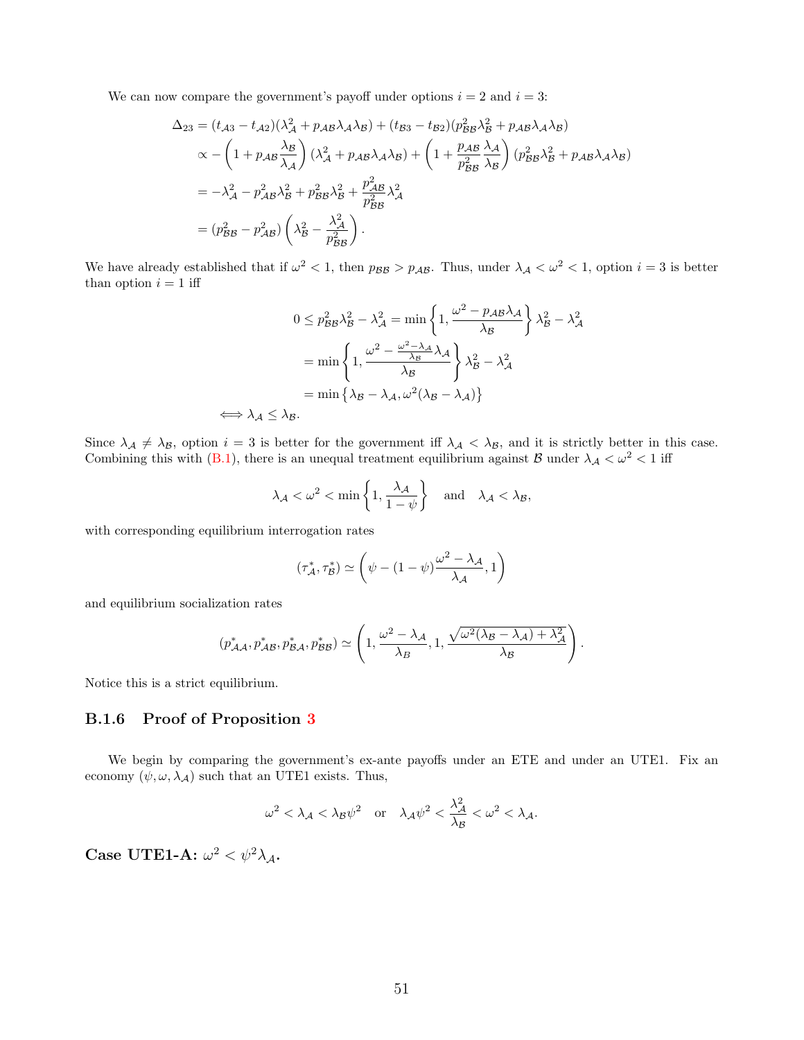We can now compare the government's payoff under options $i = 2$ and $i = 3$:

$$
\begin{aligned}
\Delta_{23} &= (t_{\mathcal{A}3} - t_{\mathcal{A}2})(\lambda_{\mathcal{A}}^2 + p_{\mathcal{AB}}\lambda_{\mathcal{A}}\lambda_{\mathcal{B}}) + (t_{\mathcal{B}3} - t_{\mathcal{B}2})(p_{\mathcal{BB}}^2\lambda_{\mathcal{B}}^2 + p_{\mathcal{AB}}\lambda_{\mathcal{A}}\lambda_{\mathcal{B}}) \\
&\propto -\left(1 + p_{\mathcal{AB}}\frac{\lambda_{\mathcal{B}}}{\lambda_{\mathcal{A}}}\right)(\lambda_{\mathcal{A}}^2 + p_{\mathcal{AB}}\lambda_{\mathcal{A}}\lambda_{\mathcal{B}}) + \left(1 + \frac{p_{\mathcal{AB}}}{p_{\mathcal{BB}}^2}\frac{\lambda_{\mathcal{A}}}{\lambda_{\mathcal{B}}}\right)(p_{\mathcal{BB}}^2\lambda_{\mathcal{B}}^2 + p_{\mathcal{AB}}\lambda_{\mathcal{A}}\lambda_{\mathcal{B}}) \\
&= -\lambda_{\mathcal{A}}^2 - p_{\mathcal{AB}}^2\lambda_{\mathcal{B}}^2 + p_{\mathcal{BB}}^2\lambda_{\mathcal{B}}^2 + \frac{p_{\mathcal{AB}}^2}{p_{\mathcal{BB}}^2}\lambda_{\mathcal{A}}^2 \\
&= (p_{\mathcal{BB}}^2 - p_{\mathcal{AB}}^2)\left(\lambda_{\mathcal{B}}^2 - \frac{\lambda_{\mathcal{A}}^2}{p_{\mathcal{BB}}^2}\right).
\end{aligned}
$$

We have already established that if $\omega^2 < 1$, then $p_{\mathcal{BB}} > p_{\mathcal{AB}}$. Thus, under $\lambda_{\mathcal{A}} < \omega^2 < 1$, option $i = 3$ is better than option $i = 1$ iff

$$
\begin{aligned}
0 \leq p_{\mathcal{BB}}^2\lambda_{\mathcal{B}}^2 - \lambda_{\mathcal{A}}^2 &= \min\left\{1, \frac{\omega^2 - p_{\mathcal{AB}}\lambda_{\mathcal{A}}}{\lambda_{\mathcal{B}}}\right\}\lambda_{\mathcal{B}}^2 - \lambda_{\mathcal{A}}^2 \\
&= \min\left\{1, \frac{\omega^2 - \frac{\omega^2 - \lambda_{\mathcal{A}}}{\lambda_{\mathcal{B}}}\lambda_{\mathcal{A}}}{\lambda_{\mathcal{B}}}\right\}\lambda_{\mathcal{B}}^2 - \lambda_{\mathcal{A}}^2 \\
&= \min\left\{\lambda_{\mathcal{B}} - \lambda_{\mathcal{A}}, \omega^2(\lambda_{\mathcal{B}} - \lambda_{\mathcal{A}})\right\} \\
\iff \lambda_{\mathcal{A}} \leq \lambda_{\mathcal{B}}.
\end{aligned}
$$

Since $\lambda_{\mathcal{A}} \neq \lambda_{\mathcal{B}}$, option $i = 3$ is better for the government iff $\lambda_{\mathcal{A}} < \lambda_{\mathcal{B}}$, and it is strictly better in this case. Combining this with (B.1), there is an unequal treatment equilibrium against $\mathcal{B}$ under $\lambda_{\mathcal{A}} < \omega^2 < 1$ iff

$$
\lambda_{\mathcal{A}} < \omega^2 < \min\left\{1, \frac{\lambda_{\mathcal{A}}}{1 - \psi}\right\} \quad \text{and} \quad \lambda_{\mathcal{A}} < \lambda_{\mathcal{B}},
$$

with corresponding equilibrium interrogation rates

$$
(\tau_{\mathcal{A}}^*, \tau_{\mathcal{B}}^*) \simeq \left(\psi - (1 - \psi)\frac{\omega^2 - \lambda_{\mathcal{A}}}{\lambda_{\mathcal{A}}}, 1\right)
$$

and equilibrium socialization rates

$$
(p_{\mathcal{AA}}^*, p_{\mathcal{AB}}^*, p_{\mathcal{BA}}^*, p_{\mathcal{BB}}^*) \simeq \left(1, \frac{\omega^2 - \lambda_{\mathcal{A}}}{\lambda_B}, 1, \frac{\sqrt{\omega^2(\lambda_{\mathcal{B}} - \lambda_{\mathcal{A}}) + \lambda_{\mathcal{A}}^2}}{\lambda_{\mathcal{B}}}\right).
$$

Notice this is a strict equilibrium.

### B.1.6 Proof of Proposition 3

We begin by comparing the government's ex-ante payoffs under an ETE and under an UTE1. Fix an economy $(\psi, \omega, \lambda_{\mathcal{A}})$ such that an UTE1 exists. Thus,

$$
\omega^2 < \lambda_{\mathcal{A}} < \lambda_{\mathcal{B}}\psi^2 \quad \text{or} \quad \lambda_{\mathcal{A}}\psi^2 < \frac{\lambda_{\mathcal{A}}^2}{\lambda_{\mathcal{B}}} < \omega^2 < \lambda_{\mathcal{A}}.
$$

**Case UTE1-A: $\omega^2 < \psi^2\lambda_{\mathcal{A}}$.**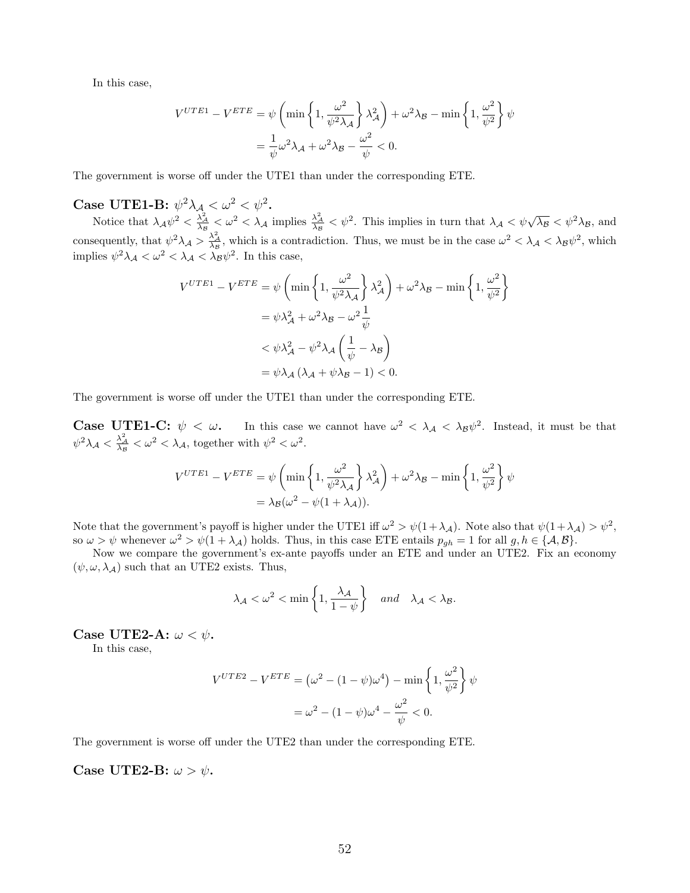In this case,

$$V^{UTE1} - V^{ETE} = \psi \left( \min\left\{1, \frac{\omega^2}{\psi^2 \lambda_{\mathcal{A}}}\right\} \lambda_{\mathcal{A}}^2 \right) + \omega^2 \lambda_{\mathcal{B}} - \min\left\{1, \frac{\omega^2}{\psi^2}\right\} \psi$$
$$= \frac{1}{\psi}\omega^2 \lambda_{\mathcal{A}} + \omega^2 \lambda_{\mathcal{B}} - \frac{\omega^2}{\psi} < 0.$$

The government is worse off under the UTE1 than under the corresponding ETE.

### Case UTE1-B: $\psi^2 \lambda_{\mathcal{A}} < \omega^2 < \psi^2$.

Notice that $\lambda_{\mathcal{A}} \psi^2 < \frac{\lambda_{\mathcal{A}}^2}{\lambda_{\mathcal{B}}} < \omega^2 < \lambda_{\mathcal{A}}$ implies $\frac{\lambda_{\mathcal{A}}^2}{\lambda_{\mathcal{B}}} < \psi^2$. This implies in turn that $\lambda_{\mathcal{A}} < \psi\sqrt{\lambda_{\mathcal{B}}} < \psi^2 \lambda_{\mathcal{B}}$, and consequently, that $\psi^2 \lambda_{\mathcal{A}} > \frac{\lambda_{\mathcal{A}}^2}{\lambda_{\mathcal{B}}}$, which is a contradiction. Thus, we must be in the case $\omega^2 < \lambda_{\mathcal{A}} < \lambda_{\mathcal{B}} \psi^2$, which implies $\psi^2 \lambda_{\mathcal{A}} < \omega^2 < \lambda_{\mathcal{A}} < \lambda_{\mathcal{B}} \psi^2$. In this case,

$$V^{UTE1} - V^{ETE} = \psi \left( \min\left\{1, \frac{\omega^2}{\psi^2 \lambda_{\mathcal{A}}}\right\} \lambda_{\mathcal{A}}^2 \right) + \omega^2 \lambda_{\mathcal{B}} - \min\left\{1, \frac{\omega^2}{\psi^2}\right\}$$
$$= \psi \lambda_{\mathcal{A}}^2 + \omega^2 \lambda_{\mathcal{B}} - \omega^2 \frac{1}{\psi}$$
$$< \psi \lambda_{\mathcal{A}}^2 - \psi^2 \lambda_{\mathcal{A}} \left( \frac{1}{\psi} - \lambda_{\mathcal{B}} \right)$$
$$= \psi \lambda_{\mathcal{A}} \left( \lambda_{\mathcal{A}} + \psi \lambda_{\mathcal{B}} - 1 \right) < 0.$$

The government is worse off under the UTE1 than under the corresponding ETE.

### Case UTE1-C: $\psi < \omega$.

In this case we cannot have $\omega^2 < \lambda_{\mathcal{A}} < \lambda_{\mathcal{B}} \psi^2$. Instead, it must be that $\psi^2 \lambda_{\mathcal{A}} < \frac{\lambda_{\mathcal{A}}^2}{\lambda_{\mathcal{B}}} < \omega^2 < \lambda_{\mathcal{A}}$, together with $\psi^2 < \omega^2$.

$$V^{UTE1} - V^{ETE} = \psi \left( \min\left\{1, \frac{\omega^2}{\psi^2 \lambda_{\mathcal{A}}}\right\} \lambda_{\mathcal{A}}^2 \right) + \omega^2 \lambda_{\mathcal{B}} - \min\left\{1, \frac{\omega^2}{\psi^2}\right\} \psi$$
$$= \lambda_{\mathcal{B}} (\omega^2 - \psi(1 + \lambda_{\mathcal{A}})).$$

Note that the government's payoff is higher under the UTE1 iff $\omega^2 > \psi(1+\lambda_{\mathcal{A}})$. Note also that $\psi(1+\lambda_{\mathcal{A}}) > \psi^2$, so $\omega > \psi$ whenever $\omega^2 > \psi(1+\lambda_{\mathcal{A}})$ holds. Thus, in this case ETE entails $p_{gh} = 1$ for all $g, h \in \{\mathcal{A}, \mathcal{B}\}$.

Now we compare the government's ex-ante payoffs under an ETE and under an UTE2. Fix an economy $(\psi, \omega, \lambda_{\mathcal{A}})$ such that an UTE2 exists. Thus,

$$\lambda_{\mathcal{A}} < \omega^2 < \min\left\{1, \frac{\lambda_{\mathcal{A}}}{1-\psi}\right\} \quad and \quad \lambda_{\mathcal{A}} < \lambda_{\mathcal{B}}.$$

### Case UTE2-A: $\omega < \psi$.

In this case,

$$V^{UTE2} - V^{ETE} = \left(\omega^2 - (1-\psi)\omega^4\right) - \min\left\{1, \frac{\omega^2}{\psi^2}\right\} \psi$$
$$= \omega^2 - (1-\psi)\omega^4 - \frac{\omega^2}{\psi} < 0.$$

The government is worse off under the UTE2 than under the corresponding ETE.

### Case UTE2-B: $\omega > \psi$.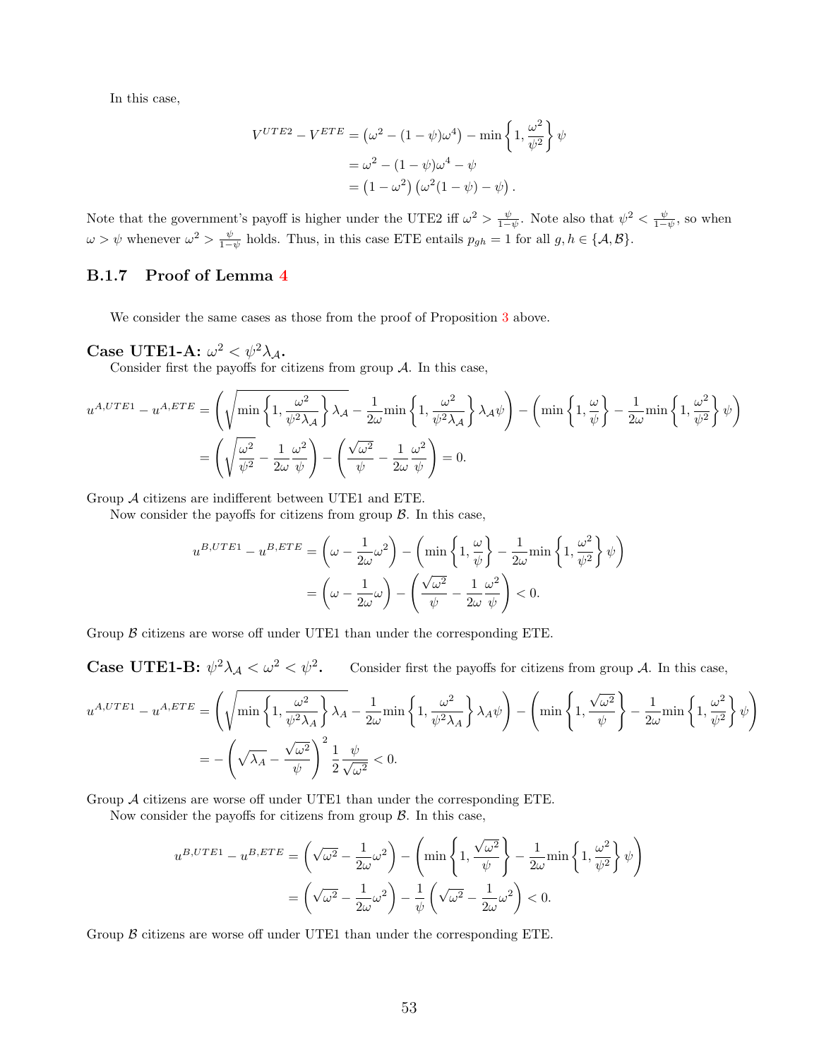In this case,

$$
\begin{aligned}
V^{UTE2} - V^{ETE} &= \left(\omega^2 - (1-\psi)\omega^4\right) - \min\left\{1, \frac{\omega^2}{\psi^2}\right\}\psi \\
&= \omega^2 - (1-\psi)\omega^4 - \psi \\
&= \left(1-\omega^2\right)\left(\omega^2(1-\psi) - \psi\right).
\end{aligned}
$$

Note that the government's payoff is higher under the UTE2 iff $\omega^2 > \frac{\psi}{1-\psi}$. Note also that $\psi^2 < \frac{\psi}{1-\psi}$, so when $\omega > \psi$ whenever $\omega^2 > \frac{\psi}{1-\psi}$ holds. Thus, in this case ETE entails $p_{gh} = 1$ for all $g, h \in \{\mathcal{A}, \mathcal{B}\}$.

### B.1.7 Proof of Lemma 4

We consider the same cases as those from the proof of Proposition 3 above.

**Case UTE1-A: $\omega^2 < \psi^2 \lambda_{\mathcal{A}}$.**
Consider first the payoffs for citizens from group $\mathcal{A}$. In this case,

$$
\begin{aligned}
u^{A,UTE1} - u^{A,ETE} &= \left(\sqrt{\min\left\{1, \frac{\omega^2}{\psi^2 \lambda_{\mathcal{A}}}\right\}\lambda_{\mathcal{A}}} - \frac{1}{2\omega}\min\left\{1, \frac{\omega^2}{\psi^2\lambda_{\mathcal{A}}}\right\}\lambda_{\mathcal{A}}\psi\right) - \left(\min\left\{1, \frac{\omega}{\psi}\right\} - \frac{1}{2\omega}\min\left\{1, \frac{\omega^2}{\psi^2}\right\}\psi\right) \\
&= \left(\sqrt{\frac{\omega^2}{\psi^2}} - \frac{1}{2\omega}\frac{\omega^2}{\psi}\right) - \left(\frac{\sqrt{\omega^2}}{\psi} - \frac{1}{2\omega}\frac{\omega^2}{\psi}\right) = 0.
\end{aligned}
$$

Group $\mathcal{A}$ citizens are indifferent between UTE1 and ETE.

Now consider the payoffs for citizens from group $\mathcal{B}$. In this case,

$$
\begin{aligned}
u^{B,UTE1} - u^{B,ETE} &= \left(\omega - \frac{1}{2\omega}\omega^2\right) - \left(\min\left\{1, \frac{\omega}{\psi}\right\} - \frac{1}{2\omega}\min\left\{1, \frac{\omega^2}{\psi^2}\right\}\psi\right) \\
&= \left(\omega - \frac{1}{2\omega}\omega\right) - \left(\frac{\sqrt{\omega^2}}{\psi} - \frac{1}{2\omega}\frac{\omega^2}{\psi}\right) < 0.
\end{aligned}
$$

Group $\mathcal{B}$ citizens are worse off under UTE1 than under the corresponding ETE.

**Case UTE1-B: $\psi^2 \lambda_{\mathcal{A}} < \omega^2 < \psi^2$.** Consider first the payoffs for citizens from group $\mathcal{A}$. In this case,

$$
\begin{aligned}
u^{A,UTE1} - u^{A,ETE} &= \left(\sqrt{\min\left\{1, \frac{\omega^2}{\psi^2 \lambda_{\mathcal{A}}}\right\}\lambda_{\mathcal{A}}} - \frac{1}{2\omega}\min\left\{1, \frac{\omega^2}{\psi^2\lambda_{\mathcal{A}}}\right\}\lambda_{\mathcal{A}}\psi\right) - \left(\min\left\{1, \frac{\sqrt{\omega^2}}{\psi}\right\} - \frac{1}{2\omega}\min\left\{1, \frac{\omega^2}{\psi^2}\right\}\psi\right) \\
&= -\left(\sqrt{\lambda_A} - \frac{\sqrt{\omega^2}}{\psi}\right)^2 \frac{1}{2}\frac{\psi}{\sqrt{\omega^2}} < 0.
\end{aligned}
$$

Group $\mathcal{A}$ citizens are worse off under UTE1 than under the corresponding ETE.

Now consider the payoffs for citizens from group $\mathcal{B}$. In this case,

$$
\begin{aligned}
u^{B,UTE1} - u^{B,ETE} &= \left(\sqrt{\omega^2} - \frac{1}{2\omega}\omega^2\right) - \left(\min\left\{1, \frac{\sqrt{\omega^2}}{\psi}\right\} - \frac{1}{2\omega}\min\left\{1, \frac{\omega^2}{\psi^2}\right\}\psi\right) \\
&= \left(\sqrt{\omega^2} - \frac{1}{2\omega}\omega^2\right) - \frac{1}{\psi}\left(\sqrt{\omega^2} - \frac{1}{2\omega}\omega^2\right) < 0.
\end{aligned}
$$

Group $\mathcal{B}$ citizens are worse off under UTE1 than under the corresponding ETE.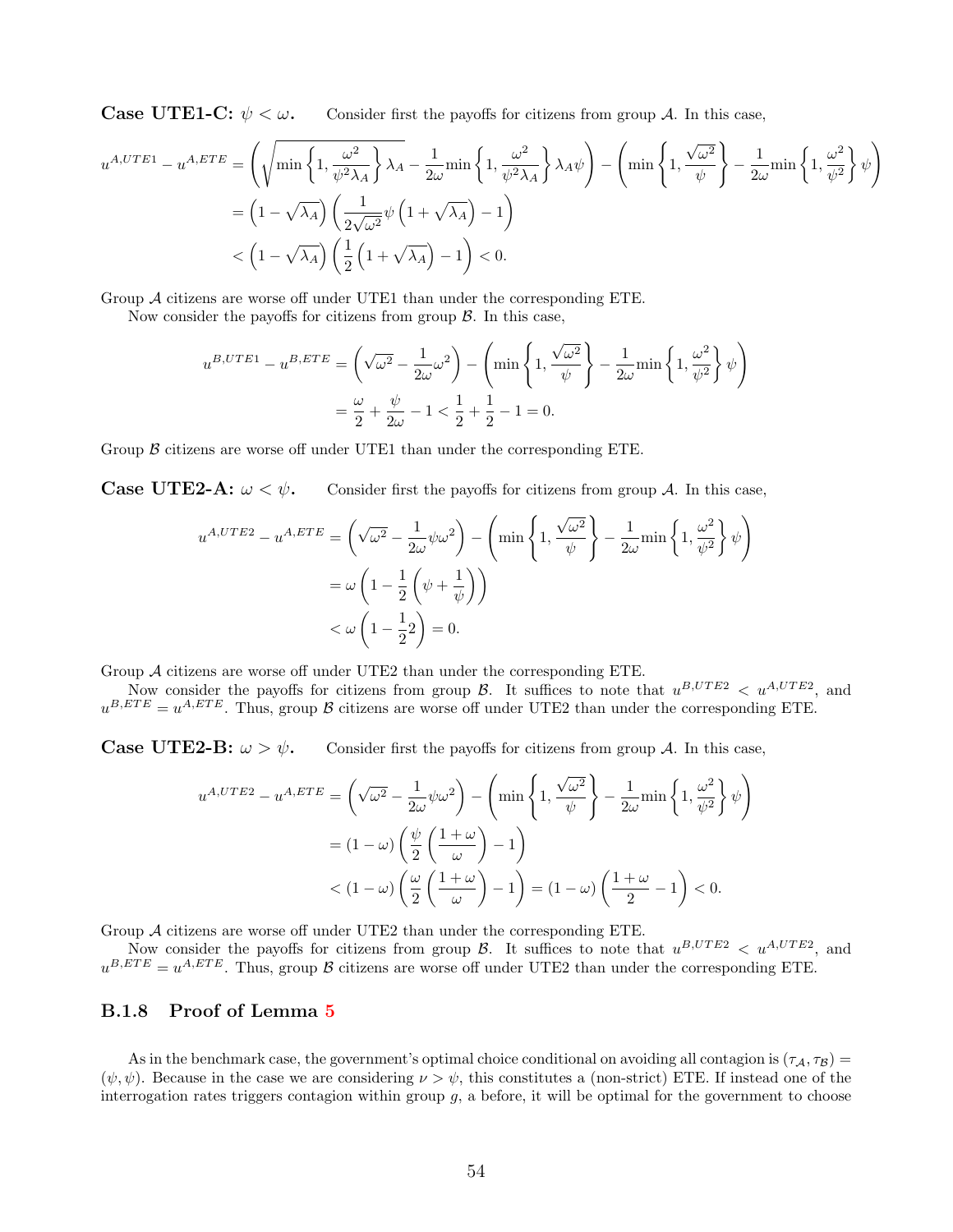**Case UTE1-C:** $\psi < \omega$. Consider first the payoffs for citizens from group $\mathcal{A}$. In this case,

$$
\begin{aligned}
u^{A,UTE1} - u^{A,ETE} &= \left( \sqrt{\min\left\{1, \frac{\omega^2}{\psi^2 \lambda_A}\right\} \lambda_A} - \frac{1}{2\omega} \min\left\{1, \frac{\omega^2}{\psi^2 \lambda_A}\right\} \lambda_A \psi \right) - \left( \min\left\{1, \frac{\sqrt{\omega^2}}{\psi}\right\} - \frac{1}{2\omega} \min\left\{1, \frac{\omega^2}{\psi^2}\right\} \psi \right) \\
&= \left(1 - \sqrt{\lambda_A}\right) \left( \frac{1}{2\sqrt{\omega^2}} \psi \left(1 + \sqrt{\lambda_A}\right) - 1 \right) \\
&< \left(1 - \sqrt{\lambda_A}\right) \left( \frac{1}{2} \left(1 + \sqrt{\lambda_A}\right) - 1 \right) < 0.
\end{aligned}
$$

Group $\mathcal{A}$ citizens are worse off under UTE1 than under the corresponding ETE.

Now consider the payoffs for citizens from group $\mathcal{B}$. In this case,

$$
\begin{aligned}
u^{B,UTE1} - u^{B,ETE} &= \left( \sqrt{\omega^2} - \frac{1}{2\omega} \omega^2 \right) - \left( \min\left\{1, \frac{\sqrt{\omega^2}}{\psi}\right\} - \frac{1}{2\omega} \min\left\{1, \frac{\omega^2}{\psi^2}\right\} \psi \right) \\
&= \frac{\omega}{2} + \frac{\psi}{2\omega} - 1 < \frac{1}{2} + \frac{1}{2} - 1 = 0.
\end{aligned}
$$

Group $\mathcal{B}$ citizens are worse off under UTE1 than under the corresponding ETE.

**Case UTE2-A:** $\omega < \psi$. Consider first the payoffs for citizens from group $\mathcal{A}$. In this case,

$$
\begin{aligned}
u^{A,UTE2} - u^{A,ETE} &= \left( \sqrt{\omega^2} - \frac{1}{2\omega} \psi \omega^2 \right) - \left( \min\left\{1, \frac{\sqrt{\omega^2}}{\psi}\right\} - \frac{1}{2\omega} \min\left\{1, \frac{\omega^2}{\psi^2}\right\} \psi \right) \\
&= \omega \left( 1 - \frac{1}{2} \left( \psi + \frac{1}{\psi} \right) \right) \\
&< \omega \left( 1 - \frac{1}{2} 2 \right) = 0.
\end{aligned}
$$

Group $\mathcal{A}$ citizens are worse off under UTE2 than under the corresponding ETE.

Now consider the payoffs for citizens from group $\mathcal{B}$. It suffices to note that $u^{B,UTE2} < u^{A,UTE2}$, and $u^{B,ETE} = u^{A,ETE}$. Thus, group $\mathcal{B}$ citizens are worse off under UTE2 than under the corresponding ETE.

**Case UTE2-B:** $\omega > \psi$. Consider first the payoffs for citizens from group $\mathcal{A}$. In this case,

$$
\begin{aligned}
u^{A,UTE2} - u^{A,ETE} &= \left( \sqrt{\omega^2} - \frac{1}{2\omega} \psi \omega^2 \right) - \left( \min\left\{1, \frac{\sqrt{\omega^2}}{\psi}\right\} - \frac{1}{2\omega} \min\left\{1, \frac{\omega^2}{\psi^2}\right\} \psi \right) \\
&= (1 - \omega) \left( \frac{\psi}{2} \left( \frac{1 + \omega}{\omega} \right) - 1 \right) \\
&< (1 - \omega) \left( \frac{\omega}{2} \left( \frac{1 + \omega}{\omega} \right) - 1 \right) = (1 - \omega) \left( \frac{1 + \omega}{2} - 1 \right) < 0.
\end{aligned}
$$

Group $\mathcal{A}$ citizens are worse off under UTE2 than under the corresponding ETE.

Now consider the payoffs for citizens from group $\mathcal{B}$. It suffices to note that $u^{B,UTE2} < u^{A,UTE2}$, and $u^{B,ETE} = u^{A,ETE}$. Thus, group $\mathcal{B}$ citizens are worse off under UTE2 than under the corresponding ETE.

### B.1.8 Proof of Lemma 5

As in the benchmark case, the government's optimal choice conditional on avoiding all contagion is $(\tau_{\mathcal{A}}, \tau_{\mathcal{B}}) = (\psi, \psi)$. Because in the case we are considering $\nu > \psi$, this constitutes a (non-strict) ETE. If instead one of the interrogation rates triggers contagion within group $g$, a before, it will be optimal for the government to choose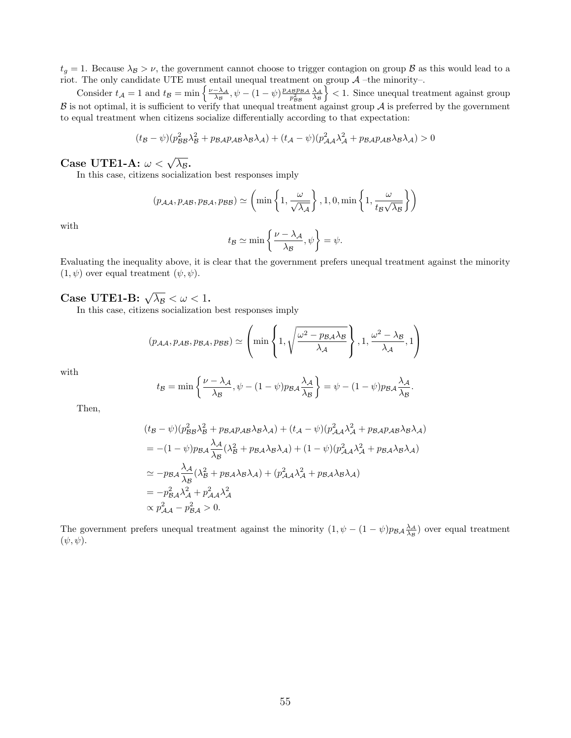$t_g = 1$. Because $\lambda_{\mathcal{B}} > \nu$, the government cannot choose to trigger contagion on group $\mathcal{B}$ as this would lead to a riot. The only candidate UTE must entail unequal treatment on group $\mathcal{A}$ –the minority–.

Consider $t_{\mathcal{A}} = 1$ and $t_{\mathcal{B}} = \min\left\{\frac{\nu - \lambda_{\mathcal{A}}}{\lambda_{\mathcal{B}}}, \psi - (1-\psi)\frac{p_{\mathcal{AB}} p_{\mathcal{BA}}}{p_{\mathcal{BB}}^2}\frac{\lambda_{\mathcal{A}}}{\lambda_{\mathcal{B}}}\right\} < 1$. Since unequal treatment against group $\mathcal{B}$ is not optimal, it is sufficient to verify that unequal treatment against group $\mathcal{A}$ is preferred by the government to equal treatment when citizens socialize differentially according to that expectation:

$$(t_{\mathcal{B}} - \psi)(p_{\mathcal{BB}}^2 \lambda_{\mathcal{B}}^2 + p_{\mathcal{BA}} p_{\mathcal{AB}} \lambda_{\mathcal{B}} \lambda_{\mathcal{A}}) + (t_{\mathcal{A}} - \psi)(p_{\mathcal{AA}}^2 \lambda_{\mathcal{A}}^2 + p_{\mathcal{BA}} p_{\mathcal{AB}} \lambda_{\mathcal{B}} \lambda_{\mathcal{A}}) > 0$$

## Case UTE1-A: $\omega < \sqrt{\lambda_{\mathcal{B}}}$.

In this case, citizens socialization best responses imply

$$(p_{\mathcal{AA}}, p_{\mathcal{AB}}, p_{\mathcal{BA}}, p_{\mathcal{BB}}) \simeq \left(\min\left\{1, \frac{\omega}{\sqrt{\lambda_{\mathcal{A}}}}\right\}, 1, 0, \min\left\{1, \frac{\omega}{t_{\mathcal{B}}\sqrt{\lambda_{\mathcal{B}}}}\right\}\right)$$

with

$$t_{\mathcal{B}} \simeq \min\left\{\frac{\nu - \lambda_{\mathcal{A}}}{\lambda_{\mathcal{B}}}, \psi\right\} = \psi.$$

Evaluating the inequality above, it is clear that the government prefers unequal treatment against the minority $(1, \psi)$ over equal treatment $(\psi, \psi)$.

## Case UTE1-B: $\sqrt{\lambda_{\mathcal{B}}} < \omega < 1$.

In this case, citizens socialization best responses imply

$$(p_{\mathcal{AA}}, p_{\mathcal{AB}}, p_{\mathcal{BA}}, p_{\mathcal{BB}}) \simeq \left(\min\left\{1, \sqrt{\frac{\omega^2 - p_{\mathcal{BA}}\lambda_{\mathcal{B}}}{\lambda_{\mathcal{A}}}}\right\}, 1, \frac{\omega^2 - \lambda_{\mathcal{B}}}{\lambda_{\mathcal{A}}}, 1\right)$$

with

$$t_{\mathcal{B}} = \min\left\{\frac{\nu - \lambda_{\mathcal{A}}}{\lambda_{\mathcal{B}}}, \psi - (1-\psi)p_{\mathcal{BA}}\frac{\lambda_{\mathcal{A}}}{\lambda_{\mathcal{B}}}\right\} = \psi - (1-\psi)p_{\mathcal{BA}}\frac{\lambda_{\mathcal{A}}}{\lambda_{\mathcal{B}}}.$$

Then,

$$\begin{aligned}
&(t_{\mathcal{B}} - \psi)(p_{\mathcal{BB}}^2 \lambda_{\mathcal{B}}^2 + p_{\mathcal{BA}} p_{\mathcal{AB}} \lambda_{\mathcal{B}} \lambda_{\mathcal{A}}) + (t_{\mathcal{A}} - \psi)(p_{\mathcal{AA}}^2 \lambda_{\mathcal{A}}^2 + p_{\mathcal{BA}} p_{\mathcal{AB}} \lambda_{\mathcal{B}} \lambda_{\mathcal{A}}) \\
&= -(1-\psi)p_{\mathcal{BA}}\frac{\lambda_{\mathcal{A}}}{\lambda_{\mathcal{B}}}(\lambda_{\mathcal{B}}^2 + p_{\mathcal{BA}}\lambda_{\mathcal{B}}\lambda_{\mathcal{A}}) + (1-\psi)(p_{\mathcal{AA}}^2\lambda_{\mathcal{A}}^2 + p_{\mathcal{BA}}\lambda_{\mathcal{B}}\lambda_{\mathcal{A}}) \\
&\simeq -p_{\mathcal{BA}}\frac{\lambda_{\mathcal{A}}}{\lambda_{\mathcal{B}}}(\lambda_{\mathcal{B}}^2 + p_{\mathcal{BA}}\lambda_{\mathcal{B}}\lambda_{\mathcal{A}}) + (p_{\mathcal{AA}}^2\lambda_{\mathcal{A}}^2 + p_{\mathcal{BA}}\lambda_{\mathcal{B}}\lambda_{\mathcal{A}}) \\
&= -p_{\mathcal{BA}}^2\lambda_{\mathcal{A}}^2 + p_{\mathcal{AA}}^2\lambda_{\mathcal{A}}^2 \\
&\propto p_{\mathcal{AA}}^2 - p_{\mathcal{BA}}^2 > 0.
\end{aligned}$$

The government prefers unequal treatment against the minority $(1, \psi - (1-\psi)p_{\mathcal{BA}}\frac{\lambda_{\mathcal{A}}}{\lambda_{\mathcal{B}}})$ over equal treatment $(\psi, \psi)$.